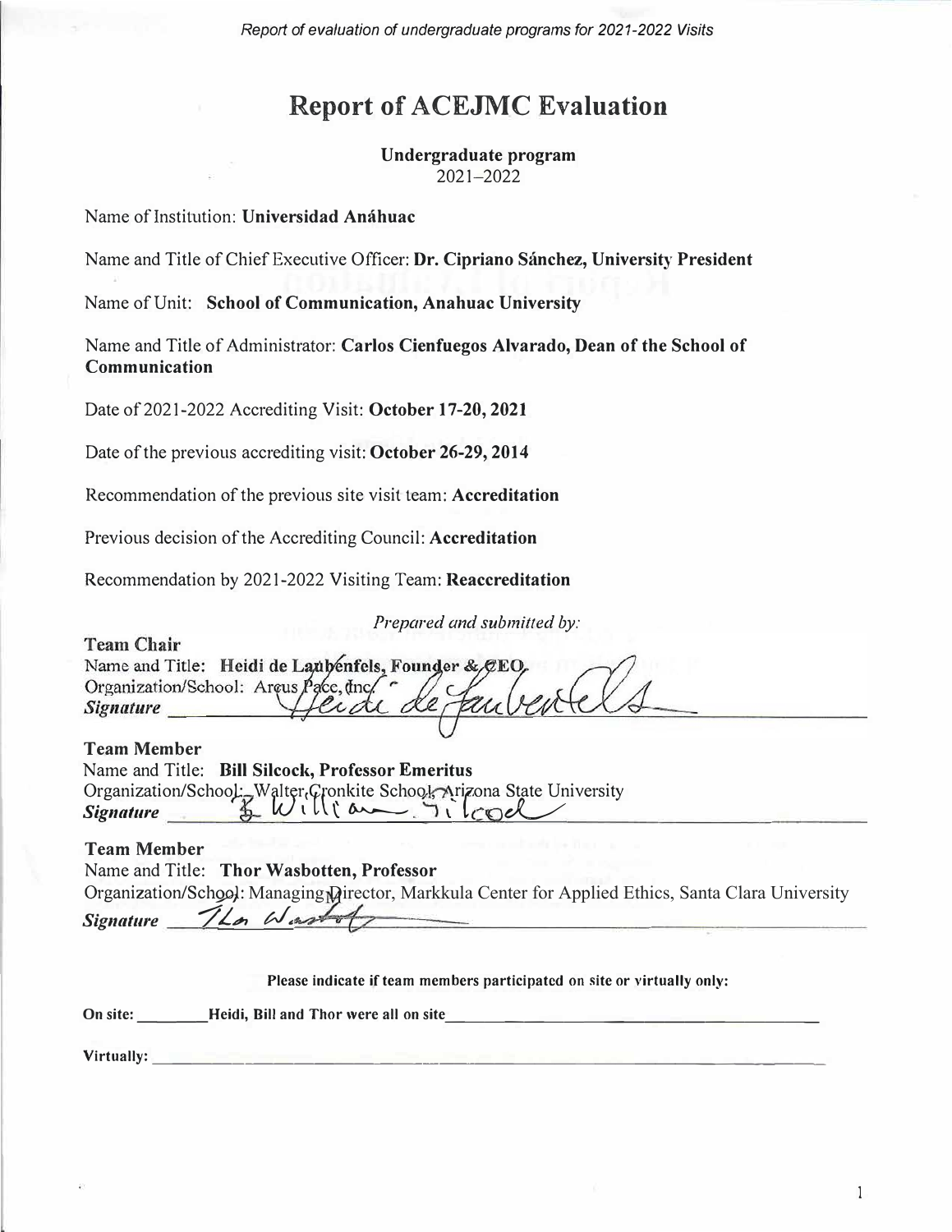# Report of ACEJMC Evaluation

**Undergraduate program**
2021–2022

Name of Institution: **Universidad Anáhuac**

Name and Title of Chief Executive Officer: **Dr. Cipriano Sánchez, University President**

Name of Unit: **School of Communication, Anahuac University**

Name and Title of Administrator: **Carlos Cienfuegos Alvarado, Dean of the School of Communication**

Date of 2021-2022 Accrediting Visit: **October 17-20, 2021**

Date of the previous accrediting visit: **October 26-29, 2014**

Recommendation of the previous site visit team: **Accreditation**

Previous decision of the Accrediting Council: **Accreditation**

Recommendation by 2021-2022 Visiting Team: **Reaccreditation**

*Prepared and submitted by:*

**Team Chair**
Name and Title: **Heidi de Laubenfels, Founder & CEO**
Organization/School: Arcus Pace, Inc.
***Signature*** Heidi de Laubenfels

**Team Member**
Name and Title: **Bill Silcock, Professor Emeritus**
Organization/School: Walter Cronkite School, Arizona State University
***Signature*** B William Silcock

**Team Member**
Name and Title: **Thor Wasbotten, Professor**
Organization/School: Managing Director, Markkula Center for Applied Ethics, Santa Clara University
***Signature*** Thor Wasbotten

**Please indicate if team members participated on site or virtually only:**

**On site:** **Heidi, Bill and Thor were all on site**

**Virtually:**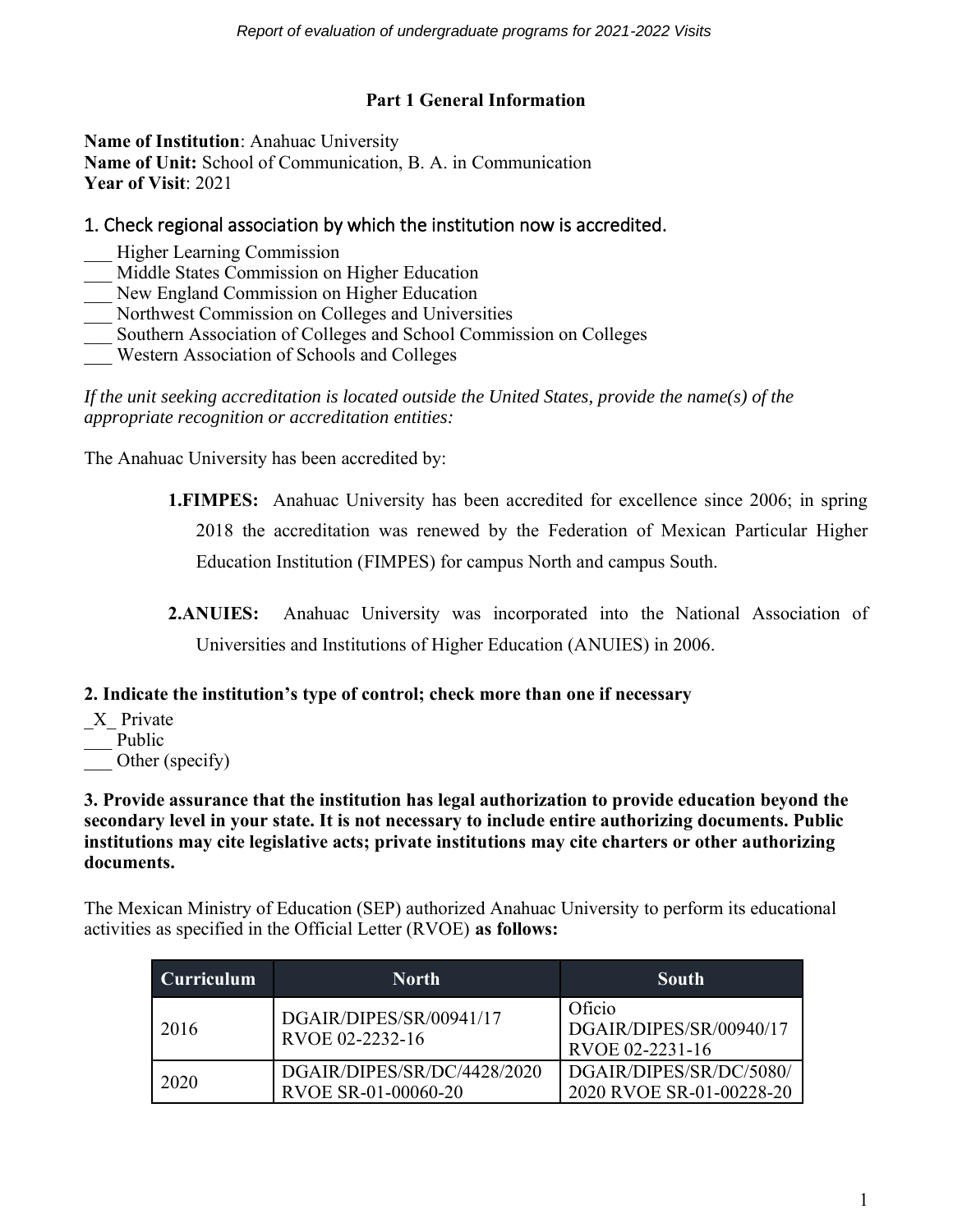## Part 1 General Information

**Name of Institution**: Anahuac University
**Name of Unit:** School of Communication, B. A. in Communication
**Year of Visit**: 2021

### 1. Check regional association by which the institution now is accredited.

___ Higher Learning Commission
___ Middle States Commission on Higher Education
___ New England Commission on Higher Education
___ Northwest Commission on Colleges and Universities
___ Southern Association of Colleges and School Commission on Colleges
___ Western Association of Schools and Colleges

*If the unit seeking accreditation is located outside the United States, provide the name(s) of the appropriate recognition or accreditation entities:*

The Anahuac University has been accredited by:

**1.FIMPES:** Anahuac University has been accredited for excellence since 2006; in spring 2018 the accreditation was renewed by the Federation of Mexican Particular Higher Education Institution (FIMPES) for campus North and campus South.

**2.ANUIES:** Anahuac University was incorporated into the National Association of Universities and Institutions of Higher Education (ANUIES) in 2006.

**2. Indicate the institution's type of control; check more than one if necessary**

_X_ Private
___ Public
___ Other (specify)

**3. Provide assurance that the institution has legal authorization to provide education beyond the secondary level in your state. It is not necessary to include entire authorizing documents. Public institutions may cite legislative acts; private institutions may cite charters or other authorizing documents.**

The Mexican Ministry of Education (SEP) authorized Anahuac University to perform its educational activities as specified in the Official Letter (RVOE) **as follows:**

| Curriculum | North | South |
|---|---|---|
| 2016 | DGAIR/DIPES/SR/00941/17 RVOE 02-2232-16 | Oficio DGAIR/DIPES/SR/00940/17 RVOE 02-2231-16 |
| 2020 | DGAIR/DIPES/SR/DC/4428/2020 RVOE SR-01-00060-20 | DGAIR/DIPES/SR/DC/5080/2020 RVOE SR-01-00228-20 |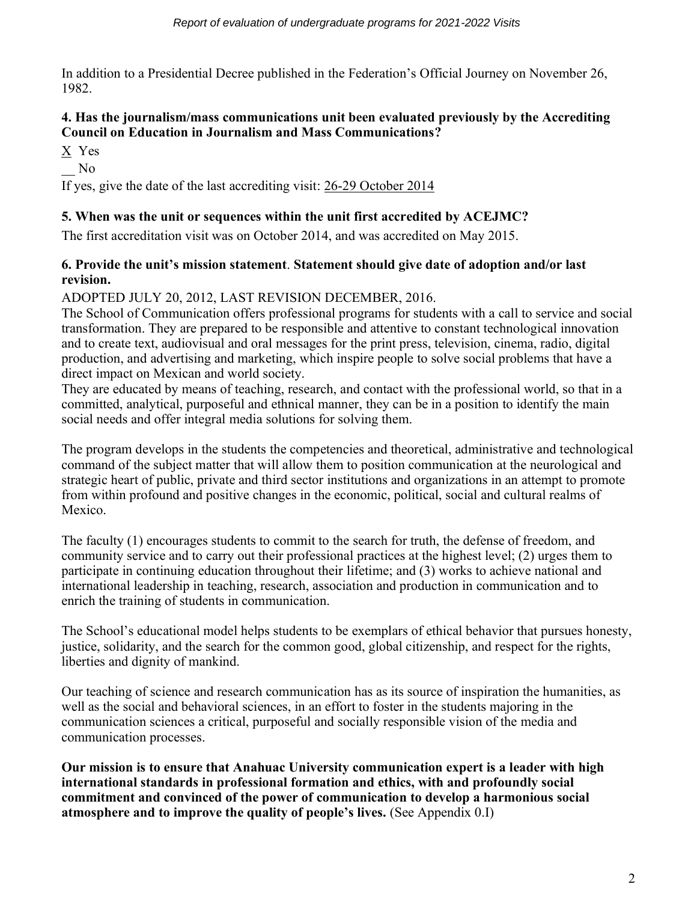In addition to a Presidential Decree published in the Federation's Official Journey on November 26, 1982.

**4. Has the journalism/mass communications unit been evaluated previously by the Accrediting Council on Education in Journalism and Mass Communications?**

X Yes

__ No

If yes, give the date of the last accrediting visit: 26-29 October 2014

**5. When was the unit or sequences within the unit first accredited by ACEJMC?**

The first accreditation visit was on October 2014, and was accredited on May 2015.

**6. Provide the unit's mission statement. Statement should give date of adoption and/or last revision.**

ADOPTED JULY 20, 2012, LAST REVISION DECEMBER, 2016.

The School of Communication offers professional programs for students with a call to service and social transformation. They are prepared to be responsible and attentive to constant technological innovation and to create text, audiovisual and oral messages for the print press, television, cinema, radio, digital production, and advertising and marketing, which inspire people to solve social problems that have a direct impact on Mexican and world society.

They are educated by means of teaching, research, and contact with the professional world, so that in a committed, analytical, purposeful and ethnical manner, they can be in a position to identify the main social needs and offer integral media solutions for solving them.

The program develops in the students the competencies and theoretical, administrative and technological command of the subject matter that will allow them to position communication at the neurological and strategic heart of public, private and third sector institutions and organizations in an attempt to promote from within profound and positive changes in the economic, political, social and cultural realms of Mexico.

The faculty (1) encourages students to commit to the search for truth, the defense of freedom, and community service and to carry out their professional practices at the highest level; (2) urges them to participate in continuing education throughout their lifetime; and (3) works to achieve national and international leadership in teaching, research, association and production in communication and to enrich the training of students in communication.

The School's educational model helps students to be exemplars of ethical behavior that pursues honesty, justice, solidarity, and the search for the common good, global citizenship, and respect for the rights, liberties and dignity of mankind.

Our teaching of science and research communication has as its source of inspiration the humanities, as well as the social and behavioral sciences, in an effort to foster in the students majoring in the communication sciences a critical, purposeful and socially responsible vision of the media and communication processes.

**Our mission is to ensure that Anahuac University communication expert is a leader with high international standards in professional formation and ethics, with and profoundly social commitment and convinced of the power of communication to develop a harmonious social atmosphere and to improve the quality of people's lives.** (See Appendix 0.I)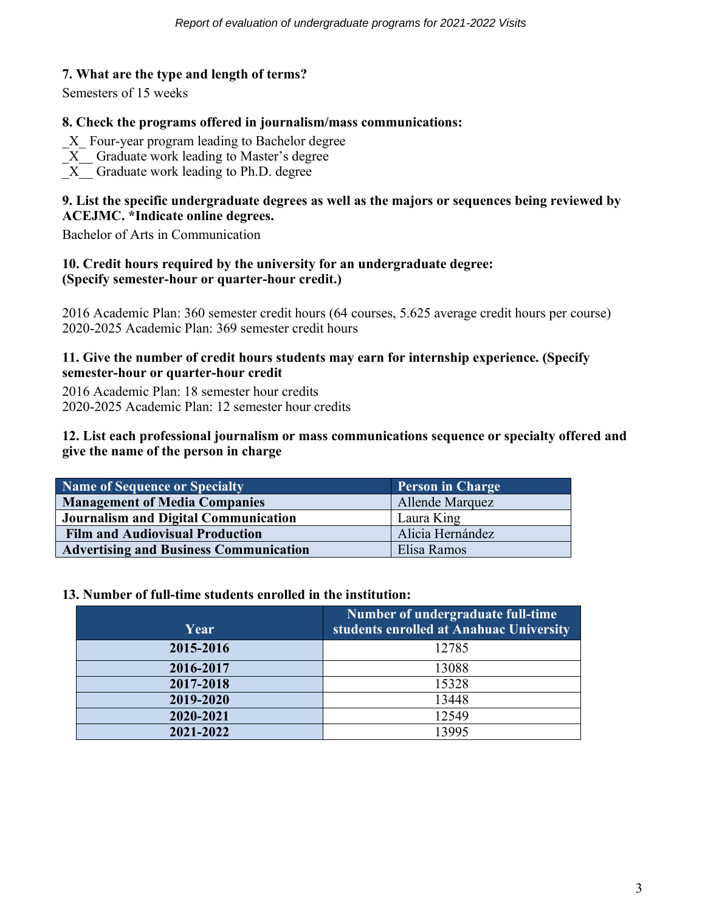**7. What are the type and length of terms?**

Semesters of 15 weeks

**8. Check the programs offered in journalism/mass communications:**

_X_ Four-year program leading to Bachelor degree
_X__ Graduate work leading to Master's degree
_X__ Graduate work leading to Ph.D. degree

**9. List the specific undergraduate degrees as well as the majors or sequences being reviewed by ACEJMC. *Indicate online degrees.**

Bachelor of Arts in Communication

**10. Credit hours required by the university for an undergraduate degree: (Specify semester-hour or quarter-hour credit.)**

2016 Academic Plan: 360 semester credit hours (64 courses, 5.625 average credit hours per course)
2020-2025 Academic Plan: 369 semester credit hours

**11. Give the number of credit hours students may earn for internship experience. (Specify semester-hour or quarter-hour credit**

2016 Academic Plan: 18 semester hour credits
2020-2025 Academic Plan: 12 semester hour credits

**12. List each professional journalism or mass communications sequence or specialty offered and give the name of the person in charge**

| Name of Sequence or Specialty | Person in Charge |
|---|---|
| **Management of Media Companies** | Allende Marquez |
| **Journalism and Digital Communication** | Laura King |
| **Film and Audiovisual Production** | Alicia Hernández |
| **Advertising and Business Communication** | Elisa Ramos |

**13. Number of full-time students enrolled in the institution:**

| Year | Number of undergraduate full-time students enrolled at Anahuac University |
|---|---|
| **2015-2016** | 12785 |
| **2016-2017** | 13088 |
| **2017-2018** | 15328 |
| **2019-2020** | 13448 |
| **2020-2021** | 12549 |
| **2021-2022** | 13995 |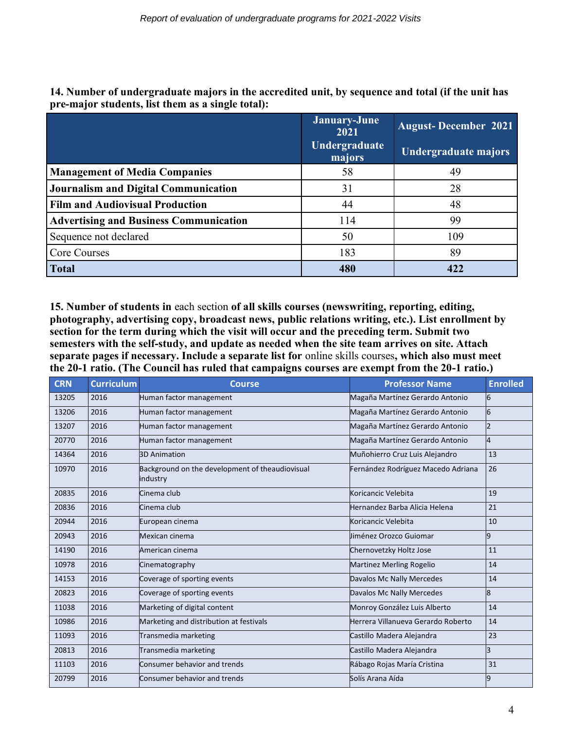**14. Number of undergraduate majors in the accredited unit, by sequence and total (if the unit has pre-major students, list them as a single total):**

| | January-June 2021 Undergraduate majors | August- December 2021 Undergraduate majors |
|---|---|---|
| **Management of Media Companies** | 58 | 49 |
| **Journalism and Digital Communication** | 31 | 28 |
| **Film and Audiovisual Production** | 44 | 48 |
| **Advertising and Business Communication** | 114 | 99 |
| Sequence not declared | 50 | 109 |
| Core Courses | 183 | 89 |
| **Total** | **480** | **422** |

**15. Number of students in** each section **of all skills courses (newswriting, reporting, editing, photography, advertising copy, broadcast news, public relations writing, etc.). List enrollment by section for the term during which the visit will occur and the preceding term. Submit two semesters with the self-study, and update as needed when the site team arrives on site. Attach separate pages if necessary. Include a separate list for** online skills courses**, which also must meet the 20-1 ratio. (The Council has ruled that campaigns courses are exempt from the 20-1 ratio.)**

| CRN | Curriculum | Course | Professor Name | Enrolled |
|---|---|---|---|---|
| 13205 | 2016 | Human factor management | Magaña Martínez Gerardo Antonio | 6 |
| 13206 | 2016 | Human factor management | Magaña Martínez Gerardo Antonio | 6 |
| 13207 | 2016 | Human factor management | Magaña Martínez Gerardo Antonio | 2 |
| 20770 | 2016 | Human factor management | Magaña Martínez Gerardo Antonio | 4 |
| 14364 | 2016 | 3D Animation | Muñohierro Cruz Luis Alejandro | 13 |
| 10970 | 2016 | Background on the development of theaudiovisual industry | Fernández Rodríguez Macedo Adriana | 26 |
| 20835 | 2016 | Cinema club | Koricancic Velebita | 19 |
| 20836 | 2016 | Cinema club | Hernandez Barba Alicia Helena | 21 |
| 20944 | 2016 | European cinema | Koricancic Velebita | 10 |
| 20943 | 2016 | Mexican cinema | Jiménez Orozco Guiomar | 9 |
| 14190 | 2016 | American cinema | Chernovetzky Holtz Jose | 11 |
| 10978 | 2016 | Cinematography | Martinez Merling Rogelio | 14 |
| 14153 | 2016 | Coverage of sporting events | Davalos Mc Nally Mercedes | 14 |
| 20823 | 2016 | Coverage of sporting events | Davalos Mc Nally Mercedes | 8 |
| 11038 | 2016 | Marketing of digital content | Monroy González Luis Alberto | 14 |
| 10986 | 2016 | Marketing and distribution at festivals | Herrera Villanueva Gerardo Roberto | 14 |
| 11093 | 2016 | Transmedia marketing | Castillo Madera Alejandra | 23 |
| 20813 | 2016 | Transmedia marketing | Castillo Madera Alejandra | 3 |
| 11103 | 2016 | Consumer behavior and trends | Rábago Rojas María Cristina | 31 |
| 20799 | 2016 | Consumer behavior and trends | Solís Arana Aída | 9 |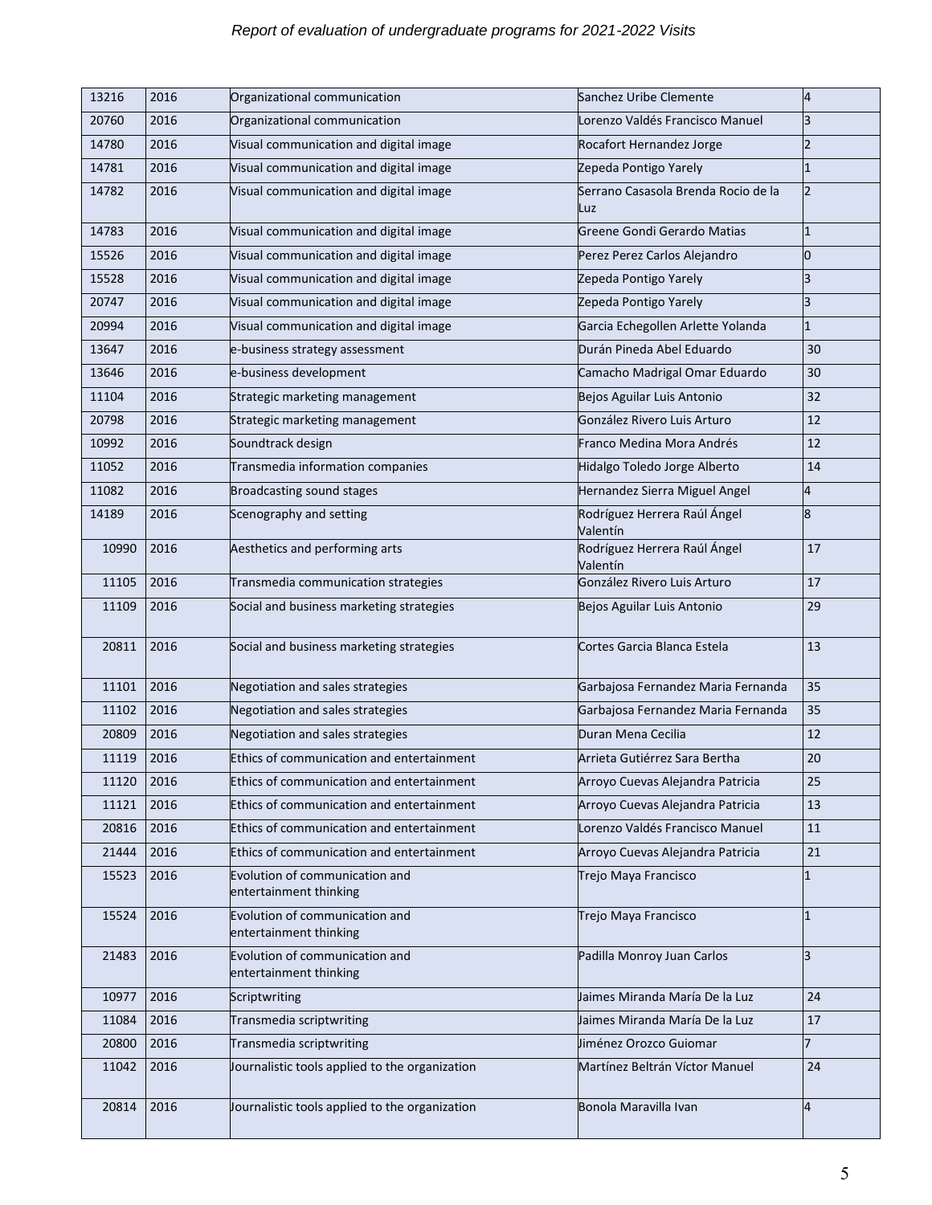| | | | | |
|---|---|---|---|---|
| 13216 | 2016 | Organizational communication | Sanchez Uribe Clemente | 4 |
| 20760 | 2016 | Organizational communication | Lorenzo Valdés Francisco Manuel | 3 |
| 14780 | 2016 | Visual communication and digital image | Rocafort Hernandez Jorge | 2 |
| 14781 | 2016 | Visual communication and digital image | Zepeda Pontigo Yarely | 1 |
| 14782 | 2016 | Visual communication and digital image | Serrano Casasola Brenda Rocio de la Luz | 2 |
| 14783 | 2016 | Visual communication and digital image | Greene Gondi Gerardo Matias | 1 |
| 15526 | 2016 | Visual communication and digital image | Perez Perez Carlos Alejandro | 0 |
| 15528 | 2016 | Visual communication and digital image | Zepeda Pontigo Yarely | 3 |
| 20747 | 2016 | Visual communication and digital image | Zepeda Pontigo Yarely | 3 |
| 20994 | 2016 | Visual communication and digital image | Garcia Echegollen Arlette Yolanda | 1 |
| 13647 | 2016 | e-business strategy assessment | Durán Pineda Abel Eduardo | 30 |
| 13646 | 2016 | e-business development | Camacho Madrigal Omar Eduardo | 30 |
| 11104 | 2016 | Strategic marketing management | Bejos Aguilar Luis Antonio | 32 |
| 20798 | 2016 | Strategic marketing management | González Rivero Luis Arturo | 12 |
| 10992 | 2016 | Soundtrack design | Franco Medina Mora Andrés | 12 |
| 11052 | 2016 | Transmedia information companies | Hidalgo Toledo Jorge Alberto | 14 |
| 11082 | 2016 | Broadcasting sound stages | Hernandez Sierra Miguel Angel | 4 |
| 14189 | 2016 | Scenography and setting | Rodríguez Herrera Raúl Ángel Valentín | 8 |
| 10990 | 2016 | Aesthetics and performing arts | Rodríguez Herrera Raúl Ángel Valentín | 17 |
| 11105 | 2016 | Transmedia communication strategies | González Rivero Luis Arturo | 17 |
| 11109 | 2016 | Social and business marketing strategies | Bejos Aguilar Luis Antonio | 29 |
| 20811 | 2016 | Social and business marketing strategies | Cortes Garcia Blanca Estela | 13 |
| 11101 | 2016 | Negotiation and sales strategies | Garbajosa Fernandez Maria Fernanda | 35 |
| 11102 | 2016 | Negotiation and sales strategies | Garbajosa Fernandez Maria Fernanda | 35 |
| 20809 | 2016 | Negotiation and sales strategies | Duran Mena Cecilia | 12 |
| 11119 | 2016 | Ethics of communication and entertainment | Arrieta Gutiérrez Sara Bertha | 20 |
| 11120 | 2016 | Ethics of communication and entertainment | Arroyo Cuevas Alejandra Patricia | 25 |
| 11121 | 2016 | Ethics of communication and entertainment | Arroyo Cuevas Alejandra Patricia | 13 |
| 20816 | 2016 | Ethics of communication and entertainment | Lorenzo Valdés Francisco Manuel | 11 |
| 21444 | 2016 | Ethics of communication and entertainment | Arroyo Cuevas Alejandra Patricia | 21 |
| 15523 | 2016 | Evolution of communication and entertainment thinking | Trejo Maya Francisco | 1 |
| 15524 | 2016 | Evolution of communication and entertainment thinking | Trejo Maya Francisco | 1 |
| 21483 | 2016 | Evolution of communication and entertainment thinking | Padilla Monroy Juan Carlos | 3 |
| 10977 | 2016 | Scriptwriting | Jaimes Miranda María De la Luz | 24 |
| 11084 | 2016 | Transmedia scriptwriting | Jaimes Miranda María De la Luz | 17 |
| 20800 | 2016 | Transmedia scriptwriting | Jiménez Orozco Guiomar | 7 |
| 11042 | 2016 | Journalistic tools applied to the organization | Martínez Beltrán Víctor Manuel | 24 |
| 20814 | 2016 | Journalistic tools applied to the organization | Bonola Maravilla Ivan | 4 |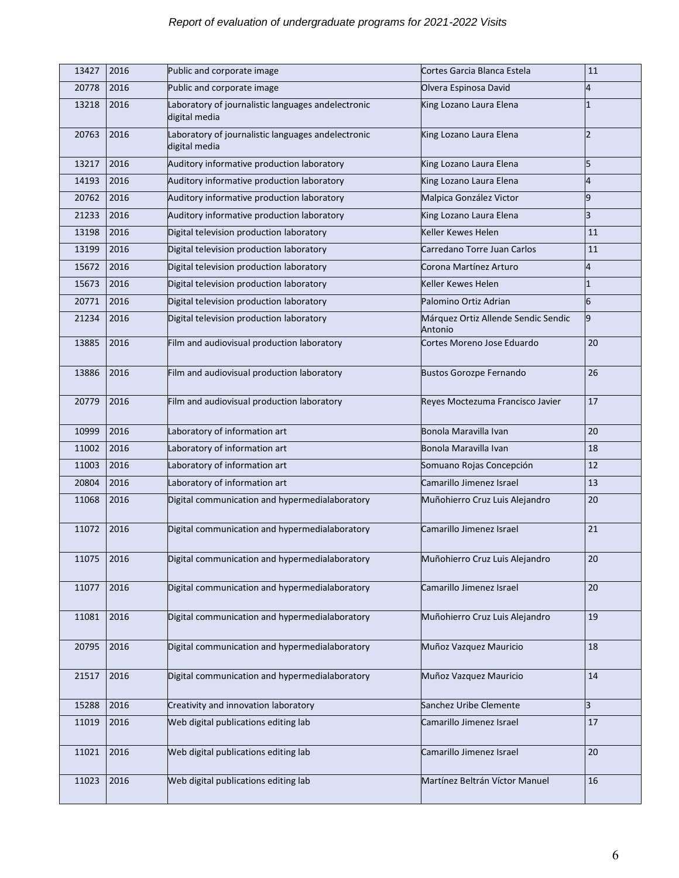| 13427 | 2016 | Public and corporate image | Cortes Garcia Blanca Estela | 11 |
|---|---|---|---|---|
| 20778 | 2016 | Public and corporate image | Olvera Espinosa David | 4 |
| 13218 | 2016 | Laboratory of journalistic languages andelectronic digital media | King Lozano Laura Elena | 1 |
| 20763 | 2016 | Laboratory of journalistic languages andelectronic digital media | King Lozano Laura Elena | 2 |
| 13217 | 2016 | Auditory informative production laboratory | King Lozano Laura Elena | 5 |
| 14193 | 2016 | Auditory informative production laboratory | King Lozano Laura Elena | 4 |
| 20762 | 2016 | Auditory informative production laboratory | Malpica González Victor | 9 |
| 21233 | 2016 | Auditory informative production laboratory | King Lozano Laura Elena | 3 |
| 13198 | 2016 | Digital television production laboratory | Keller Kewes Helen | 11 |
| 13199 | 2016 | Digital television production laboratory | Carredano Torre Juan Carlos | 11 |
| 15672 | 2016 | Digital television production laboratory | Corona Martínez Arturo | 4 |
| 15673 | 2016 | Digital television production laboratory | Keller Kewes Helen | 1 |
| 20771 | 2016 | Digital television production laboratory | Palomino Ortiz Adrian | 6 |
| 21234 | 2016 | Digital television production laboratory | Márquez Ortiz Allende Sendic Sendic Antonio | 9 |
| 13885 | 2016 | Film and audiovisual production laboratory | Cortes Moreno Jose Eduardo | 20 |
| 13886 | 2016 | Film and audiovisual production laboratory | Bustos Gorozpe Fernando | 26 |
| 20779 | 2016 | Film and audiovisual production laboratory | Reyes Moctezuma Francisco Javier | 17 |
| 10999 | 2016 | Laboratory of information art | Bonola Maravilla Ivan | 20 |
| 11002 | 2016 | Laboratory of information art | Bonola Maravilla Ivan | 18 |
| 11003 | 2016 | Laboratory of information art | Somuano Rojas Concepción | 12 |
| 20804 | 2016 | Laboratory of information art | Camarillo Jimenez Israel | 13 |
| 11068 | 2016 | Digital communication and hypermedialaboratory | Muñohierro Cruz Luis Alejandro | 20 |
| 11072 | 2016 | Digital communication and hypermedialaboratory | Camarillo Jimenez Israel | 21 |
| 11075 | 2016 | Digital communication and hypermedialaboratory | Muñohierro Cruz Luis Alejandro | 20 |
| 11077 | 2016 | Digital communication and hypermedialaboratory | Camarillo Jimenez Israel | 20 |
| 11081 | 2016 | Digital communication and hypermedialaboratory | Muñohierro Cruz Luis Alejandro | 19 |
| 20795 | 2016 | Digital communication and hypermedialaboratory | Muñoz Vazquez Mauricio | 18 |
| 21517 | 2016 | Digital communication and hypermedialaboratory | Muñoz Vazquez Mauricio | 14 |
| 15288 | 2016 | Creativity and innovation laboratory | Sanchez Uribe Clemente | 3 |
| 11019 | 2016 | Web digital publications editing lab | Camarillo Jimenez Israel | 17 |
| 11021 | 2016 | Web digital publications editing lab | Camarillo Jimenez Israel | 20 |
| 11023 | 2016 | Web digital publications editing lab | Martínez Beltrán Víctor Manuel | 16 |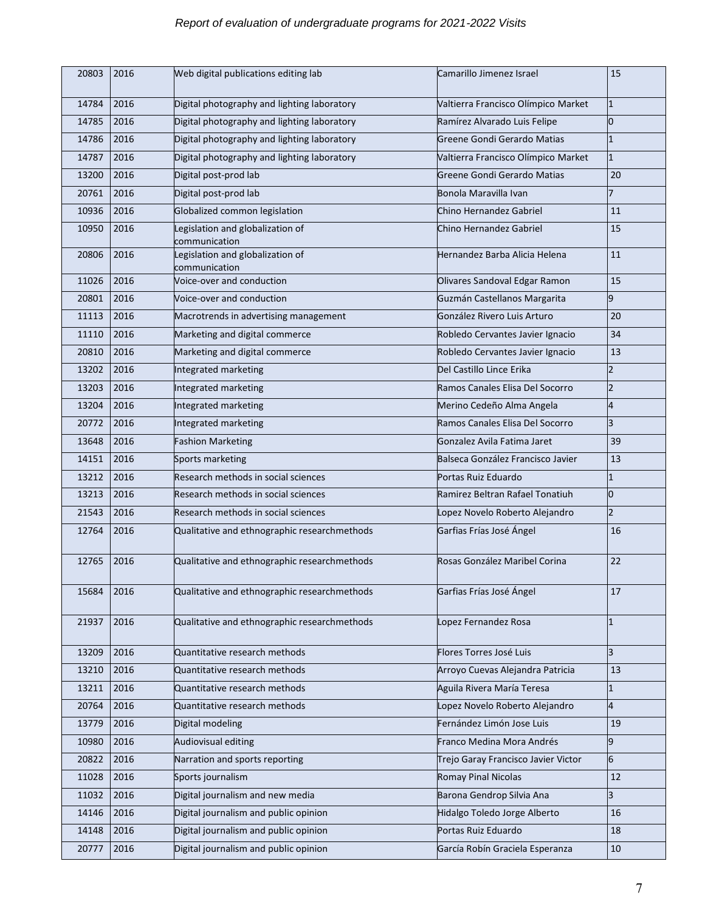| 20803 | 2016 | Web digital publications editing lab | Camarillo Jimenez Israel | 15 |
|---|---|---|---|---|
| 14784 | 2016 | Digital photography and lighting laboratory | Valtierra Francisco Olímpico Market | 1 |
| 14785 | 2016 | Digital photography and lighting laboratory | Ramírez Alvarado Luis Felipe | 0 |
| 14786 | 2016 | Digital photography and lighting laboratory | Greene Gondi Gerardo Matias | 1 |
| 14787 | 2016 | Digital photography and lighting laboratory | Valtierra Francisco Olímpico Market | 1 |
| 13200 | 2016 | Digital post-prod lab | Greene Gondi Gerardo Matias | 20 |
| 20761 | 2016 | Digital post-prod lab | Bonola Maravilla Ivan | 7 |
| 10936 | 2016 | Globalized common legislation | Chino Hernandez Gabriel | 11 |
| 10950 | 2016 | Legislation and globalization of communication | Chino Hernandez Gabriel | 15 |
| 20806 | 2016 | Legislation and globalization of communication | Hernandez Barba Alicia Helena | 11 |
| 11026 | 2016 | Voice-over and conduction | Olivares Sandoval Edgar Ramon | 15 |
| 20801 | 2016 | Voice-over and conduction | Guzmán Castellanos Margarita | 9 |
| 11113 | 2016 | Macrotrends in advertising management | González Rivero Luis Arturo | 20 |
| 11110 | 2016 | Marketing and digital commerce | Robledo Cervantes Javier Ignacio | 34 |
| 20810 | 2016 | Marketing and digital commerce | Robledo Cervantes Javier Ignacio | 13 |
| 13202 | 2016 | Integrated marketing | Del Castillo Lince Erika | 2 |
| 13203 | 2016 | Integrated marketing | Ramos Canales Elisa Del Socorro | 2 |
| 13204 | 2016 | Integrated marketing | Merino Cedeño Alma Angela | 4 |
| 20772 | 2016 | Integrated marketing | Ramos Canales Elisa Del Socorro | 3 |
| 13648 | 2016 | Fashion Marketing | Gonzalez Avila Fatima Jaret | 39 |
| 14151 | 2016 | Sports marketing | Balseca González Francisco Javier | 13 |
| 13212 | 2016 | Research methods in social sciences | Portas Ruiz Eduardo | 1 |
| 13213 | 2016 | Research methods in social sciences | Ramirez Beltran Rafael Tonatiuh | 0 |
| 21543 | 2016 | Research methods in social sciences | Lopez Novelo Roberto Alejandro | 2 |
| 12764 | 2016 | Qualitative and ethnographic researchmethods | Garfias Frías José Ángel | 16 |
| 12765 | 2016 | Qualitative and ethnographic researchmethods | Rosas González Maribel Corina | 22 |
| 15684 | 2016 | Qualitative and ethnographic researchmethods | Garfias Frías José Ángel | 17 |
| 21937 | 2016 | Qualitative and ethnographic researchmethods | Lopez Fernandez Rosa | 1 |
| 13209 | 2016 | Quantitative research methods | Flores Torres José Luis | 3 |
| 13210 | 2016 | Quantitative research methods | Arroyo Cuevas Alejandra Patricia | 13 |
| 13211 | 2016 | Quantitative research methods | Aguila Rivera María Teresa | 1 |
| 20764 | 2016 | Quantitative research methods | Lopez Novelo Roberto Alejandro | 4 |
| 13779 | 2016 | Digital modeling | Fernández Limón Jose Luis | 19 |
| 10980 | 2016 | Audiovisual editing | Franco Medina Mora Andrés | 9 |
| 20822 | 2016 | Narration and sports reporting | Trejo Garay Francisco Javier Victor | 6 |
| 11028 | 2016 | Sports journalism | Romay Pinal Nicolas | 12 |
| 11032 | 2016 | Digital journalism and new media | Barona Gendrop Silvia Ana | 3 |
| 14146 | 2016 | Digital journalism and public opinion | Hidalgo Toledo Jorge Alberto | 16 |
| 14148 | 2016 | Digital journalism and public opinion | Portas Ruiz Eduardo | 18 |
| 20777 | 2016 | Digital journalism and public opinion | García Robín Graciela Esperanza | 10 |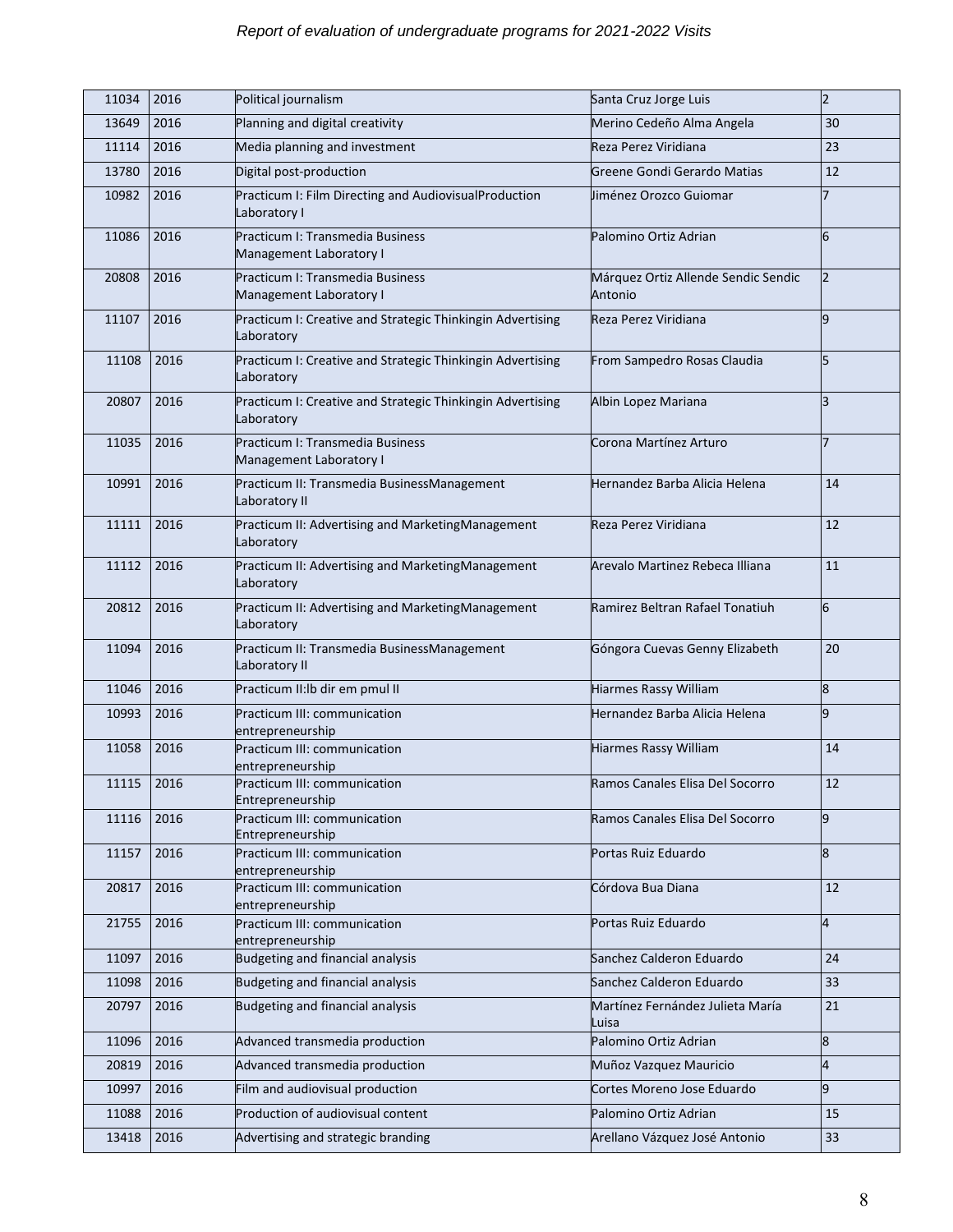| 11034 | 2016 | Political journalism | Santa Cruz Jorge Luis | 2 |
|---|---|---|---|---|
| 13649 | 2016 | Planning and digital creativity | Merino Cedeño Alma Angela | 30 |
| 11114 | 2016 | Media planning and investment | Reza Perez Viridiana | 23 |
| 13780 | 2016 | Digital post-production | Greene Gondi Gerardo Matias | 12 |
| 10982 | 2016 | Practicum I: Film Directing and AudiovisualProduction Laboratory I | Jiménez Orozco Guiomar | 7 |
| 11086 | 2016 | Practicum I: Transmedia Business Management Laboratory I | Palomino Ortiz Adrian | 6 |
| 20808 | 2016 | Practicum I: Transmedia Business Management Laboratory I | Márquez Ortiz Allende Sendic Sendic Antonio | 2 |
| 11107 | 2016 | Practicum I: Creative and Strategic Thinkingin Advertising Laboratory | Reza Perez Viridiana | 9 |
| 11108 | 2016 | Practicum I: Creative and Strategic Thinkingin Advertising Laboratory | From Sampedro Rosas Claudia | 5 |
| 20807 | 2016 | Practicum I: Creative and Strategic Thinkingin Advertising Laboratory | Albin Lopez Mariana | 3 |
| 11035 | 2016 | Practicum I: Transmedia Business Management Laboratory I | Corona Martínez Arturo | 7 |
| 10991 | 2016 | Practicum II: Transmedia BusinessManagement Laboratory II | Hernandez Barba Alicia Helena | 14 |
| 11111 | 2016 | Practicum II: Advertising and MarketingManagement Laboratory | Reza Perez Viridiana | 12 |
| 11112 | 2016 | Practicum II: Advertising and MarketingManagement Laboratory | Arevalo Martinez Rebeca Illiana | 11 |
| 20812 | 2016 | Practicum II: Advertising and MarketingManagement Laboratory | Ramirez Beltran Rafael Tonatiuh | 6 |
| 11094 | 2016 | Practicum II: Transmedia BusinessManagement Laboratory II | Góngora Cuevas Genny Elizabeth | 20 |
| 11046 | 2016 | Practicum II:lb dir em pmul II | Hiarmes Rassy William | 8 |
| 10993 | 2016 | Practicum III: communication entrepreneurship | Hernandez Barba Alicia Helena | 9 |
| 11058 | 2016 | Practicum III: communication entrepreneurship | Hiarmes Rassy William | 14 |
| 11115 | 2016 | Practicum III: communication Entrepreneurship | Ramos Canales Elisa Del Socorro | 12 |
| 11116 | 2016 | Practicum III: communication Entrepreneurship | Ramos Canales Elisa Del Socorro | 9 |
| 11157 | 2016 | Practicum III: communication entrepreneurship | Portas Ruiz Eduardo | 8 |
| 20817 | 2016 | Practicum III: communication entrepreneurship | Córdova Bua Diana | 12 |
| 21755 | 2016 | Practicum III: communication entrepreneurship | Portas Ruiz Eduardo | 4 |
| 11097 | 2016 | Budgeting and financial analysis | Sanchez Calderon Eduardo | 24 |
| 11098 | 2016 | Budgeting and financial analysis | Sanchez Calderon Eduardo | 33 |
| 20797 | 2016 | Budgeting and financial analysis | Martínez Fernández Julieta María Luisa | 21 |
| 11096 | 2016 | Advanced transmedia production | Palomino Ortiz Adrian | 8 |
| 20819 | 2016 | Advanced transmedia production | Muñoz Vazquez Mauricio | 4 |
| 10997 | 2016 | Film and audiovisual production | Cortes Moreno Jose Eduardo | 9 |
| 11088 | 2016 | Production of audiovisual content | Palomino Ortiz Adrian | 15 |
| 13418 | 2016 | Advertising and strategic branding | Arellano Vázquez José Antonio | 33 |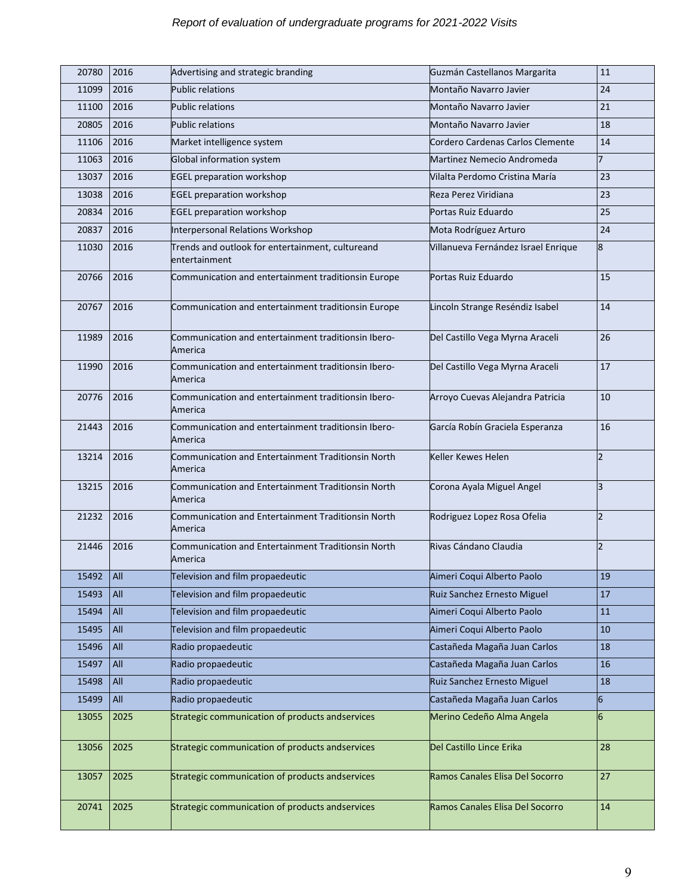| | | | | |
|---|---|---|---|---|
| 20780 | 2016 | Advertising and strategic branding | Guzmán Castellanos Margarita | 11 |
| 11099 | 2016 | Public relations | Montaño Navarro Javier | 24 |
| 11100 | 2016 | Public relations | Montaño Navarro Javier | 21 |
| 20805 | 2016 | Public relations | Montaño Navarro Javier | 18 |
| 11106 | 2016 | Market intelligence system | Cordero Cardenas Carlos Clemente | 14 |
| 11063 | 2016 | Global information system | Martinez Nemecio Andromeda | 7 |
| 13037 | 2016 | EGEL preparation workshop | Vilalta Perdomo Cristina María | 23 |
| 13038 | 2016 | EGEL preparation workshop | Reza Perez Viridiana | 23 |
| 20834 | 2016 | EGEL preparation workshop | Portas Ruiz Eduardo | 25 |
| 20837 | 2016 | Interpersonal Relations Workshop | Mota Rodríguez Arturo | 24 |
| 11030 | 2016 | Trends and outlook for entertainment, cultureand entertainment | Villanueva Fernández Israel Enrique | 8 |
| 20766 | 2016 | Communication and entertainment traditionsin Europe | Portas Ruiz Eduardo | 15 |
| 20767 | 2016 | Communication and entertainment traditionsin Europe | Lincoln Strange Reséndiz Isabel | 14 |
| 11989 | 2016 | Communication and entertainment traditionsin Ibero-America | Del Castillo Vega Myrna Araceli | 26 |
| 11990 | 2016 | Communication and entertainment traditionsin Ibero-America | Del Castillo Vega Myrna Araceli | 17 |
| 20776 | 2016 | Communication and entertainment traditionsin Ibero-America | Arroyo Cuevas Alejandra Patricia | 10 |
| 21443 | 2016 | Communication and entertainment traditionsin Ibero-America | García Robín Graciela Esperanza | 16 |
| 13214 | 2016 | Communication and Entertainment Traditionsin North America | Keller Kewes Helen | 2 |
| 13215 | 2016 | Communication and Entertainment Traditionsin North America | Corona Ayala Miguel Angel | 3 |
| 21232 | 2016 | Communication and Entertainment Traditionsin North America | Rodriguez Lopez Rosa Ofelia | 2 |
| 21446 | 2016 | Communication and Entertainment Traditionsin North America | Rivas Cándano Claudia | 2 |
| 15492 | All | Television and film propaedeutic | Aimeri Coqui Alberto Paolo | 19 |
| 15493 | All | Television and film propaedeutic | Ruiz Sanchez Ernesto Miguel | 17 |
| 15494 | All | Television and film propaedeutic | Aimeri Coqui Alberto Paolo | 11 |
| 15495 | All | Television and film propaedeutic | Aimeri Coqui Alberto Paolo | 10 |
| 15496 | All | Radio propaedeutic | Castañeda Magaña Juan Carlos | 18 |
| 15497 | All | Radio propaedeutic | Castañeda Magaña Juan Carlos | 16 |
| 15498 | All | Radio propaedeutic | Ruiz Sanchez Ernesto Miguel | 18 |
| 15499 | All | Radio propaedeutic | Castañeda Magaña Juan Carlos | 6 |
| 13055 | 2025 | Strategic communication of products andservices | Merino Cedeño Alma Angela | 6 |
| 13056 | 2025 | Strategic communication of products andservices | Del Castillo Lince Erika | 28 |
| 13057 | 2025 | Strategic communication of products andservices | Ramos Canales Elisa Del Socorro | 27 |
| 20741 | 2025 | Strategic communication of products andservices | Ramos Canales Elisa Del Socorro | 14 |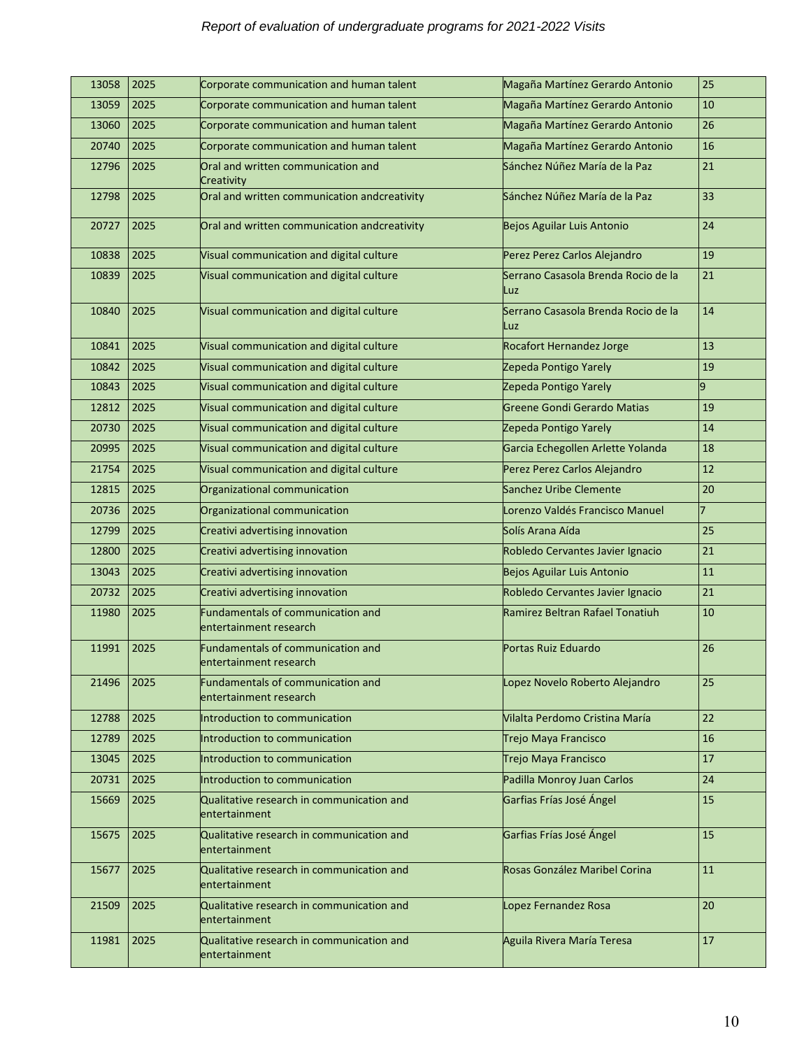| 13058 | 2025 | Corporate communication and human talent | Magaña Martínez Gerardo Antonio | 25 |
|---|---|---|---|---|
| 13059 | 2025 | Corporate communication and human talent | Magaña Martínez Gerardo Antonio | 10 |
| 13060 | 2025 | Corporate communication and human talent | Magaña Martínez Gerardo Antonio | 26 |
| 20740 | 2025 | Corporate communication and human talent | Magaña Martínez Gerardo Antonio | 16 |
| 12796 | 2025 | Oral and written communication and Creativity | Sánchez Núñez María de la Paz | 21 |
| 12798 | 2025 | Oral and written communication andcreativity | Sánchez Núñez María de la Paz | 33 |
| 20727 | 2025 | Oral and written communication andcreativity | Bejos Aguilar Luis Antonio | 24 |
| 10838 | 2025 | Visual communication and digital culture | Perez Perez Carlos Alejandro | 19 |
| 10839 | 2025 | Visual communication and digital culture | Serrano Casasola Brenda Rocio de la Luz | 21 |
| 10840 | 2025 | Visual communication and digital culture | Serrano Casasola Brenda Rocio de la Luz | 14 |
| 10841 | 2025 | Visual communication and digital culture | Rocafort Hernandez Jorge | 13 |
| 10842 | 2025 | Visual communication and digital culture | Zepeda Pontigo Yarely | 19 |
| 10843 | 2025 | Visual communication and digital culture | Zepeda Pontigo Yarely | 9 |
| 12812 | 2025 | Visual communication and digital culture | Greene Gondi Gerardo Matias | 19 |
| 20730 | 2025 | Visual communication and digital culture | Zepeda Pontigo Yarely | 14 |
| 20995 | 2025 | Visual communication and digital culture | Garcia Echegollen Arlette Yolanda | 18 |
| 21754 | 2025 | Visual communication and digital culture | Perez Perez Carlos Alejandro | 12 |
| 12815 | 2025 | Organizational communication | Sanchez Uribe Clemente | 20 |
| 20736 | 2025 | Organizational communication | Lorenzo Valdés Francisco Manuel | 7 |
| 12799 | 2025 | Creativi advertising innovation | Solís Arana Aída | 25 |
| 12800 | 2025 | Creativi advertising innovation | Robledo Cervantes Javier Ignacio | 21 |
| 13043 | 2025 | Creativi advertising innovation | Bejos Aguilar Luis Antonio | 11 |
| 20732 | 2025 | Creativi advertising innovation | Robledo Cervantes Javier Ignacio | 21 |
| 11980 | 2025 | Fundamentals of communication and entertainment research | Ramirez Beltran Rafael Tonatiuh | 10 |
| 11991 | 2025 | Fundamentals of communication and entertainment research | Portas Ruiz Eduardo | 26 |
| 21496 | 2025 | Fundamentals of communication and entertainment research | Lopez Novelo Roberto Alejandro | 25 |
| 12788 | 2025 | Introduction to communication | Vilalta Perdomo Cristina María | 22 |
| 12789 | 2025 | Introduction to communication | Trejo Maya Francisco | 16 |
| 13045 | 2025 | Introduction to communication | Trejo Maya Francisco | 17 |
| 20731 | 2025 | Introduction to communication | Padilla Monroy Juan Carlos | 24 |
| 15669 | 2025 | Qualitative research in communication and entertainment | Garfias Frías José Ángel | 15 |
| 15675 | 2025 | Qualitative research in communication and entertainment | Garfias Frías José Ángel | 15 |
| 15677 | 2025 | Qualitative research in communication and entertainment | Rosas González Maribel Corina | 11 |
| 21509 | 2025 | Qualitative research in communication and entertainment | Lopez Fernandez Rosa | 20 |
| 11981 | 2025 | Qualitative research in communication and entertainment | Aguila Rivera María Teresa | 17 |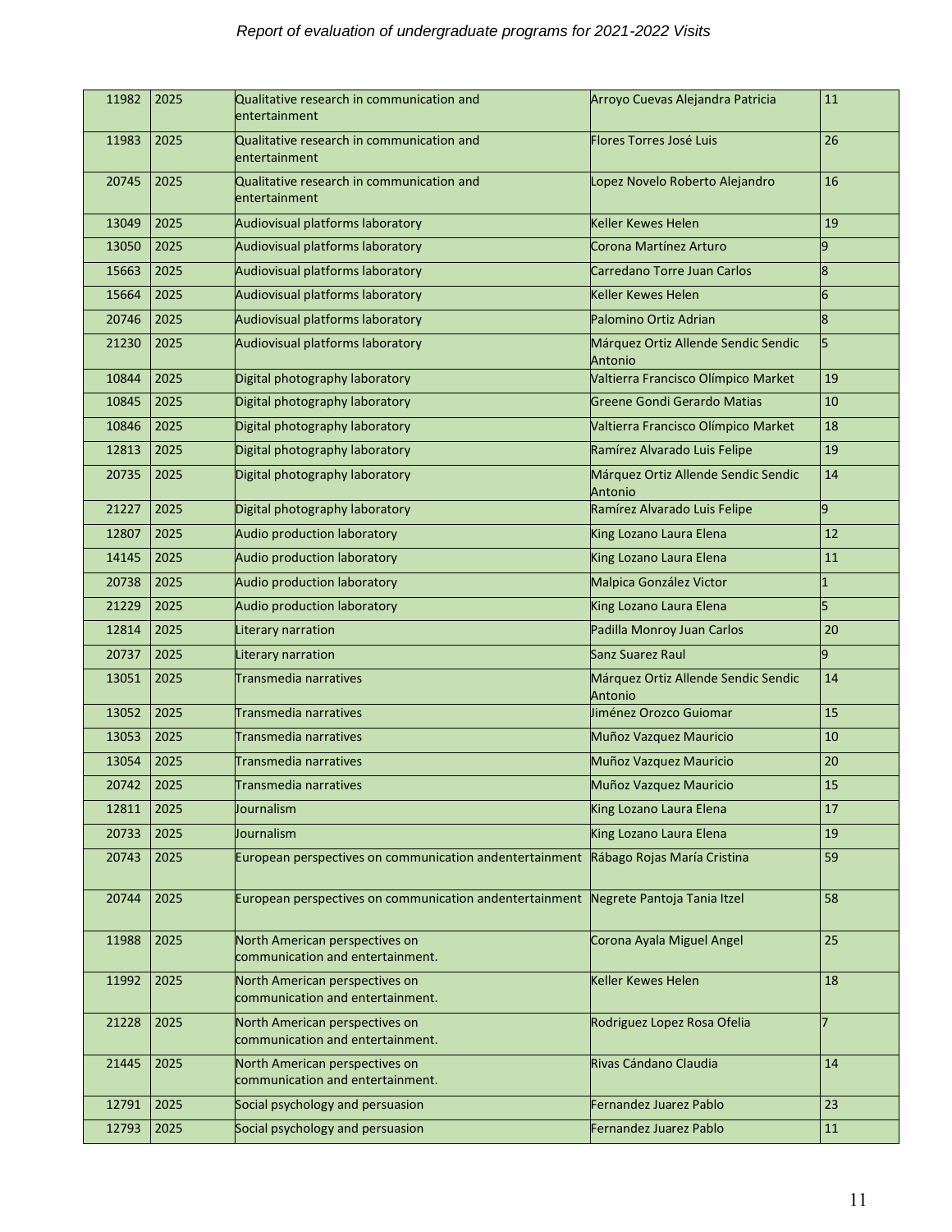| 11982 | 2025 | Qualitative research in communication and entertainment | Arroyo Cuevas Alejandra Patricia | 11 |
|---|---|---|---|---|
| 11983 | 2025 | Qualitative research in communication and entertainment | Flores Torres José Luis | 26 |
| 20745 | 2025 | Qualitative research in communication and entertainment | Lopez Novelo Roberto Alejandro | 16 |
| 13049 | 2025 | Audiovisual platforms laboratory | Keller Kewes Helen | 19 |
| 13050 | 2025 | Audiovisual platforms laboratory | Corona Martínez Arturo | 9 |
| 15663 | 2025 | Audiovisual platforms laboratory | Carredano Torre Juan Carlos | 8 |
| 15664 | 2025 | Audiovisual platforms laboratory | Keller Kewes Helen | 6 |
| 20746 | 2025 | Audiovisual platforms laboratory | Palomino Ortiz Adrian | 8 |
| 21230 | 2025 | Audiovisual platforms laboratory | Márquez Ortiz Allende Sendic Sendic Antonio | 5 |
| 10844 | 2025 | Digital photography laboratory | Valtierra Francisco Olímpico Market | 19 |
| 10845 | 2025 | Digital photography laboratory | Greene Gondi Gerardo Matias | 10 |
| 10846 | 2025 | Digital photography laboratory | Valtierra Francisco Olímpico Market | 18 |
| 12813 | 2025 | Digital photography laboratory | Ramírez Alvarado Luis Felipe | 19 |
| 20735 | 2025 | Digital photography laboratory | Márquez Ortiz Allende Sendic Sendic Antonio | 14 |
| 21227 | 2025 | Digital photography laboratory | Ramírez Alvarado Luis Felipe | 9 |
| 12807 | 2025 | Audio production laboratory | King Lozano Laura Elena | 12 |
| 14145 | 2025 | Audio production laboratory | King Lozano Laura Elena | 11 |
| 20738 | 2025 | Audio production laboratory | Malpica González Victor | 1 |
| 21229 | 2025 | Audio production laboratory | King Lozano Laura Elena | 5 |
| 12814 | 2025 | Literary narration | Padilla Monroy Juan Carlos | 20 |
| 20737 | 2025 | Literary narration | Sanz Suarez Raul | 9 |
| 13051 | 2025 | Transmedia narratives | Márquez Ortiz Allende Sendic Sendic Antonio | 14 |
| 13052 | 2025 | Transmedia narratives | Jiménez Orozco Guiomar | 15 |
| 13053 | 2025 | Transmedia narratives | Muñoz Vazquez Mauricio | 10 |
| 13054 | 2025 | Transmedia narratives | Muñoz Vazquez Mauricio | 20 |
| 20742 | 2025 | Transmedia narratives | Muñoz Vazquez Mauricio | 15 |
| 12811 | 2025 | Journalism | King Lozano Laura Elena | 17 |
| 20733 | 2025 | Journalism | King Lozano Laura Elena | 19 |
| 20743 | 2025 | European perspectives on communication andentertainment | Rábago Rojas María Cristina | 59 |
| 20744 | 2025 | European perspectives on communication andentertainment | Negrete Pantoja Tania Itzel | 58 |
| 11988 | 2025 | North American perspectives on communication and entertainment. | Corona Ayala Miguel Angel | 25 |
| 11992 | 2025 | North American perspectives on communication and entertainment. | Keller Kewes Helen | 18 |
| 21228 | 2025 | North American perspectives on communication and entertainment. | Rodriguez Lopez Rosa Ofelia | 7 |
| 21445 | 2025 | North American perspectives on communication and entertainment. | Rivas Cándano Claudia | 14 |
| 12791 | 2025 | Social psychology and persuasion | Fernandez Juarez Pablo | 23 |
| 12793 | 2025 | Social psychology and persuasion | Fernandez Juarez Pablo | 11 |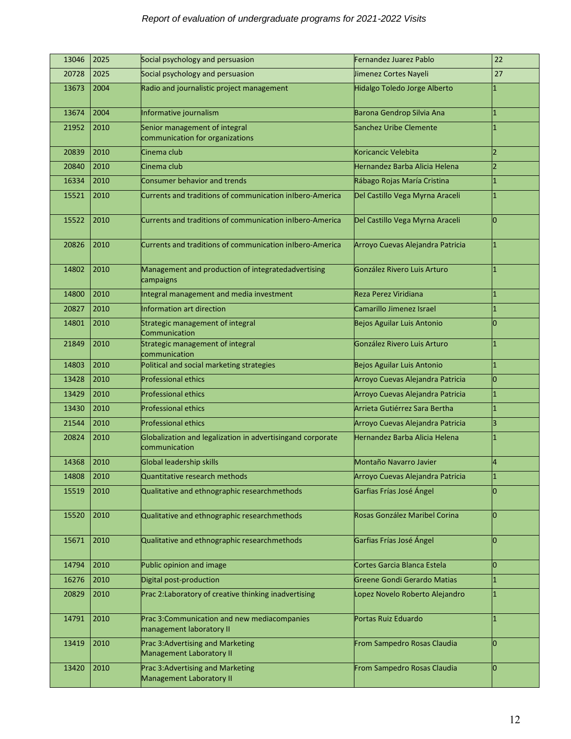| 13046 | 2025 | Social psychology and persuasion | Fernandez Juarez Pablo | 22 |
|---|---|---|---|---|
| 20728 | 2025 | Social psychology and persuasion | Jimenez Cortes Nayeli | 27 |
| 13673 | 2004 | Radio and journalistic project management | Hidalgo Toledo Jorge Alberto | 1 |
| 13674 | 2004 | Informative journalism | Barona Gendrop Silvia Ana | 1 |
| 21952 | 2010 | Senior management of integral communication for organizations | Sanchez Uribe Clemente | 1 |
| 20839 | 2010 | Cinema club | Koricancic Velebita | 2 |
| 20840 | 2010 | Cinema club | Hernandez Barba Alicia Helena | 2 |
| 16334 | 2010 | Consumer behavior and trends | Rábago Rojas María Cristina | 1 |
| 15521 | 2010 | Currents and traditions of communication inIbero-America | Del Castillo Vega Myrna Araceli | 1 |
| 15522 | 2010 | Currents and traditions of communication inIbero-America | Del Castillo Vega Myrna Araceli | 0 |
| 20826 | 2010 | Currents and traditions of communication inIbero-America | Arroyo Cuevas Alejandra Patricia | 1 |
| 14802 | 2010 | Management and production of integratedadvertising campaigns | González Rivero Luis Arturo | 1 |
| 14800 | 2010 | Integral management and media investment | Reza Perez Viridiana | 1 |
| 20827 | 2010 | Information art direction | Camarillo Jimenez Israel | 1 |
| 14801 | 2010 | Strategic management of integral Communication | Bejos Aguilar Luis Antonio | 0 |
| 21849 | 2010 | Strategic management of integral communication | González Rivero Luis Arturo | 1 |
| 14803 | 2010 | Political and social marketing strategies | Bejos Aguilar Luis Antonio | 1 |
| 13428 | 2010 | Professional ethics | Arroyo Cuevas Alejandra Patricia | 0 |
| 13429 | 2010 | Professional ethics | Arroyo Cuevas Alejandra Patricia | 1 |
| 13430 | 2010 | Professional ethics | Arrieta Gutiérrez Sara Bertha | 1 |
| 21544 | 2010 | Professional ethics | Arroyo Cuevas Alejandra Patricia | 3 |
| 20824 | 2010 | Globalization and legalization in advertisingand corporate communication | Hernandez Barba Alicia Helena | 1 |
| 14368 | 2010 | Global leadership skills | Montaño Navarro Javier | 4 |
| 14808 | 2010 | Quantitative research methods | Arroyo Cuevas Alejandra Patricia | 1 |
| 15519 | 2010 | Qualitative and ethnographic researchmethods | Garfias Frías José Ángel | 0 |
| 15520 | 2010 | Qualitative and ethnographic researchmethods | Rosas González Maribel Corina | 0 |
| 15671 | 2010 | Qualitative and ethnographic researchmethods | Garfias Frías José Ángel | 0 |
| 14794 | 2010 | Public opinion and image | Cortes Garcia Blanca Estela | 0 |
| 16276 | 2010 | Digital post-production | Greene Gondi Gerardo Matias | 1 |
| 20829 | 2010 | Prac 2:Laboratory of creative thinking inadvertising | Lopez Novelo Roberto Alejandro | 1 |
| 14791 | 2010 | Prac 3:Communication and new mediacompanies management laboratory II | Portas Ruiz Eduardo | 1 |
| 13419 | 2010 | Prac 3:Advertising and Marketing Management Laboratory II | From Sampedro Rosas Claudia | 0 |
| 13420 | 2010 | Prac 3:Advertising and Marketing Management Laboratory II | From Sampedro Rosas Claudia | 0 |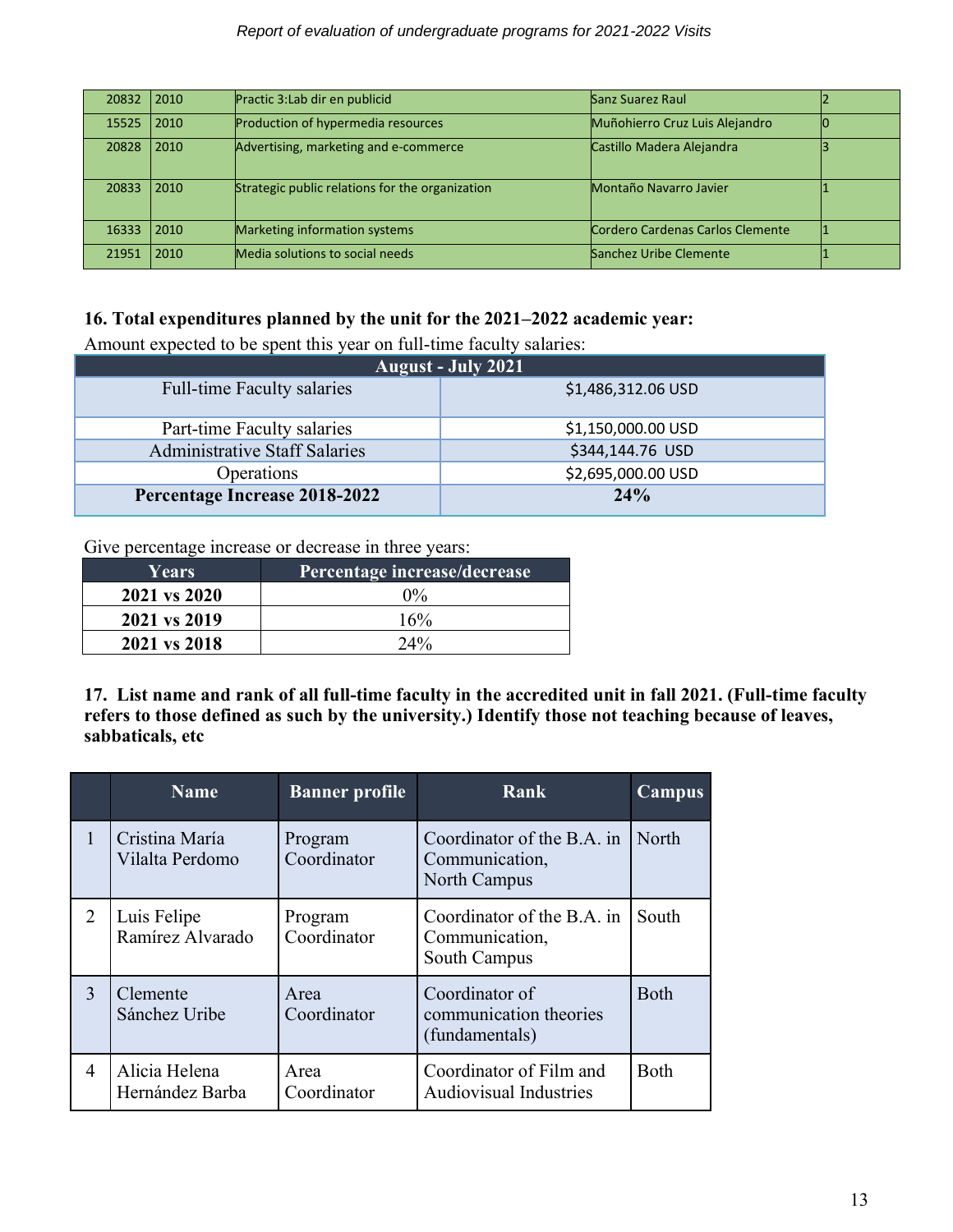| 20832 | 2010 | Practic 3:Lab dir en publicid | Sanz Suarez Raul | 2 |
|---|---|---|---|---|
| 15525 | 2010 | Production of hypermedia resources | Muñohierro Cruz Luis Alejandro | 0 |
| 20828 | 2010 | Advertising, marketing and e-commerce | Castillo Madera Alejandra | 3 |
| 20833 | 2010 | Strategic public relations for the organization | Montaño Navarro Javier | 1 |
| 16333 | 2010 | Marketing information systems | Cordero Cardenas Carlos Clemente | 1 |
| 21951 | 2010 | Media solutions to social needs | Sanchez Uribe Clemente | 1 |

**16. Total expenditures planned by the unit for the 2021–2022 academic year:**

Amount expected to be spent this year on full-time faculty salaries:

| August - July 2021 | |
|---|---|
| Full-time Faculty salaries | $1,486,312.06 USD |
| Part-time Faculty salaries | $1,150,000.00 USD |
| Administrative Staff Salaries | $344,144.76 USD |
| Operations | $2,695,000.00 USD |
| **Percentage Increase 2018-2022** | **24%** |

Give percentage increase or decrease in three years:

| Years | Percentage increase/decrease |
|---|---|
| **2021 vs 2020** | 0% |
| **2021 vs 2019** | 16% |
| **2021 vs 2018** | 24% |

**17. List name and rank of all full-time faculty in the accredited unit in fall 2021. (Full-time faculty refers to those defined as such by the university.) Identify those not teaching because of leaves, sabbaticals, etc**

| | Name | Banner profile | Rank | Campus |
|---|---|---|---|---|
| 1 | Cristina María Vilalta Perdomo | Program Coordinator | Coordinator of the B.A. in Communication, North Campus | North |
| 2 | Luis Felipe Ramírez Alvarado | Program Coordinator | Coordinator of the B.A. in Communication, South Campus | South |
| 3 | Clemente Sánchez Uribe | Area Coordinator | Coordinator of communication theories (fundamentals) | Both |
| 4 | Alicia Helena Hernández Barba | Area Coordinator | Coordinator of Film and Audiovisual Industries | Both |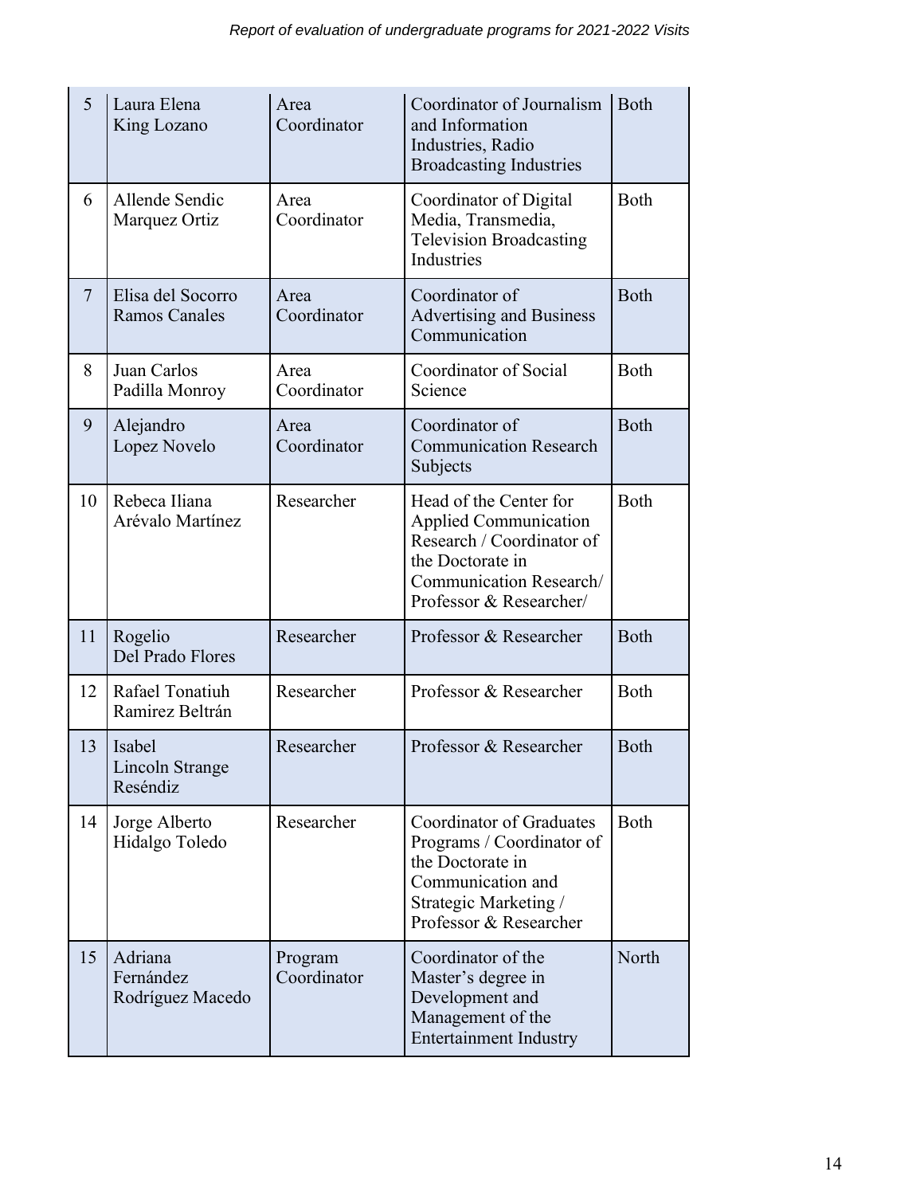| 5 | Laura Elena King Lozano | Area Coordinator | Coordinator of Journalism and Information Industries, Radio Broadcasting Industries | Both |
|---|---|---|---|---|
| 6 | Allende Sendic Marquez Ortiz | Area Coordinator | Coordinator of Digital Media, Transmedia, Television Broadcasting Industries | Both |
| 7 | Elisa del Socorro Ramos Canales | Area Coordinator | Coordinator of Advertising and Business Communication | Both |
| 8 | Juan Carlos Padilla Monroy | Area Coordinator | Coordinator of Social Science | Both |
| 9 | Alejandro Lopez Novelo | Area Coordinator | Coordinator of Communication Research Subjects | Both |
| 10 | Rebeca Iliana Arévalo Martínez | Researcher | Head of the Center for Applied Communication Research / Coordinator of the Doctorate in Communication Research/ Professor & Researcher/ | Both |
| 11 | Rogelio Del Prado Flores | Researcher | Professor & Researcher | Both |
| 12 | Rafael Tonatiuh Ramirez Beltrán | Researcher | Professor & Researcher | Both |
| 13 | Isabel Lincoln Strange Reséndiz | Researcher | Professor & Researcher | Both |
| 14 | Jorge Alberto Hidalgo Toledo | Researcher | Coordinator of Graduates Programs / Coordinator of the Doctorate in Communication and Strategic Marketing / Professor & Researcher | Both |
| 15 | Adriana Fernández Rodríguez Macedo | Program Coordinator | Coordinator of the Master's degree in Development and Management of the Entertainment Industry | North |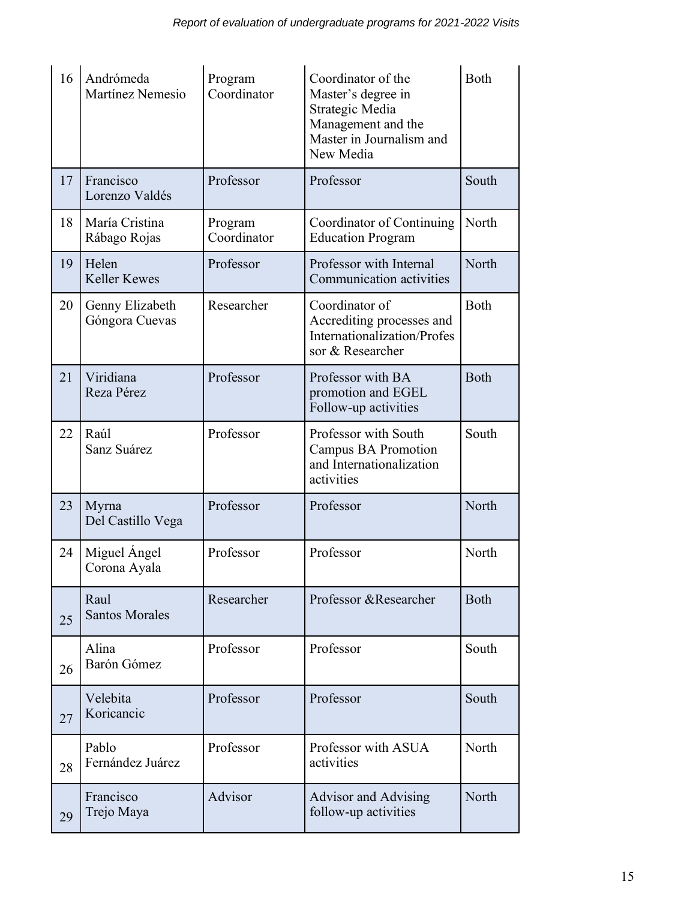| 16 | Andrómeda Martínez Nemesio | Program Coordinator | Coordinator of the Master's degree in Strategic Media Management and the Master in Journalism and New Media | Both |
|---|---|---|---|---|
| 17 | Francisco Lorenzo Valdés | Professor | Professor | South |
| 18 | María Cristina Rábago Rojas | Program Coordinator | Coordinator of Continuing Education Program | North |
| 19 | Helen Keller Kewes | Professor | Professor with Internal Communication activities | North |
| 20 | Genny Elizabeth Góngora Cuevas | Researcher | Coordinator of Accrediting processes and Internationalization/Professor & Researcher | Both |
| 21 | Viridiana Reza Pérez | Professor | Professor with BA promotion and EGEL Follow-up activities | Both |
| 22 | Raúl Sanz Suárez | Professor | Professor with South Campus BA Promotion and Internationalization activities | South |
| 23 | Myrna Del Castillo Vega | Professor | Professor | North |
| 24 | Miguel Ángel Corona Ayala | Professor | Professor | North |
| 25 | Raul Santos Morales | Researcher | Professor &Researcher | Both |
| 26 | Alina Barón Gómez | Professor | Professor | South |
| 27 | Velebita Koricancic | Professor | Professor | South |
| 28 | Pablo Fernández Juárez | Professor | Professor with ASUA activities | North |
| 29 | Francisco Trejo Maya | Advisor | Advisor and Advising follow-up activities | North |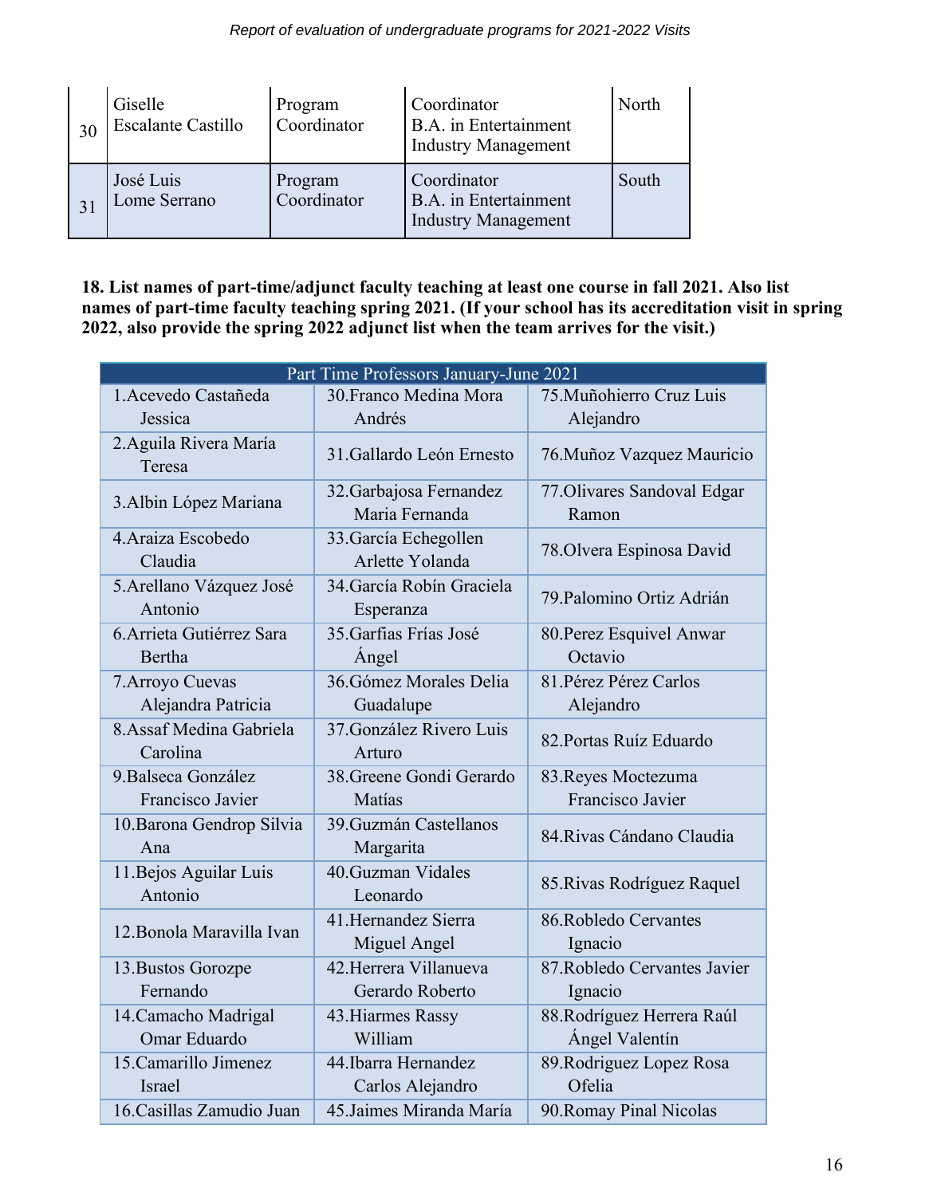| 30 | Giselle Escalante Castillo | Program Coordinator | Coordinator B.A. in Entertainment Industry Management | North |
|---|---|---|---|---|
| 31 | José Luis Lome Serrano | Program Coordinator | Coordinator B.A. in Entertainment Industry Management | South |

**18. List names of part-time/adjunct faculty teaching at least one course in fall 2021. Also list names of part-time faculty teaching spring 2021. (If your school has its accreditation visit in spring 2022, also provide the spring 2022 adjunct list when the team arrives for the visit.)**

| Part Time Professors January-June 2021 | | |
|---|---|---|
| 1.Acevedo Castañeda Jessica | 30.Franco Medina Mora Andrés | 75.Muñohierro Cruz Luis Alejandro |
| 2.Aguila Rivera María Teresa | 31.Gallardo León Ernesto | 76.Muñoz Vazquez Mauricio |
| 3.Albin López Mariana | 32.Garbajosa Fernandez Maria Fernanda | 77.Olivares Sandoval Edgar Ramon |
| 4.Araiza Escobedo Claudia | 33.García Echegollen Arlette Yolanda | 78.Olvera Espinosa David |
| 5.Arellano Vázquez José Antonio | 34.García Robín Graciela Esperanza | 79.Palomino Ortiz Adrián |
| 6.Arrieta Gutiérrez Sara Bertha | 35.Garfias Frías José Ángel | 80.Perez Esquivel Anwar Octavio |
| 7.Arroyo Cuevas Alejandra Patricia | 36.Gómez Morales Delia Guadalupe | 81.Pérez Pérez Carlos Alejandro |
| 8.Assaf Medina Gabriela Carolina | 37.González Rivero Luis Arturo | 82.Portas Ruíz Eduardo |
| 9.Balseca González Francisco Javier | 38.Greene Gondi Gerardo Matías | 83.Reyes Moctezuma Francisco Javier |
| 10.Barona Gendrop Silvia Ana | 39.Guzmán Castellanos Margarita | 84.Rivas Cándano Claudia |
| 11.Bejos Aguilar Luis Antonio | 40.Guzman Vidales Leonardo | 85.Rivas Rodríguez Raquel |
| 12.Bonola Maravilla Ivan | 41.Hernandez Sierra Miguel Angel | 86.Robledo Cervantes Ignacio |
| 13.Bustos Gorozpe Fernando | 42.Herrera Villanueva Gerardo Roberto | 87.Robledo Cervantes Javier Ignacio |
| 14.Camacho Madrigal Omar Eduardo | 43.Hiarmes Rassy William | 88.Rodríguez Herrera Raúl Ángel Valentín |
| 15.Camarillo Jimenez Israel | 44.Ibarra Hernandez Carlos Alejandro | 89.Rodriguez Lopez Rosa Ofelia |
| 16.Casillas Zamudio Juan | 45.Jaimes Miranda María | 90.Romay Pinal Nicolas |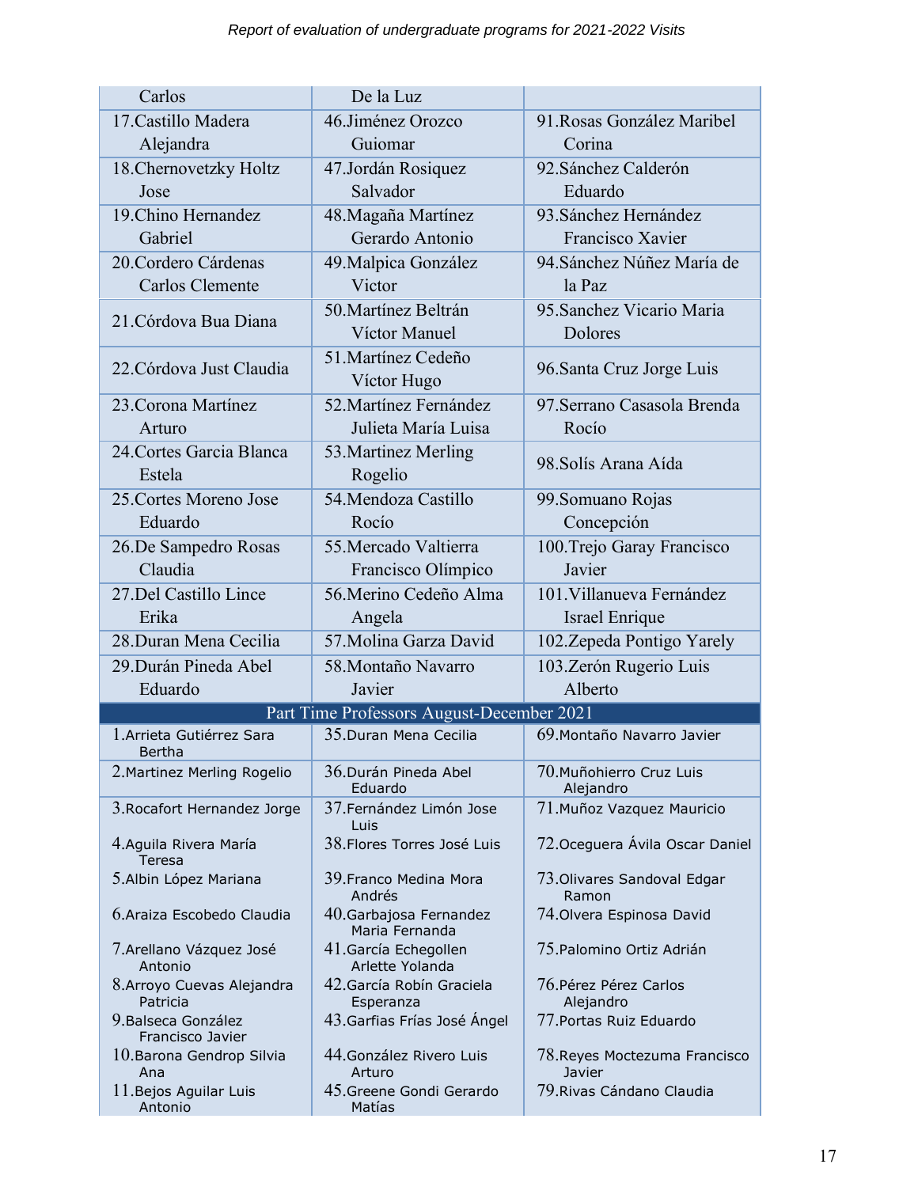| | | |
|---|---|---|
| Carlos | De la Luz | |
| 17.Castillo Madera Alejandra | 46.Jiménez Orozco Guiomar | 91.Rosas González Maribel Corina |
| 18.Chernovetzky Holtz Jose | 47.Jordán Rosiquez Salvador | 92.Sánchez Calderón Eduardo |
| 19.Chino Hernandez Gabriel | 48.Magaña Martínez Gerardo Antonio | 93.Sánchez Hernández Francisco Xavier |
| 20.Cordero Cárdenas Carlos Clemente | 49.Malpica González Victor | 94.Sánchez Núñez María de la Paz |
| 21.Córdova Bua Diana | 50.Martínez Beltrán Víctor Manuel | 95.Sanchez Vicario Maria Dolores |
| 22.Córdova Just Claudia | 51.Martínez Cedeño Víctor Hugo | 96.Santa Cruz Jorge Luis |
| 23.Corona Martínez Arturo | 52.Martínez Fernández Julieta María Luisa | 97.Serrano Casasola Brenda Rocío |
| 24.Cortes Garcia Blanca Estela | 53.Martinez Merling Rogelio | 98.Solís Arana Aída |
| 25.Cortes Moreno Jose Eduardo | 54.Mendoza Castillo Rocío | 99.Somuano Rojas Concepción |
| 26.De Sampedro Rosas Claudia | 55.Mercado Valtierra Francisco Olímpico | 100.Trejo Garay Francisco Javier |
| 27.Del Castillo Lince Erika | 56.Merino Cedeño Alma Angela | 101.Villanueva Fernández Israel Enrique |
| 28.Duran Mena Cecilia | 57.Molina Garza David | 102.Zepeda Pontigo Yarely |
| 29.Durán Pineda Abel Eduardo | 58.Montaño Navarro Javier | 103.Zerón Rugerio Luis Alberto |
| **Part Time Professors August-December 2021** | | |
| 1.Arrieta Gutiérrez Sara Bertha | 35.Duran Mena Cecilia | 69.Montaño Navarro Javier |
| 2.Martinez Merling Rogelio | 36.Durán Pineda Abel Eduardo | 70.Muñohierro Cruz Luis Alejandro |
| 3.Rocafort Hernandez Jorge | 37.Fernández Limón Jose Luis | 71.Muñoz Vazquez Mauricio |
| 4.Aguila Rivera María Teresa | 38.Flores Torres José Luis | 72.Oceguera Ávila Oscar Daniel |
| 5.Albin López Mariana | 39.Franco Medina Mora Andrés | 73.Olivares Sandoval Edgar Ramon |
| 6.Araiza Escobedo Claudia | 40.Garbajosa Fernandez Maria Fernanda | 74.Olvera Espinosa David |
| 7.Arellano Vázquez José Antonio | 41.García Echegollen Arlette Yolanda | 75.Palomino Ortiz Adrián |
| 8.Arroyo Cuevas Alejandra Patricia | 42.García Robín Graciela Esperanza | 76.Pérez Pérez Carlos Alejandro |
| 9.Balseca González Francisco Javier | 43.Garfias Frías José Ángel | 77.Portas Ruiz Eduardo |
| 10.Barona Gendrop Silvia Ana | 44.González Rivero Luis Arturo | 78.Reyes Moctezuma Francisco Javier |
| 11.Bejos Aguilar Luis Antonio | 45.Greene Gondi Gerardo Matías | 79.Rivas Cándano Claudia |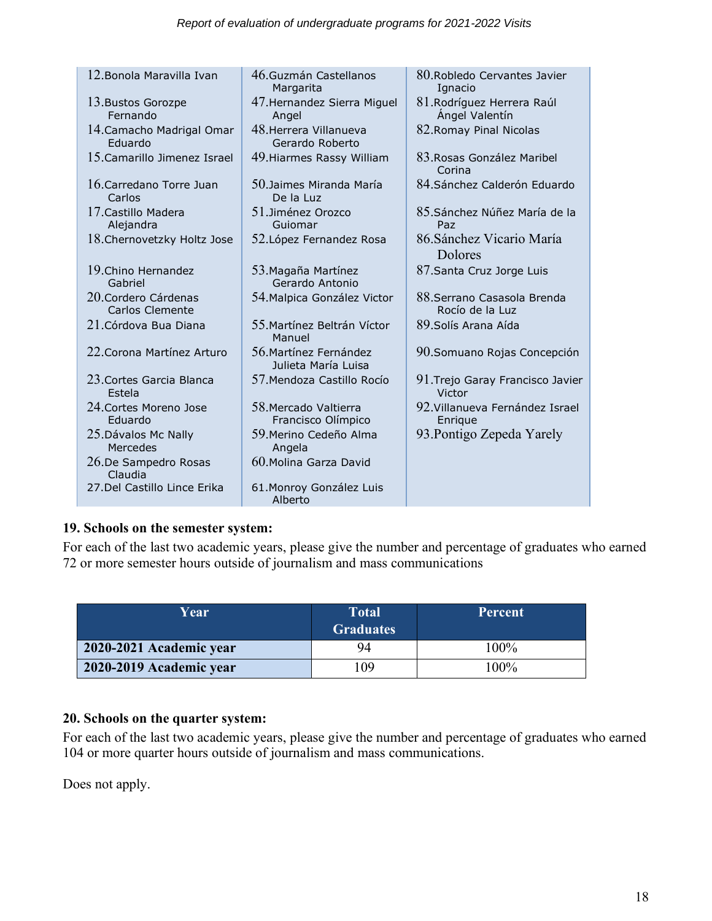12. Bonola Maravilla Ivan
13. Bustos Gorozpe Fernando
14. Camacho Madrigal Omar Eduardo
15. Camarillo Jimenez Israel
16. Carredano Torre Juan Carlos
17. Castillo Madera Alejandra
18. Chernovetzky Holtz Jose
19. Chino Hernandez Gabriel
20. Cordero Cárdenas Carlos Clemente
21. Córdova Bua Diana
22. Corona Martínez Arturo
23. Cortes Garcia Blanca Estela
24. Cortes Moreno Jose Eduardo
25. Dávalos Mc Nally Mercedes
26. De Sampedro Rosas Claudia
27. Del Castillo Lince Erika
46. Guzmán Castellanos Margarita
47. Hernandez Sierra Miguel Angel
48. Herrera Villanueva Gerardo Roberto
49. Hiarmes Rassy William
50. Jaimes Miranda María De la Luz
51. Jiménez Orozco Guiomar
52. López Fernandez Rosa
53. Magaña Martínez Gerardo Antonio
54. Malpica González Victor
55. Martínez Beltrán Víctor Manuel
56. Martínez Fernández Julieta María Luisa
57. Mendoza Castillo Rocío
58. Mercado Valtierra Francisco Olímpico
59. Merino Cedeño Alma Angela
60. Molina Garza David
61. Monroy González Luis Alberto
80. Robledo Cervantes Javier Ignacio
81. Rodríguez Herrera Raúl Ángel Valentín
82. Romay Pinal Nicolas
83. Rosas González Maribel Corina
84. Sánchez Calderón Eduardo
85. Sánchez Núñez María de la Paz
86. Sánchez Vicario María Dolores
87. Santa Cruz Jorge Luis
88. Serrano Casasola Brenda Rocío de la Luz
89. Solís Arana Aída
90. Somuano Rojas Concepción
91. Trejo Garay Francisco Javier Victor
92. Villanueva Fernández Israel Enrique
93. Pontigo Zepeda Yarely

**19. Schools on the semester system:**

For each of the last two academic years, please give the number and percentage of graduates who earned 72 or more semester hours outside of journalism and mass communications

| Year | Total Graduates | Percent |
|---|---|---|
| **2020-2021 Academic year** | 94 | 100% |
| **2020-2019 Academic year** | 109 | 100% |

**20. Schools on the quarter system:**

For each of the last two academic years, please give the number and percentage of graduates who earned 104 or more quarter hours outside of journalism and mass communications.

Does not apply.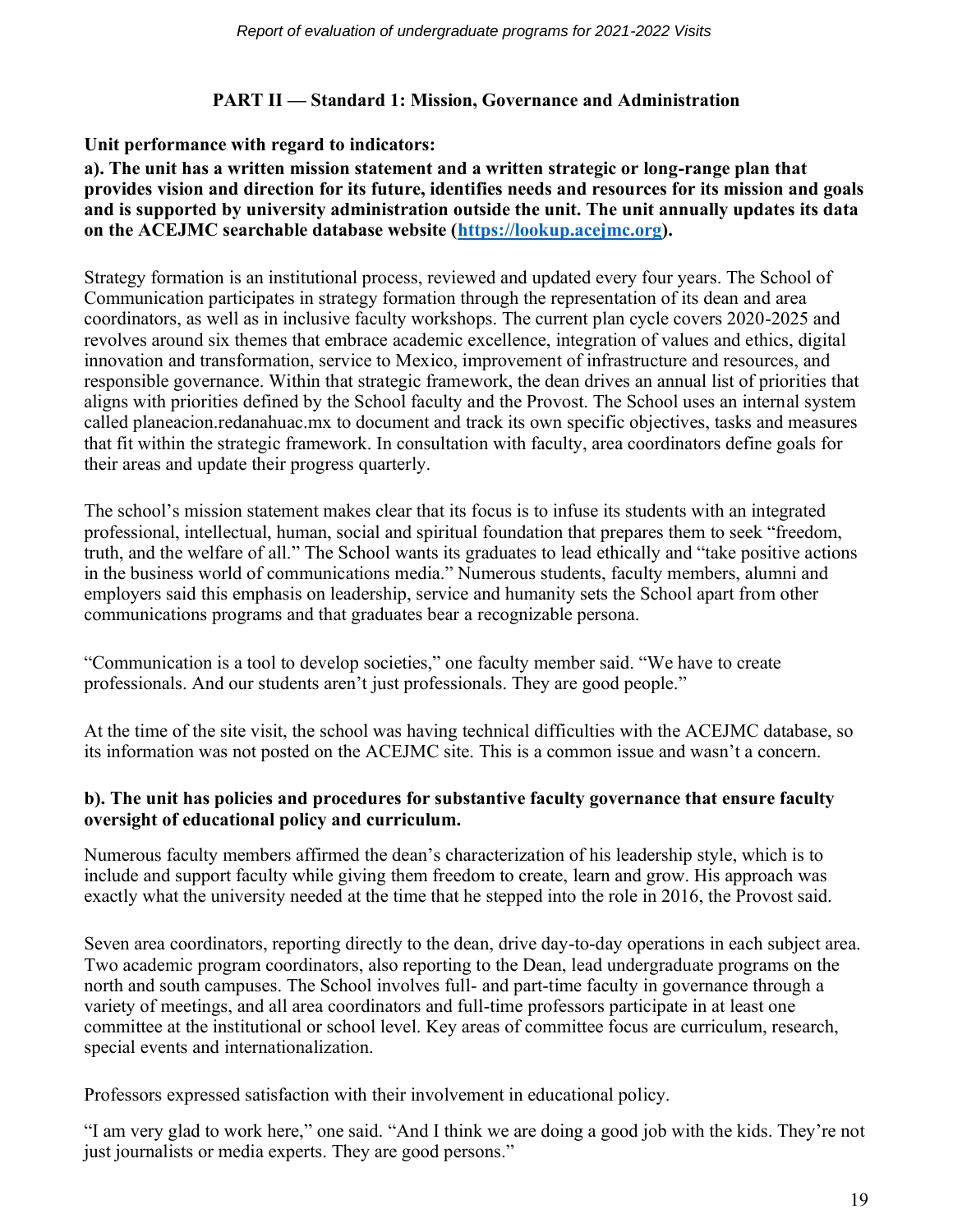## PART II — Standard 1: Mission, Governance and Administration

**Unit performance with regard to indicators:**

**a). The unit has a written mission statement and a written strategic or long-range plan that provides vision and direction for its future, identifies needs and resources for its mission and goals and is supported by university administration outside the unit. The unit annually updates its data on the ACEJMC searchable database website ([https://lookup.acejmc.org](https://lookup.acejmc.org)).**

Strategy formation is an institutional process, reviewed and updated every four years. The School of Communication participates in strategy formation through the representation of its dean and area coordinators, as well as in inclusive faculty workshops. The current plan cycle covers 2020-2025 and revolves around six themes that embrace academic excellence, integration of values and ethics, digital innovation and transformation, service to Mexico, improvement of infrastructure and resources, and responsible governance. Within that strategic framework, the dean drives an annual list of priorities that aligns with priorities defined by the School faculty and the Provost. The School uses an internal system called planeacion.redanahuac.mx to document and track its own specific objectives, tasks and measures that fit within the strategic framework. In consultation with faculty, area coordinators define goals for their areas and update their progress quarterly.

The school's mission statement makes clear that its focus is to infuse its students with an integrated professional, intellectual, human, social and spiritual foundation that prepares them to seek "freedom, truth, and the welfare of all." The School wants its graduates to lead ethically and "take positive actions in the business world of communications media." Numerous students, faculty members, alumni and employers said this emphasis on leadership, service and humanity sets the School apart from other communications programs and that graduates bear a recognizable persona.

"Communication is a tool to develop societies," one faculty member said. "We have to create professionals. And our students aren't just professionals. They are good people."

At the time of the site visit, the school was having technical difficulties with the ACEJMC database, so its information was not posted on the ACEJMC site. This is a common issue and wasn't a concern.

**b). The unit has policies and procedures for substantive faculty governance that ensure faculty oversight of educational policy and curriculum.**

Numerous faculty members affirmed the dean's characterization of his leadership style, which is to include and support faculty while giving them freedom to create, learn and grow. His approach was exactly what the university needed at the time that he stepped into the role in 2016, the Provost said.

Seven area coordinators, reporting directly to the dean, drive day-to-day operations in each subject area. Two academic program coordinators, also reporting to the Dean, lead undergraduate programs on the north and south campuses. The School involves full- and part-time faculty in governance through a variety of meetings, and all area coordinators and full-time professors participate in at least one committee at the institutional or school level. Key areas of committee focus are curriculum, research, special events and internationalization.

Professors expressed satisfaction with their involvement in educational policy.

"I am very glad to work here," one said. "And I think we are doing a good job with the kids. They're not just journalists or media experts. They are good persons."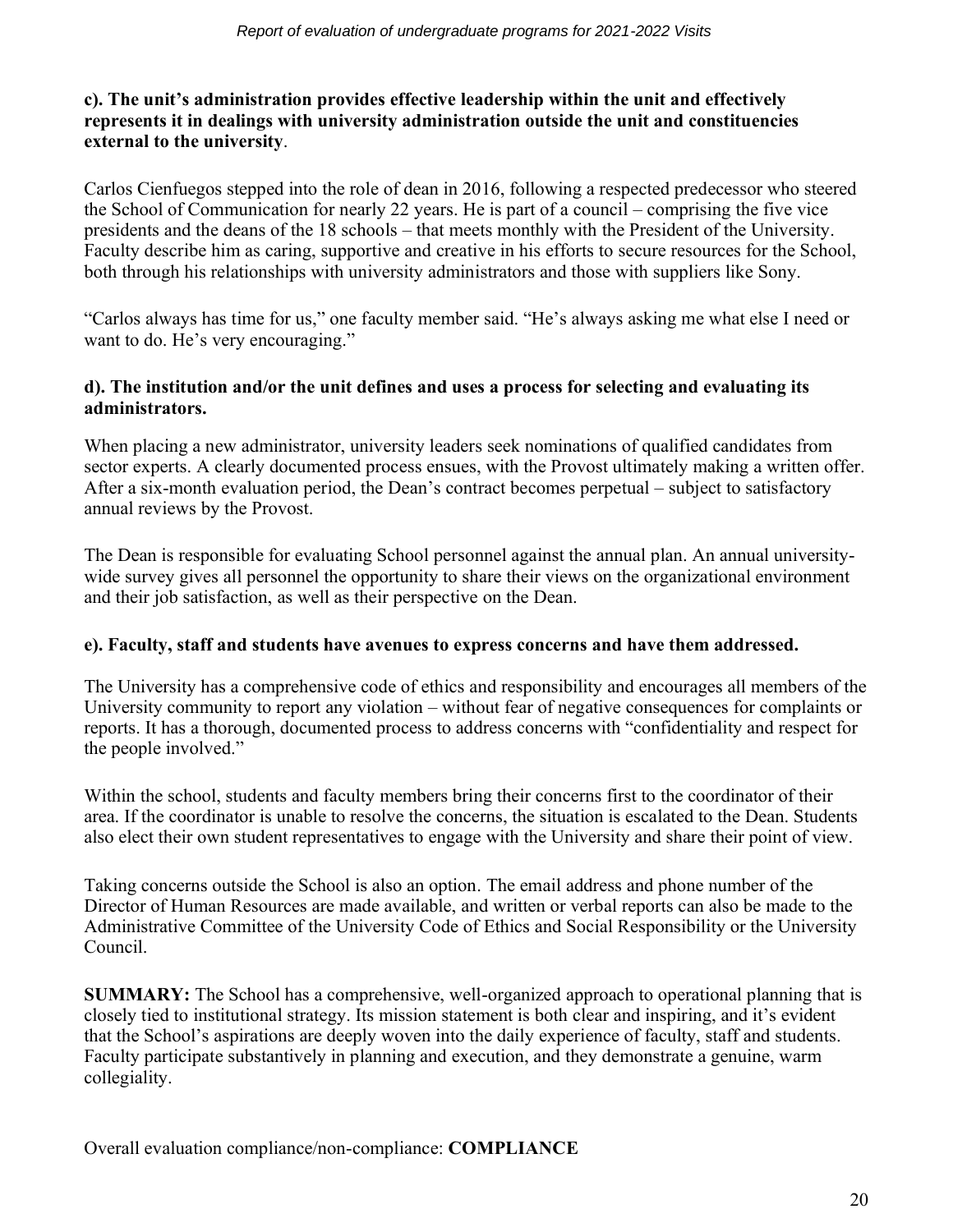**c). The unit's administration provides effective leadership within the unit and effectively represents it in dealings with university administration outside the unit and constituencies external to the university**.

Carlos Cienfuegos stepped into the role of dean in 2016, following a respected predecessor who steered the School of Communication for nearly 22 years. He is part of a council – comprising the five vice presidents and the deans of the 18 schools – that meets monthly with the President of the University. Faculty describe him as caring, supportive and creative in his efforts to secure resources for the School, both through his relationships with university administrators and those with suppliers like Sony.

"Carlos always has time for us," one faculty member said. "He's always asking me what else I need or want to do. He's very encouraging."

**d). The institution and/or the unit defines and uses a process for selecting and evaluating its administrators.**

When placing a new administrator, university leaders seek nominations of qualified candidates from sector experts. A clearly documented process ensues, with the Provost ultimately making a written offer. After a six-month evaluation period, the Dean's contract becomes perpetual – subject to satisfactory annual reviews by the Provost.

The Dean is responsible for evaluating School personnel against the annual plan. An annual university-wide survey gives all personnel the opportunity to share their views on the organizational environment and their job satisfaction, as well as their perspective on the Dean.

**e). Faculty, staff and students have avenues to express concerns and have them addressed.**

The University has a comprehensive code of ethics and responsibility and encourages all members of the University community to report any violation – without fear of negative consequences for complaints or reports. It has a thorough, documented process to address concerns with "confidentiality and respect for the people involved."

Within the school, students and faculty members bring their concerns first to the coordinator of their area. If the coordinator is unable to resolve the concerns, the situation is escalated to the Dean. Students also elect their own student representatives to engage with the University and share their point of view.

Taking concerns outside the School is also an option. The email address and phone number of the Director of Human Resources are made available, and written or verbal reports can also be made to the Administrative Committee of the University Code of Ethics and Social Responsibility or the University Council.

**SUMMARY:** The School has a comprehensive, well-organized approach to operational planning that is closely tied to institutional strategy. Its mission statement is both clear and inspiring, and it's evident that the School's aspirations are deeply woven into the daily experience of faculty, staff and students. Faculty participate substantively in planning and execution, and they demonstrate a genuine, warm collegiality.

Overall evaluation compliance/non-compliance: **COMPLIANCE**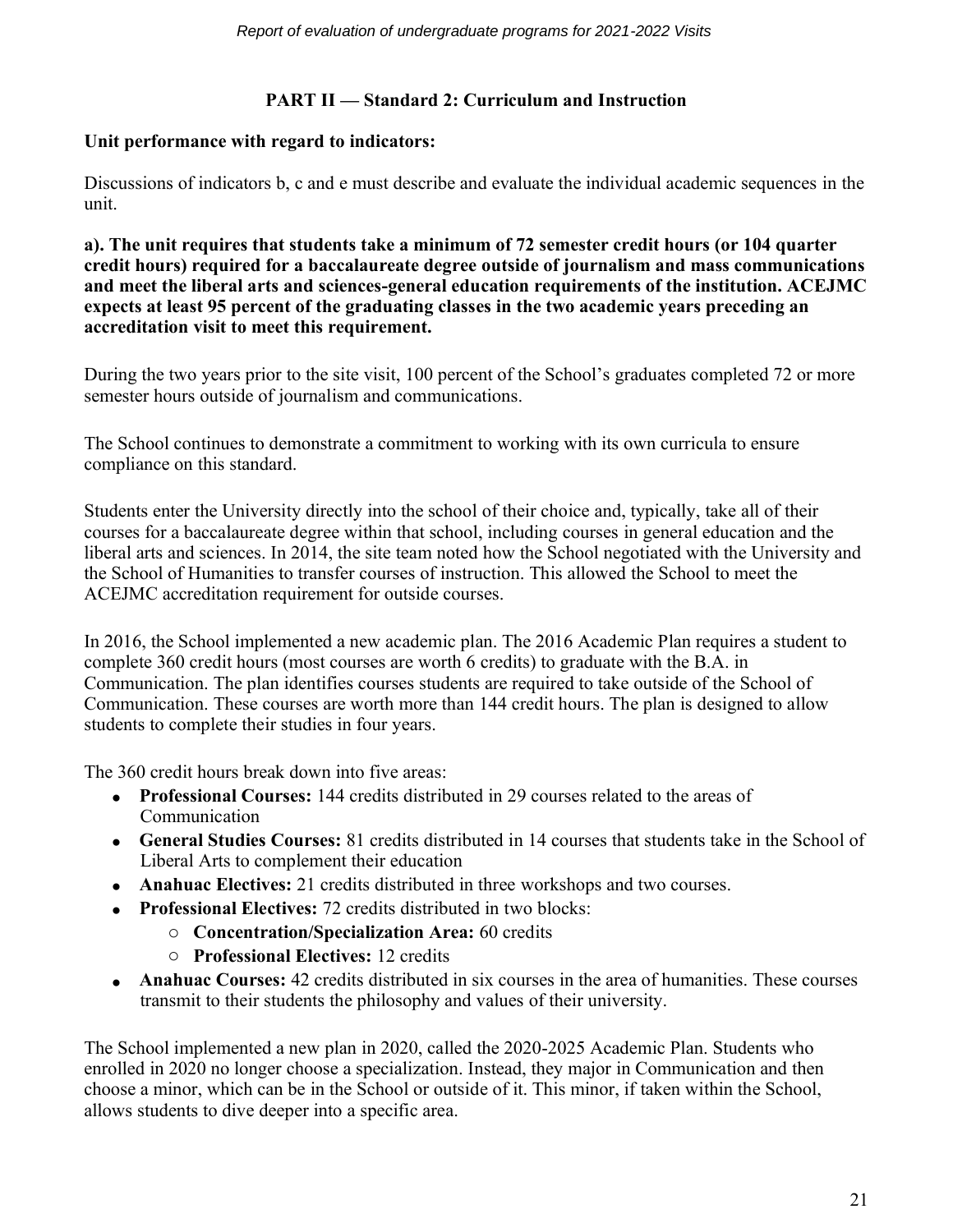## PART II — Standard 2: Curriculum and Instruction

**Unit performance with regard to indicators:**

Discussions of indicators b, c and e must describe and evaluate the individual academic sequences in the unit.

**a). The unit requires that students take a minimum of 72 semester credit hours (or 104 quarter credit hours) required for a baccalaureate degree outside of journalism and mass communications and meet the liberal arts and sciences-general education requirements of the institution. ACEJMC expects at least 95 percent of the graduating classes in the two academic years preceding an accreditation visit to meet this requirement.**

During the two years prior to the site visit, 100 percent of the School's graduates completed 72 or more semester hours outside of journalism and communications.

The School continues to demonstrate a commitment to working with its own curricula to ensure compliance on this standard.

Students enter the University directly into the school of their choice and, typically, take all of their courses for a baccalaureate degree within that school, including courses in general education and the liberal arts and sciences. In 2014, the site team noted how the School negotiated with the University and the School of Humanities to transfer courses of instruction. This allowed the School to meet the ACEJMC accreditation requirement for outside courses.

In 2016, the School implemented a new academic plan. The 2016 Academic Plan requires a student to complete 360 credit hours (most courses are worth 6 credits) to graduate with the B.A. in Communication. The plan identifies courses students are required to take outside of the School of Communication. These courses are worth more than 144 credit hours. The plan is designed to allow students to complete their studies in four years.

The 360 credit hours break down into five areas:

- **Professional Courses:** 144 credits distributed in 29 courses related to the areas of Communication
- **General Studies Courses:** 81 credits distributed in 14 courses that students take in the School of Liberal Arts to complement their education
- **Anahuac Electives:** 21 credits distributed in three workshops and two courses.
- **Professional Electives:** 72 credits distributed in two blocks:
  - **Concentration/Specialization Area:** 60 credits
  - **Professional Electives:** 12 credits
- **Anahuac Courses:** 42 credits distributed in six courses in the area of humanities. These courses transmit to their students the philosophy and values of their university.

The School implemented a new plan in 2020, called the 2020-2025 Academic Plan. Students who enrolled in 2020 no longer choose a specialization. Instead, they major in Communication and then choose a minor, which can be in the School or outside of it. This minor, if taken within the School, allows students to dive deeper into a specific area.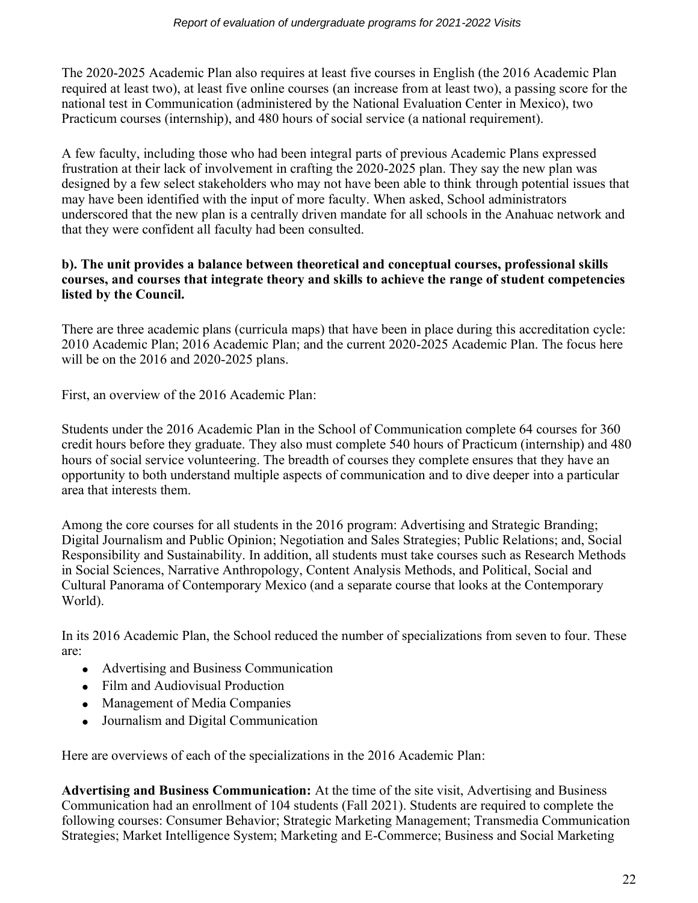The 2020-2025 Academic Plan also requires at least five courses in English (the 2016 Academic Plan required at least two), at least five online courses (an increase from at least two), a passing score for the national test in Communication (administered by the National Evaluation Center in Mexico), two Practicum courses (internship), and 480 hours of social service (a national requirement).

A few faculty, including those who had been integral parts of previous Academic Plans expressed frustration at their lack of involvement in crafting the 2020-2025 plan. They say the new plan was designed by a few select stakeholders who may not have been able to think through potential issues that may have been identified with the input of more faculty. When asked, School administrators underscored that the new plan is a centrally driven mandate for all schools in the Anahuac network and that they were confident all faculty had been consulted.

**b). The unit provides a balance between theoretical and conceptual courses, professional skills courses, and courses that integrate theory and skills to achieve the range of student competencies listed by the Council.**

There are three academic plans (curricula maps) that have been in place during this accreditation cycle: 2010 Academic Plan; 2016 Academic Plan; and the current 2020-2025 Academic Plan. The focus here will be on the 2016 and 2020-2025 plans.

First, an overview of the 2016 Academic Plan:

Students under the 2016 Academic Plan in the School of Communication complete 64 courses for 360 credit hours before they graduate. They also must complete 540 hours of Practicum (internship) and 480 hours of social service volunteering. The breadth of courses they complete ensures that they have an opportunity to both understand multiple aspects of communication and to dive deeper into a particular area that interests them.

Among the core courses for all students in the 2016 program: Advertising and Strategic Branding; Digital Journalism and Public Opinion; Negotiation and Sales Strategies; Public Relations; and, Social Responsibility and Sustainability. In addition, all students must take courses such as Research Methods in Social Sciences, Narrative Anthropology, Content Analysis Methods, and Political, Social and Cultural Panorama of Contemporary Mexico (and a separate course that looks at the Contemporary World).

In its 2016 Academic Plan, the School reduced the number of specializations from seven to four. These are:

- Advertising and Business Communication
- Film and Audiovisual Production
- Management of Media Companies
- Journalism and Digital Communication

Here are overviews of each of the specializations in the 2016 Academic Plan:

**Advertising and Business Communication:** At the time of the site visit, Advertising and Business Communication had an enrollment of 104 students (Fall 2021). Students are required to complete the following courses: Consumer Behavior; Strategic Marketing Management; Transmedia Communication Strategies; Market Intelligence System; Marketing and E-Commerce; Business and Social Marketing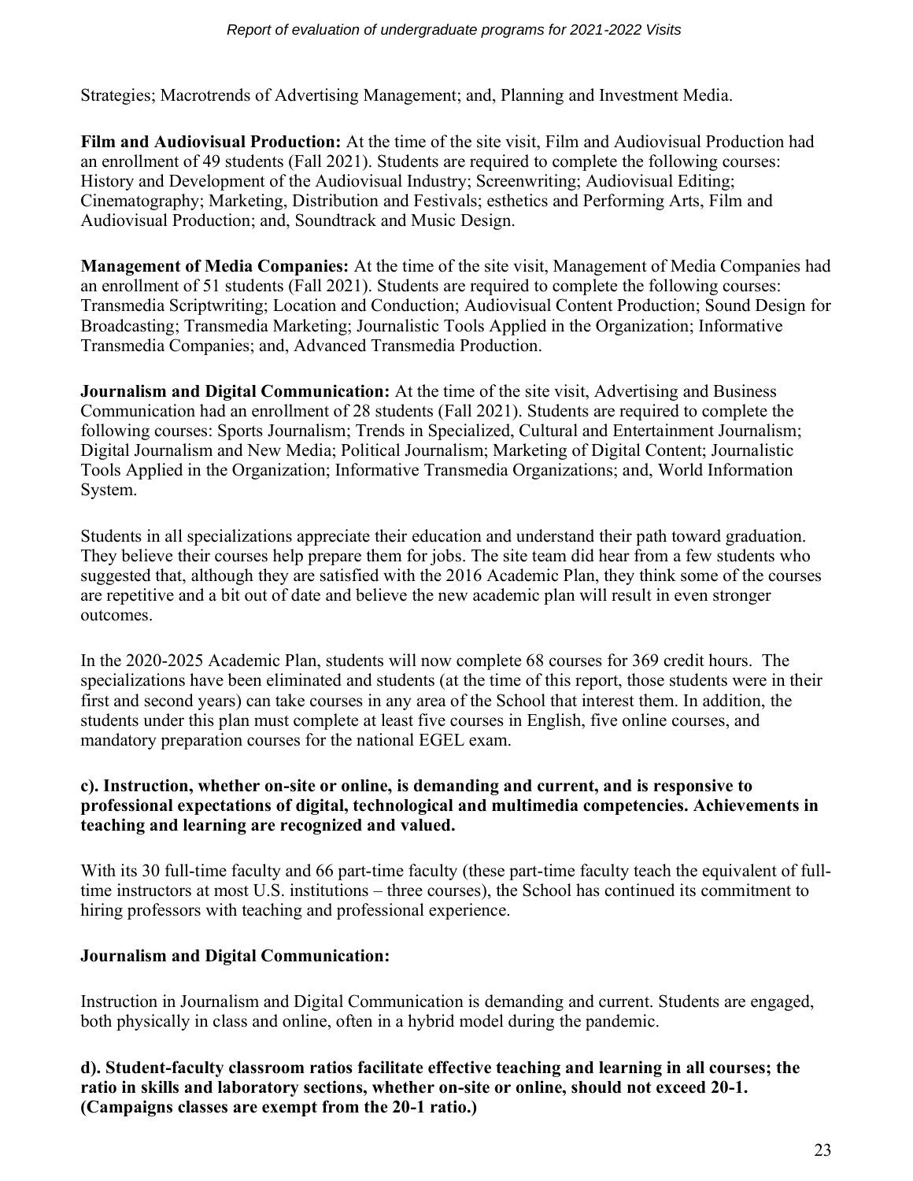Strategies; Macrotrends of Advertising Management; and, Planning and Investment Media.

**Film and Audiovisual Production:** At the time of the site visit, Film and Audiovisual Production had an enrollment of 49 students (Fall 2021). Students are required to complete the following courses: History and Development of the Audiovisual Industry; Screenwriting; Audiovisual Editing; Cinematography; Marketing, Distribution and Festivals; esthetics and Performing Arts, Film and Audiovisual Production; and, Soundtrack and Music Design.

**Management of Media Companies:** At the time of the site visit, Management of Media Companies had an enrollment of 51 students (Fall 2021). Students are required to complete the following courses: Transmedia Scriptwriting; Location and Conduction; Audiovisual Content Production; Sound Design for Broadcasting; Transmedia Marketing; Journalistic Tools Applied in the Organization; Informative Transmedia Companies; and, Advanced Transmedia Production.

**Journalism and Digital Communication:** At the time of the site visit, Advertising and Business Communication had an enrollment of 28 students (Fall 2021). Students are required to complete the following courses: Sports Journalism; Trends in Specialized, Cultural and Entertainment Journalism; Digital Journalism and New Media; Political Journalism; Marketing of Digital Content; Journalistic Tools Applied in the Organization; Informative Transmedia Organizations; and, World Information System.

Students in all specializations appreciate their education and understand their path toward graduation. They believe their courses help prepare them for jobs. The site team did hear from a few students who suggested that, although they are satisfied with the 2016 Academic Plan, they think some of the courses are repetitive and a bit out of date and believe the new academic plan will result in even stronger outcomes.

In the 2020-2025 Academic Plan, students will now complete 68 courses for 369 credit hours. The specializations have been eliminated and students (at the time of this report, those students were in their first and second years) can take courses in any area of the School that interest them. In addition, the students under this plan must complete at least five courses in English, five online courses, and mandatory preparation courses for the national EGEL exam.

**c). Instruction, whether on-site or online, is demanding and current, and is responsive to professional expectations of digital, technological and multimedia competencies. Achievements in teaching and learning are recognized and valued.**

With its 30 full-time faculty and 66 part-time faculty (these part-time faculty teach the equivalent of full-time instructors at most U.S. institutions – three courses), the School has continued its commitment to hiring professors with teaching and professional experience.

**Journalism and Digital Communication:**

Instruction in Journalism and Digital Communication is demanding and current. Students are engaged, both physically in class and online, often in a hybrid model during the pandemic.

**d). Student-faculty classroom ratios facilitate effective teaching and learning in all courses; the ratio in skills and laboratory sections, whether on-site or online, should not exceed 20-1. (Campaigns classes are exempt from the 20-1 ratio.)**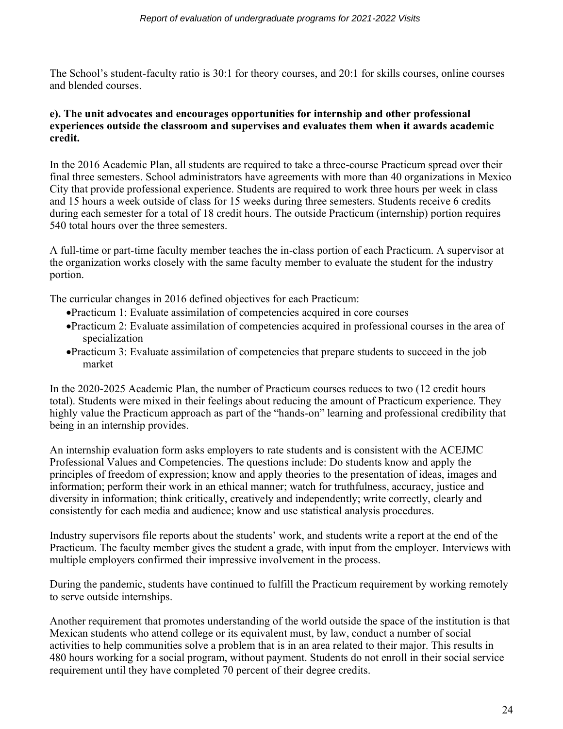The School's student-faculty ratio is 30:1 for theory courses, and 20:1 for skills courses, online courses and blended courses.

**e). The unit advocates and encourages opportunities for internship and other professional experiences outside the classroom and supervises and evaluates them when it awards academic credit.**

In the 2016 Academic Plan, all students are required to take a three-course Practicum spread over their final three semesters. School administrators have agreements with more than 40 organizations in Mexico City that provide professional experience. Students are required to work three hours per week in class and 15 hours a week outside of class for 15 weeks during three semesters. Students receive 6 credits during each semester for a total of 18 credit hours. The outside Practicum (internship) portion requires 540 total hours over the three semesters.

A full-time or part-time faculty member teaches the in-class portion of each Practicum. A supervisor at the organization works closely with the same faculty member to evaluate the student for the industry portion.

The curricular changes in 2016 defined objectives for each Practicum:

- Practicum 1: Evaluate assimilation of competencies acquired in core courses
- Practicum 2: Evaluate assimilation of competencies acquired in professional courses in the area of specialization
- Practicum 3: Evaluate assimilation of competencies that prepare students to succeed in the job market

In the 2020-2025 Academic Plan, the number of Practicum courses reduces to two (12 credit hours total). Students were mixed in their feelings about reducing the amount of Practicum experience. They highly value the Practicum approach as part of the "hands-on" learning and professional credibility that being in an internship provides.

An internship evaluation form asks employers to rate students and is consistent with the ACEJMC Professional Values and Competencies. The questions include: Do students know and apply the principles of freedom of expression; know and apply theories to the presentation of ideas, images and information; perform their work in an ethical manner; watch for truthfulness, accuracy, justice and diversity in information; think critically, creatively and independently; write correctly, clearly and consistently for each media and audience; know and use statistical analysis procedures.

Industry supervisors file reports about the students' work, and students write a report at the end of the Practicum. The faculty member gives the student a grade, with input from the employer. Interviews with multiple employers confirmed their impressive involvement in the process.

During the pandemic, students have continued to fulfill the Practicum requirement by working remotely to serve outside internships.

Another requirement that promotes understanding of the world outside the space of the institution is that Mexican students who attend college or its equivalent must, by law, conduct a number of social activities to help communities solve a problem that is in an area related to their major. This results in 480 hours working for a social program, without payment. Students do not enroll in their social service requirement until they have completed 70 percent of their degree credits.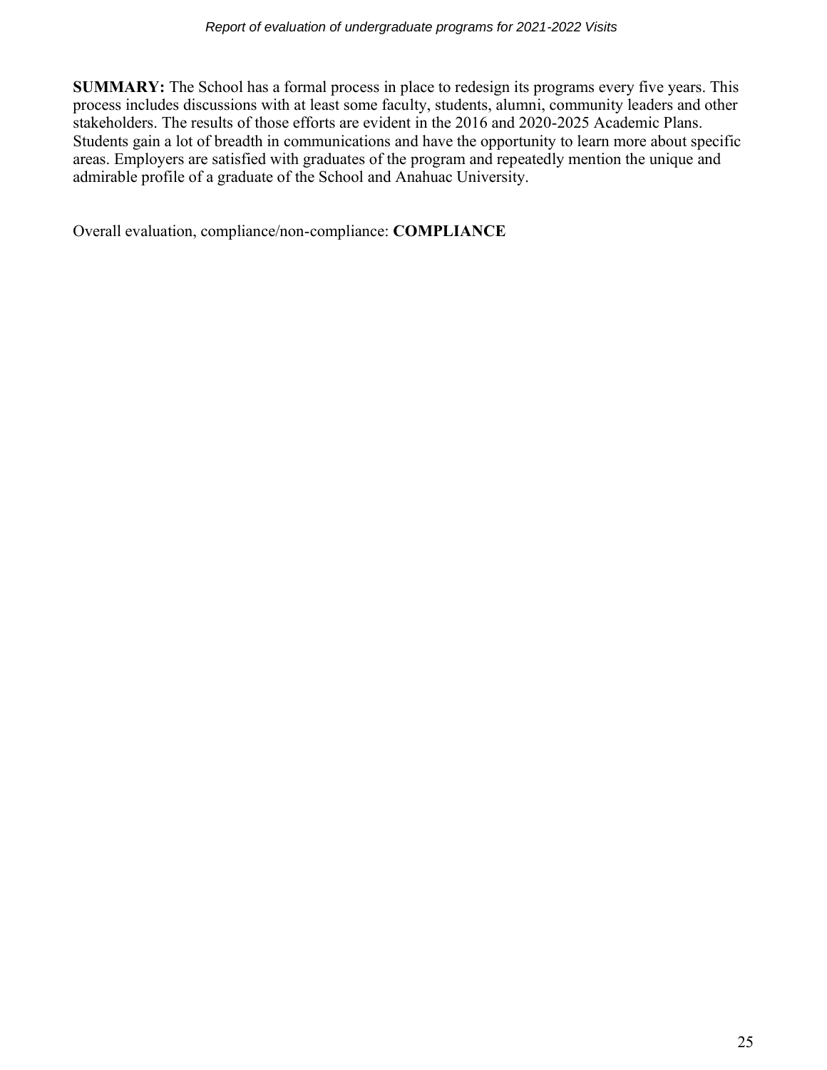**SUMMARY:** The School has a formal process in place to redesign its programs every five years. This process includes discussions with at least some faculty, students, alumni, community leaders and other stakeholders. The results of those efforts are evident in the 2016 and 2020-2025 Academic Plans. Students gain a lot of breadth in communications and have the opportunity to learn more about specific areas. Employers are satisfied with graduates of the program and repeatedly mention the unique and admirable profile of a graduate of the School and Anahuac University.

Overall evaluation, compliance/non-compliance: **COMPLIANCE**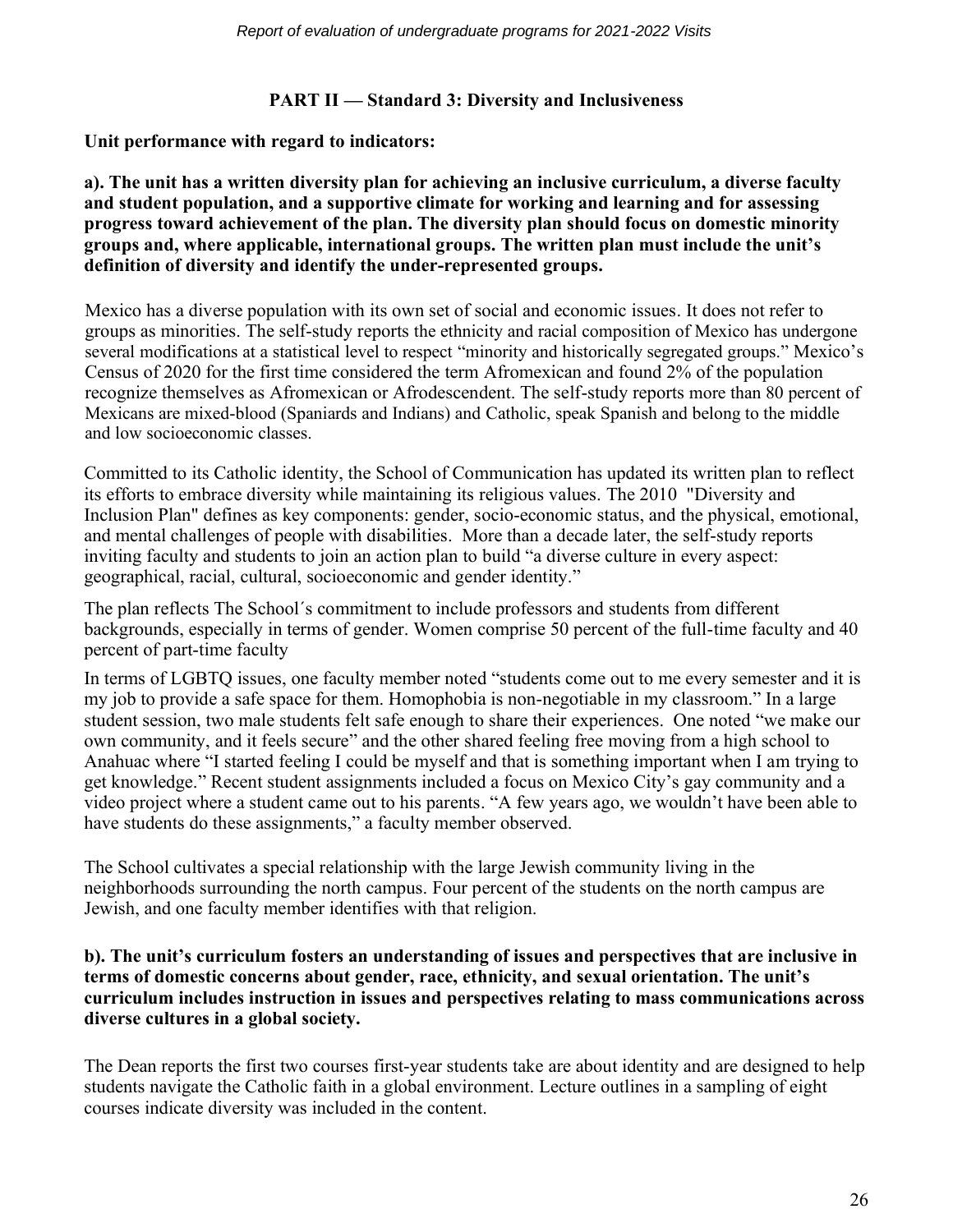## PART II — Standard 3: Diversity and Inclusiveness

**Unit performance with regard to indicators:**

**a). The unit has a written diversity plan for achieving an inclusive curriculum, a diverse faculty and student population, and a supportive climate for working and learning and for assessing progress toward achievement of the plan. The diversity plan should focus on domestic minority groups and, where applicable, international groups. The written plan must include the unit's definition of diversity and identify the under-represented groups.**

Mexico has a diverse population with its own set of social and economic issues. It does not refer to groups as minorities. The self-study reports the ethnicity and racial composition of Mexico has undergone several modifications at a statistical level to respect "minority and historically segregated groups." Mexico's Census of 2020 for the first time considered the term Afromexican and found 2% of the population recognize themselves as Afromexican or Afrodescendent. The self-study reports more than 80 percent of Mexicans are mixed-blood (Spaniards and Indians) and Catholic, speak Spanish and belong to the middle and low socioeconomic classes.

Committed to its Catholic identity, the School of Communication has updated its written plan to reflect its efforts to embrace diversity while maintaining its religious values. The 2010 "Diversity and Inclusion Plan" defines as key components: gender, socio-economic status, and the physical, emotional, and mental challenges of people with disabilities. More than a decade later, the self-study reports inviting faculty and students to join an action plan to build "a diverse culture in every aspect: geographical, racial, cultural, socioeconomic and gender identity."

The plan reflects The School´s commitment to include professors and students from different backgrounds, especially in terms of gender. Women comprise 50 percent of the full-time faculty and 40 percent of part-time faculty

In terms of LGBTQ issues, one faculty member noted "students come out to me every semester and it is my job to provide a safe space for them. Homophobia is non-negotiable in my classroom." In a large student session, two male students felt safe enough to share their experiences. One noted "we make our own community, and it feels secure" and the other shared feeling free moving from a high school to Anahuac where "I started feeling I could be myself and that is something important when I am trying to get knowledge." Recent student assignments included a focus on Mexico City's gay community and a video project where a student came out to his parents. "A few years ago, we wouldn't have been able to have students do these assignments," a faculty member observed.

The School cultivates a special relationship with the large Jewish community living in the neighborhoods surrounding the north campus. Four percent of the students on the north campus are Jewish, and one faculty member identifies with that religion.

**b). The unit's curriculum fosters an understanding of issues and perspectives that are inclusive in terms of domestic concerns about gender, race, ethnicity, and sexual orientation. The unit's curriculum includes instruction in issues and perspectives relating to mass communications across diverse cultures in a global society.**

The Dean reports the first two courses first-year students take are about identity and are designed to help students navigate the Catholic faith in a global environment. Lecture outlines in a sampling of eight courses indicate diversity was included in the content.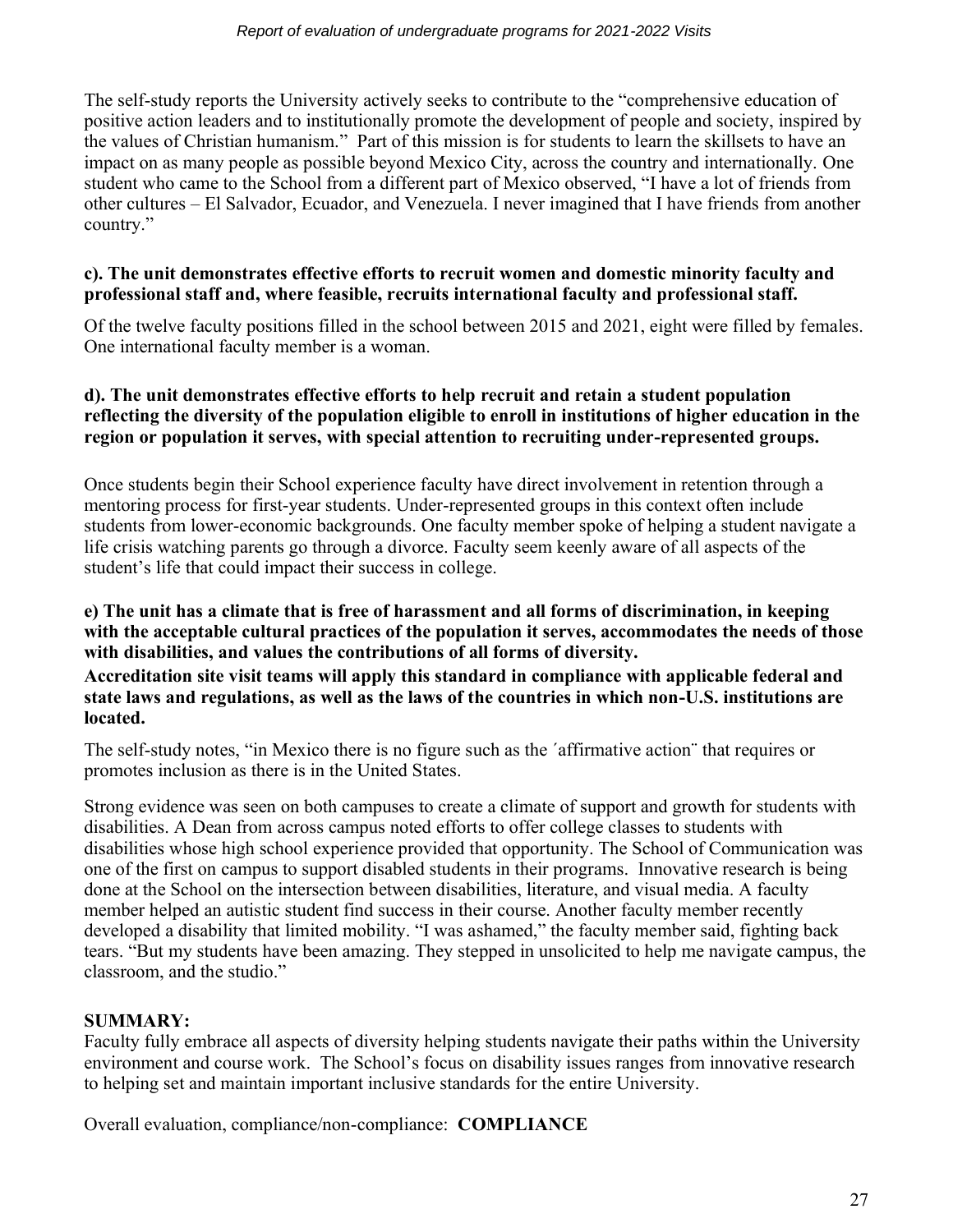The self-study reports the University actively seeks to contribute to the "comprehensive education of positive action leaders and to institutionally promote the development of people and society, inspired by the values of Christian humanism." Part of this mission is for students to learn the skillsets to have an impact on as many people as possible beyond Mexico City, across the country and internationally. One student who came to the School from a different part of Mexico observed, "I have a lot of friends from other cultures – El Salvador, Ecuador, and Venezuela. I never imagined that I have friends from another country."

**c). The unit demonstrates effective efforts to recruit women and domestic minority faculty and professional staff and, where feasible, recruits international faculty and professional staff.**

Of the twelve faculty positions filled in the school between 2015 and 2021, eight were filled by females. One international faculty member is a woman.

**d). The unit demonstrates effective efforts to help recruit and retain a student population reflecting the diversity of the population eligible to enroll in institutions of higher education in the region or population it serves, with special attention to recruiting under-represented groups.**

Once students begin their School experience faculty have direct involvement in retention through a mentoring process for first-year students. Under-represented groups in this context often include students from lower-economic backgrounds. One faculty member spoke of helping a student navigate a life crisis watching parents go through a divorce. Faculty seem keenly aware of all aspects of the student's life that could impact their success in college.

**e) The unit has a climate that is free of harassment and all forms of discrimination, in keeping with the acceptable cultural practices of the population it serves, accommodates the needs of those with disabilities, and values the contributions of all forms of diversity.**
**Accreditation site visit teams will apply this standard in compliance with applicable federal and state laws and regulations, as well as the laws of the countries in which non-U.S. institutions are located.**

The self-study notes, "in Mexico there is no figure such as the ´affirmative action¨ that requires or promotes inclusion as there is in the United States.

Strong evidence was seen on both campuses to create a climate of support and growth for students with disabilities. A Dean from across campus noted efforts to offer college classes to students with disabilities whose high school experience provided that opportunity. The School of Communication was one of the first on campus to support disabled students in their programs. Innovative research is being done at the School on the intersection between disabilities, literature, and visual media. A faculty member helped an autistic student find success in their course. Another faculty member recently developed a disability that limited mobility. "I was ashamed," the faculty member said, fighting back tears. "But my students have been amazing. They stepped in unsolicited to help me navigate campus, the classroom, and the studio."

**SUMMARY:**
Faculty fully embrace all aspects of diversity helping students navigate their paths within the University environment and course work. The School's focus on disability issues ranges from innovative research to helping set and maintain important inclusive standards for the entire University.

Overall evaluation, compliance/non-compliance: **COMPLIANCE**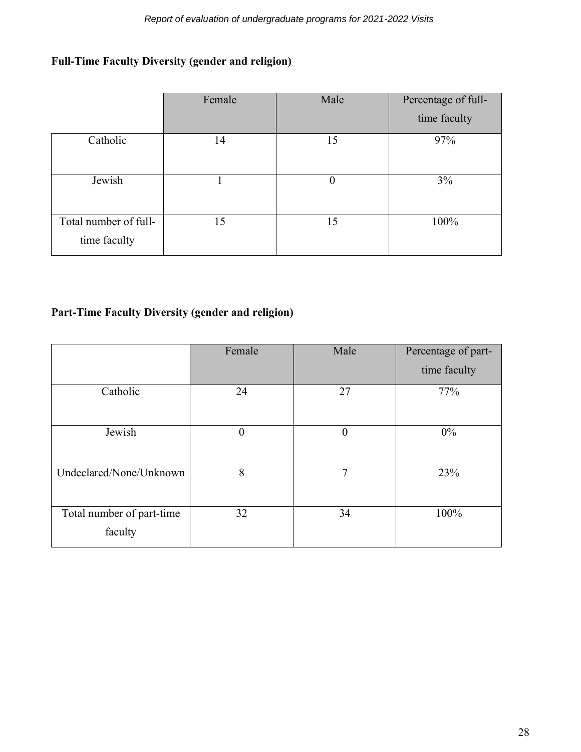## Full-Time Faculty Diversity (gender and religion)

| | Female | Male | Percentage of full-time faculty |
|---|---|---|---|
| Catholic | 14 | 15 | 97% |
| Jewish | 1 | 0 | 3% |
| Total number of full-time faculty | 15 | 15 | 100% |

## Part-Time Faculty Diversity (gender and religion)

| | Female | Male | Percentage of part-time faculty |
|---|---|---|---|
| Catholic | 24 | 27 | 77% |
| Jewish | 0 | 0 | 0% |
| Undeclared/None/Unknown | 8 | 7 | 23% |
| Total number of part-time faculty | 32 | 34 | 100% |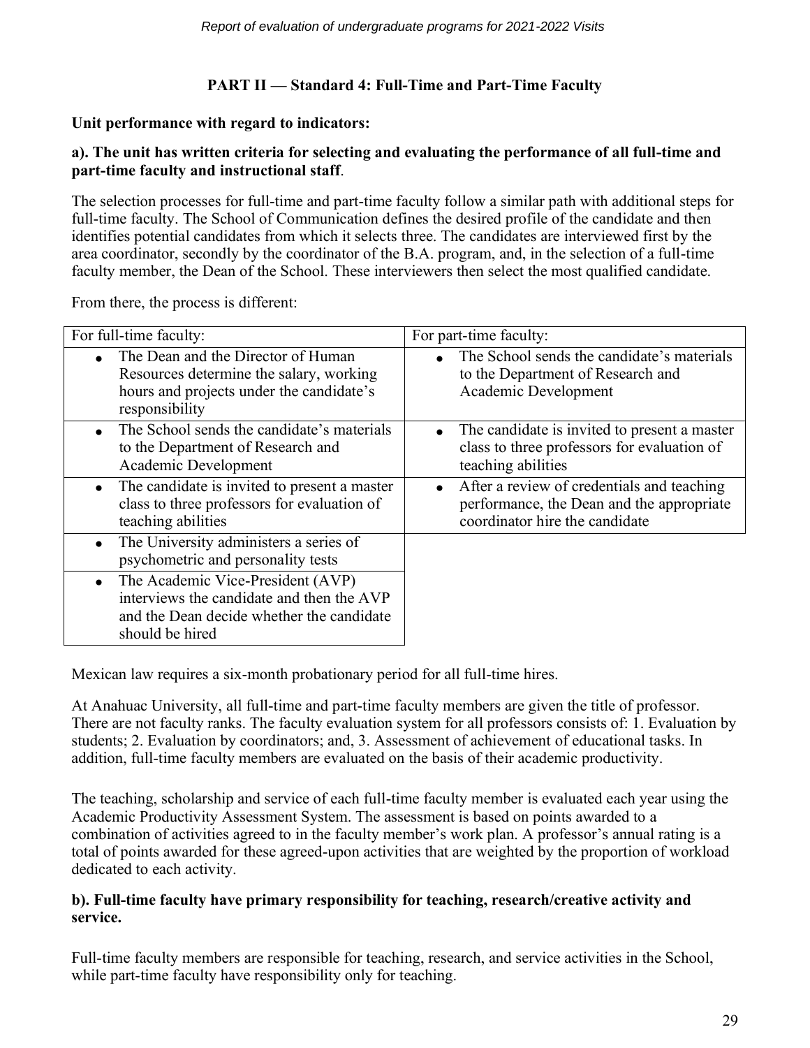## PART II — Standard 4: Full-Time and Part-Time Faculty

**Unit performance with regard to indicators:**

**a). The unit has written criteria for selecting and evaluating the performance of all full-time and part-time faculty and instructional staff**.

The selection processes for full-time and part-time faculty follow a similar path with additional steps for full-time faculty. The School of Communication defines the desired profile of the candidate and then identifies potential candidates from which it selects three. The candidates are interviewed first by the area coordinator, secondly by the coordinator of the B.A. program, and, in the selection of a full-time faculty member, the Dean of the School. These interviewers then select the most qualified candidate.

From there, the process is different:

| For full-time faculty: | For part-time faculty: |
| --- | --- |
| • The Dean and the Director of Human Resources determine the salary, working hours and projects under the candidate's responsibility | • The School sends the candidate's materials to the Department of Research and Academic Development |
| • The School sends the candidate's materials to the Department of Research and Academic Development | • The candidate is invited to present a master class to three professors for evaluation of teaching abilities |
| • The candidate is invited to present a master class to three professors for evaluation of teaching abilities | • After a review of credentials and teaching performance, the Dean and the appropriate coordinator hire the candidate |
| • The University administers a series of psychometric and personality tests | |
| • The Academic Vice-President (AVP) interviews the candidate and then the AVP and the Dean decide whether the candidate should be hired | |

Mexican law requires a six-month probationary period for all full-time hires.

At Anahuac University, all full-time and part-time faculty members are given the title of professor. There are not faculty ranks. The faculty evaluation system for all professors consists of: 1. Evaluation by students; 2. Evaluation by coordinators; and, 3. Assessment of achievement of educational tasks. In addition, full-time faculty members are evaluated on the basis of their academic productivity.

The teaching, scholarship and service of each full-time faculty member is evaluated each year using the Academic Productivity Assessment System. The assessment is based on points awarded to a combination of activities agreed to in the faculty member's work plan. A professor's annual rating is a total of points awarded for these agreed-upon activities that are weighted by the proportion of workload dedicated to each activity.

**b). Full-time faculty have primary responsibility for teaching, research/creative activity and service.**

Full-time faculty members are responsible for teaching, research, and service activities in the School, while part-time faculty have responsibility only for teaching.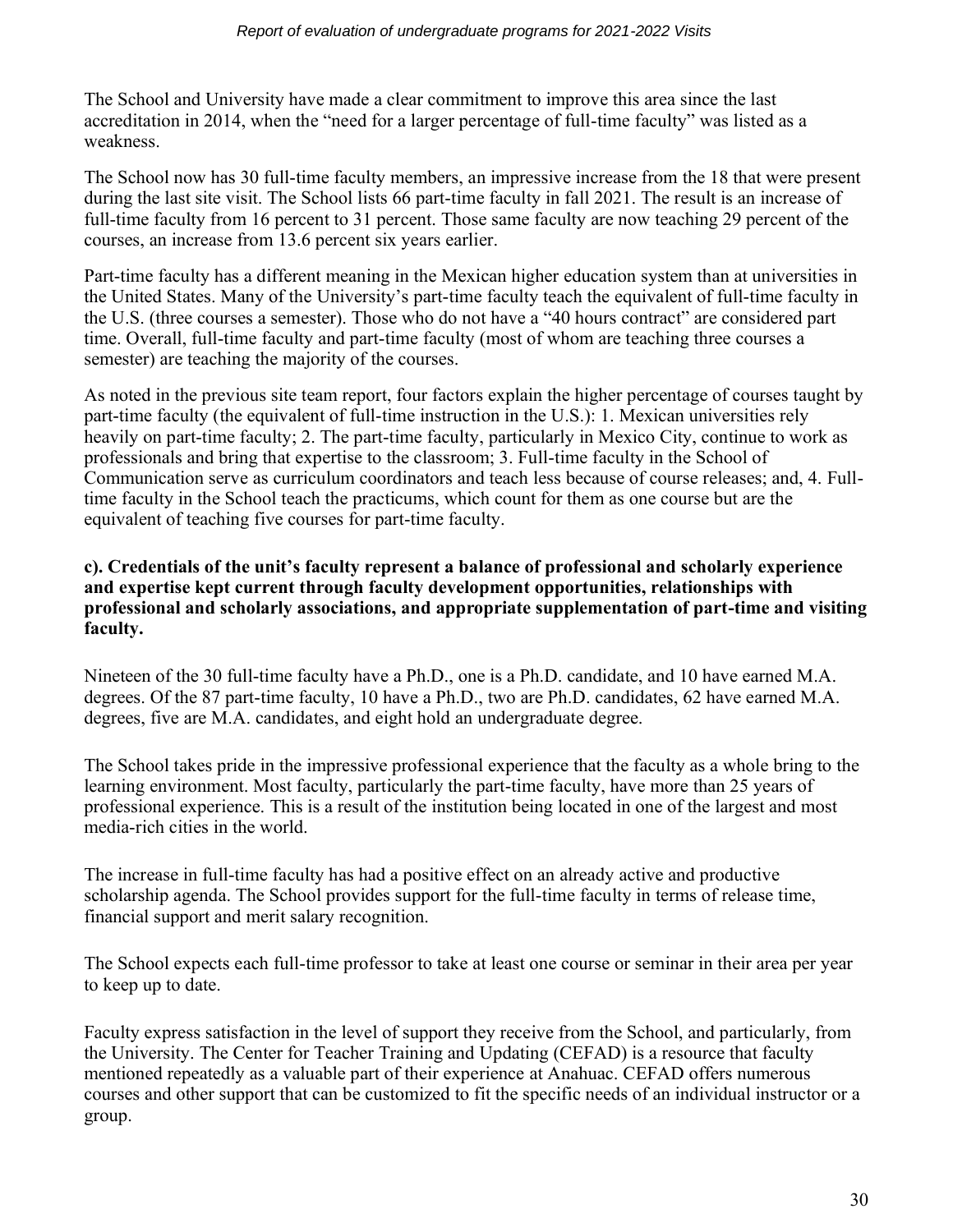The School and University have made a clear commitment to improve this area since the last accreditation in 2014, when the "need for a larger percentage of full-time faculty" was listed as a weakness.

The School now has 30 full-time faculty members, an impressive increase from the 18 that were present during the last site visit. The School lists 66 part-time faculty in fall 2021. The result is an increase of full-time faculty from 16 percent to 31 percent. Those same faculty are now teaching 29 percent of the courses, an increase from 13.6 percent six years earlier.

Part-time faculty has a different meaning in the Mexican higher education system than at universities in the United States. Many of the University's part-time faculty teach the equivalent of full-time faculty in the U.S. (three courses a semester). Those who do not have a "40 hours contract" are considered part time. Overall, full-time faculty and part-time faculty (most of whom are teaching three courses a semester) are teaching the majority of the courses.

As noted in the previous site team report, four factors explain the higher percentage of courses taught by part-time faculty (the equivalent of full-time instruction in the U.S.): 1. Mexican universities rely heavily on part-time faculty; 2. The part-time faculty, particularly in Mexico City, continue to work as professionals and bring that expertise to the classroom; 3. Full-time faculty in the School of Communication serve as curriculum coordinators and teach less because of course releases; and, 4. Full-time faculty in the School teach the practicums, which count for them as one course but are the equivalent of teaching five courses for part-time faculty.

**c). Credentials of the unit's faculty represent a balance of professional and scholarly experience and expertise kept current through faculty development opportunities, relationships with professional and scholarly associations, and appropriate supplementation of part-time and visiting faculty.**

Nineteen of the 30 full-time faculty have a Ph.D., one is a Ph.D. candidate, and 10 have earned M.A. degrees. Of the 87 part-time faculty, 10 have a Ph.D., two are Ph.D. candidates, 62 have earned M.A. degrees, five are M.A. candidates, and eight hold an undergraduate degree.

The School takes pride in the impressive professional experience that the faculty as a whole bring to the learning environment. Most faculty, particularly the part-time faculty, have more than 25 years of professional experience. This is a result of the institution being located in one of the largest and most media-rich cities in the world.

The increase in full-time faculty has had a positive effect on an already active and productive scholarship agenda. The School provides support for the full-time faculty in terms of release time, financial support and merit salary recognition.

The School expects each full-time professor to take at least one course or seminar in their area per year to keep up to date.

Faculty express satisfaction in the level of support they receive from the School, and particularly, from the University. The Center for Teacher Training and Updating (CEFAD) is a resource that faculty mentioned repeatedly as a valuable part of their experience at Anahuac. CEFAD offers numerous courses and other support that can be customized to fit the specific needs of an individual instructor or a group.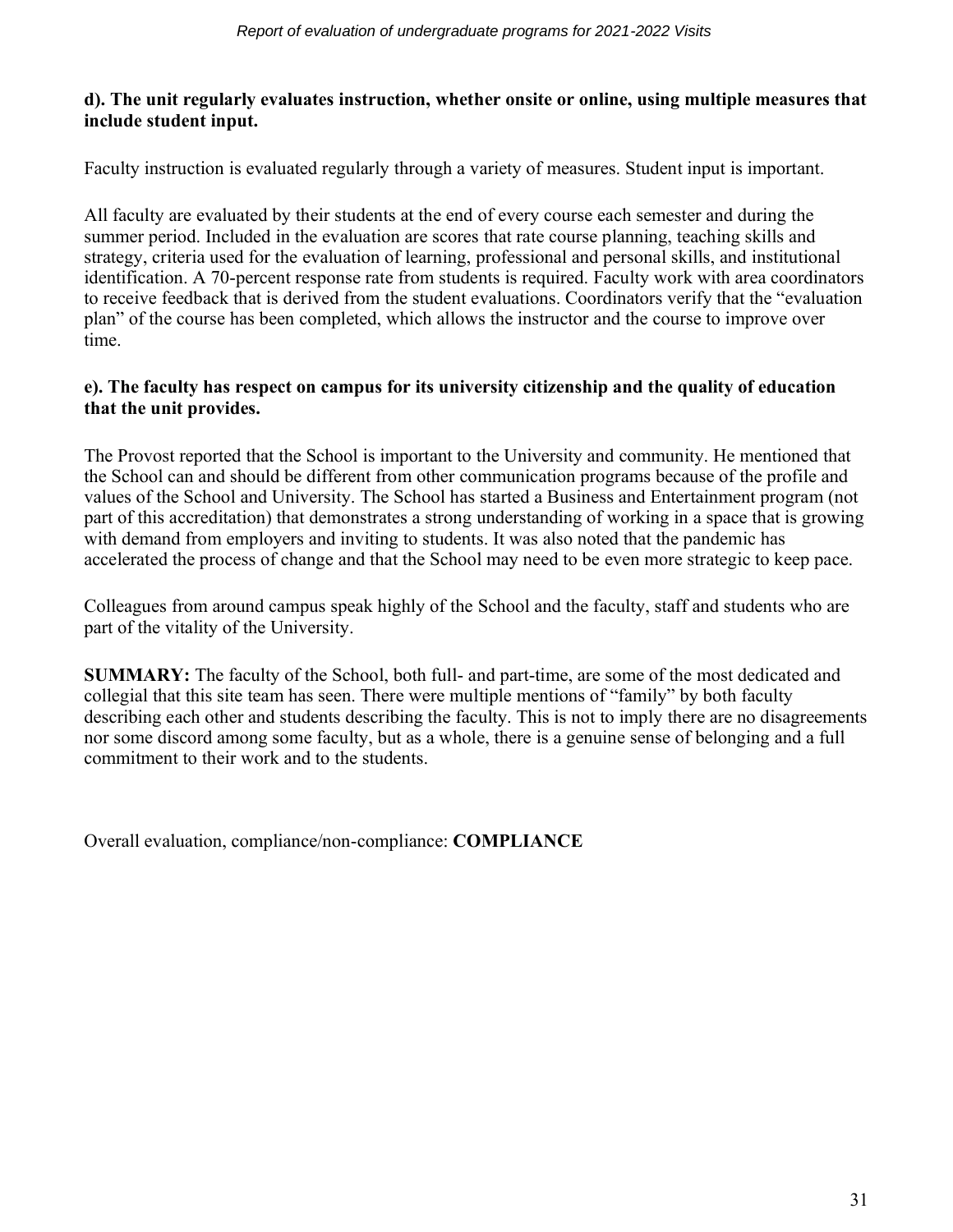**d). The unit regularly evaluates instruction, whether onsite or online, using multiple measures that include student input.**

Faculty instruction is evaluated regularly through a variety of measures. Student input is important.

All faculty are evaluated by their students at the end of every course each semester and during the summer period. Included in the evaluation are scores that rate course planning, teaching skills and strategy, criteria used for the evaluation of learning, professional and personal skills, and institutional identification. A 70-percent response rate from students is required. Faculty work with area coordinators to receive feedback that is derived from the student evaluations. Coordinators verify that the "evaluation plan" of the course has been completed, which allows the instructor and the course to improve over time.

**e). The faculty has respect on campus for its university citizenship and the quality of education that the unit provides.**

The Provost reported that the School is important to the University and community. He mentioned that the School can and should be different from other communication programs because of the profile and values of the School and University. The School has started a Business and Entertainment program (not part of this accreditation) that demonstrates a strong understanding of working in a space that is growing with demand from employers and inviting to students. It was also noted that the pandemic has accelerated the process of change and that the School may need to be even more strategic to keep pace.

Colleagues from around campus speak highly of the School and the faculty, staff and students who are part of the vitality of the University.

**SUMMARY:** The faculty of the School, both full- and part-time, are some of the most dedicated and collegial that this site team has seen. There were multiple mentions of "family" by both faculty describing each other and students describing the faculty. This is not to imply there are no disagreements nor some discord among some faculty, but as a whole, there is a genuine sense of belonging and a full commitment to their work and to the students.

Overall evaluation, compliance/non-compliance: **COMPLIANCE**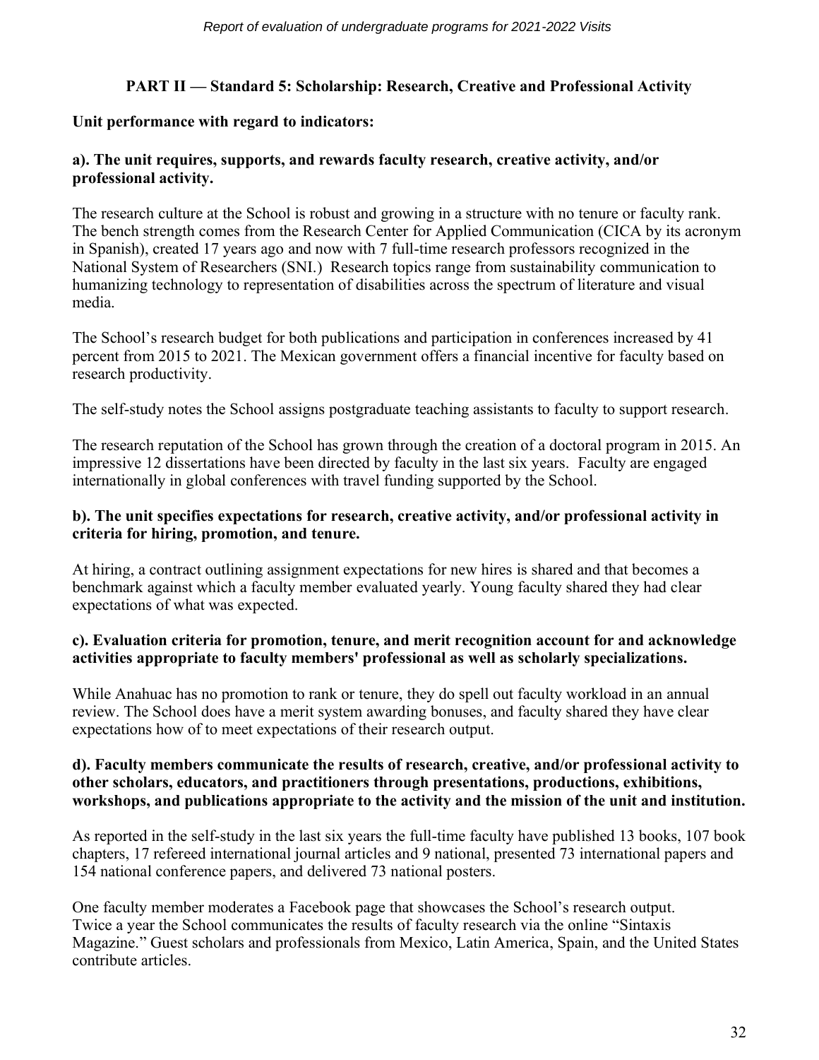## PART II — Standard 5: Scholarship: Research, Creative and Professional Activity

**Unit performance with regard to indicators:**

**a). The unit requires, supports, and rewards faculty research, creative activity, and/or professional activity.**

The research culture at the School is robust and growing in a structure with no tenure or faculty rank. The bench strength comes from the Research Center for Applied Communication (CICA by its acronym in Spanish), created 17 years ago and now with 7 full-time research professors recognized in the National System of Researchers (SNI.) Research topics range from sustainability communication to humanizing technology to representation of disabilities across the spectrum of literature and visual media.

The School's research budget for both publications and participation in conferences increased by 41 percent from 2015 to 2021. The Mexican government offers a financial incentive for faculty based on research productivity.

The self-study notes the School assigns postgraduate teaching assistants to faculty to support research.

The research reputation of the School has grown through the creation of a doctoral program in 2015. An impressive 12 dissertations have been directed by faculty in the last six years. Faculty are engaged internationally in global conferences with travel funding supported by the School.

**b). The unit specifies expectations for research, creative activity, and/or professional activity in criteria for hiring, promotion, and tenure.**

At hiring, a contract outlining assignment expectations for new hires is shared and that becomes a benchmark against which a faculty member evaluated yearly. Young faculty shared they had clear expectations of what was expected.

**c). Evaluation criteria for promotion, tenure, and merit recognition account for and acknowledge activities appropriate to faculty members' professional as well as scholarly specializations.**

While Anahuac has no promotion to rank or tenure, they do spell out faculty workload in an annual review. The School does have a merit system awarding bonuses, and faculty shared they have clear expectations how of to meet expectations of their research output.

**d). Faculty members communicate the results of research, creative, and/or professional activity to other scholars, educators, and practitioners through presentations, productions, exhibitions, workshops, and publications appropriate to the activity and the mission of the unit and institution.**

As reported in the self-study in the last six years the full-time faculty have published 13 books, 107 book chapters, 17 refereed international journal articles and 9 national, presented 73 international papers and 154 national conference papers, and delivered 73 national posters.

One faculty member moderates a Facebook page that showcases the School's research output. Twice a year the School communicates the results of faculty research via the online "Sintaxis Magazine." Guest scholars and professionals from Mexico, Latin America, Spain, and the United States contribute articles.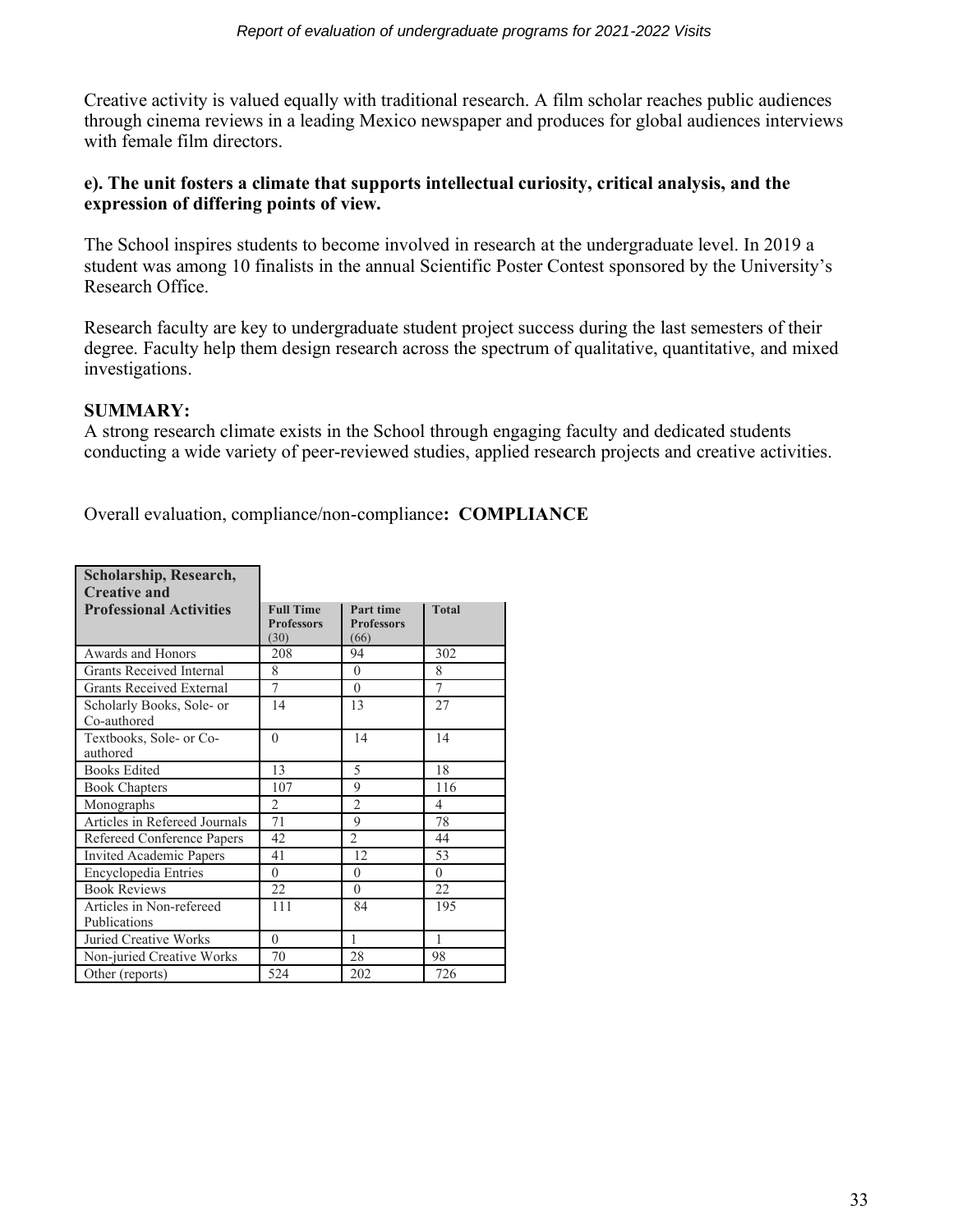Creative activity is valued equally with traditional research. A film scholar reaches public audiences through cinema reviews in a leading Mexico newspaper and produces for global audiences interviews with female film directors.

**e). The unit fosters a climate that supports intellectual curiosity, critical analysis, and the expression of differing points of view.**

The School inspires students to become involved in research at the undergraduate level. In 2019 a student was among 10 finalists in the annual Scientific Poster Contest sponsored by the University's Research Office.

Research faculty are key to undergraduate student project success during the last semesters of their degree. Faculty help them design research across the spectrum of qualitative, quantitative, and mixed investigations.

**SUMMARY:**
A strong research climate exists in the School through engaging faculty and dedicated students conducting a wide variety of peer-reviewed studies, applied research projects and creative activities.

Overall evaluation, compliance/non-compliance**: COMPLIANCE**

| Scholarship, Research, Creative and Professional Activities | Full Time Professors (30) | Part time Professors (66) | Total |
|---|---|---|---|
| Awards and Honors | 208 | 94 | 302 |
| Grants Received Internal | 8 | 0 | 8 |
| Grants Received External | 7 | 0 | 7 |
| Scholarly Books, Sole- or Co-authored | 14 | 13 | 27 |
| Textbooks, Sole- or Co-authored | 0 | 14 | 14 |
| Books Edited | 13 | 5 | 18 |
| Book Chapters | 107 | 9 | 116 |
| Monographs | 2 | 2 | 4 |
| Articles in Refereed Journals | 71 | 9 | 78 |
| Refereed Conference Papers | 42 | 2 | 44 |
| Invited Academic Papers | 41 | 12 | 53 |
| Encyclopedia Entries | 0 | 0 | 0 |
| Book Reviews | 22 | 0 | 22 |
| Articles in Non-refereed Publications | 111 | 84 | 195 |
| Juried Creative Works | 0 | 1 | 1 |
| Non-juried Creative Works | 70 | 28 | 98 |
| Other (reports) | 524 | 202 | 726 |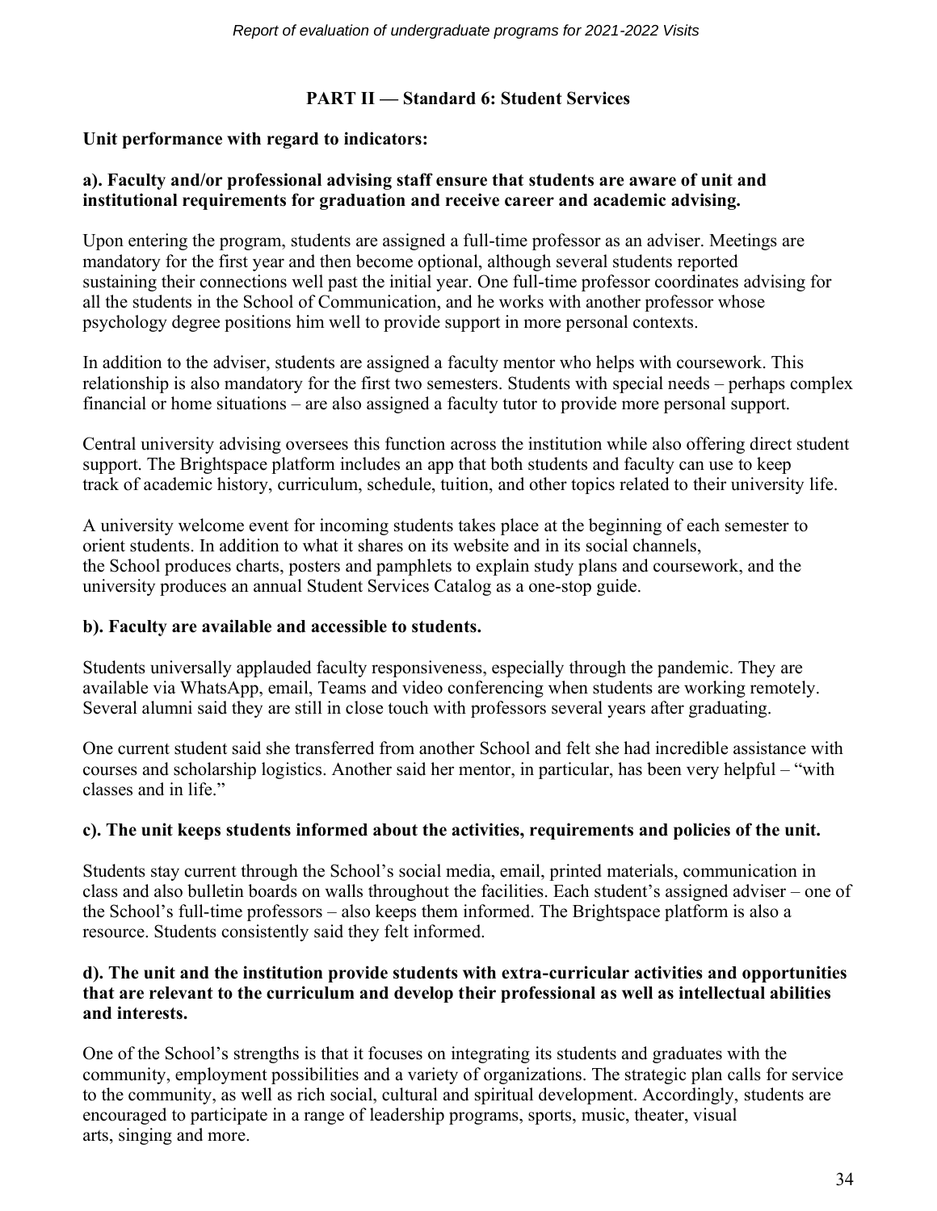## PART II — Standard 6: Student Services

**Unit performance with regard to indicators:**

**a). Faculty and/or professional advising staff ensure that students are aware of unit and institutional requirements for graduation and receive career and academic advising.**

Upon entering the program, students are assigned a full-time professor as an adviser. Meetings are mandatory for the first year and then become optional, although several students reported sustaining their connections well past the initial year. One full-time professor coordinates advising for all the students in the School of Communication, and he works with another professor whose psychology degree positions him well to provide support in more personal contexts.

In addition to the adviser, students are assigned a faculty mentor who helps with coursework. This relationship is also mandatory for the first two semesters. Students with special needs – perhaps complex financial or home situations – are also assigned a faculty tutor to provide more personal support.

Central university advising oversees this function across the institution while also offering direct student support. The Brightspace platform includes an app that both students and faculty can use to keep track of academic history, curriculum, schedule, tuition, and other topics related to their university life.

A university welcome event for incoming students takes place at the beginning of each semester to orient students. In addition to what it shares on its website and in its social channels, the School produces charts, posters and pamphlets to explain study plans and coursework, and the university produces an annual Student Services Catalog as a one-stop guide.

**b). Faculty are available and accessible to students.**

Students universally applauded faculty responsiveness, especially through the pandemic. They are available via WhatsApp, email, Teams and video conferencing when students are working remotely. Several alumni said they are still in close touch with professors several years after graduating.

One current student said she transferred from another School and felt she had incredible assistance with courses and scholarship logistics. Another said her mentor, in particular, has been very helpful – "with classes and in life."

**c). The unit keeps students informed about the activities, requirements and policies of the unit.**

Students stay current through the School's social media, email, printed materials, communication in class and also bulletin boards on walls throughout the facilities. Each student's assigned adviser – one of the School's full-time professors – also keeps them informed. The Brightspace platform is also a resource. Students consistently said they felt informed.

**d). The unit and the institution provide students with extra-curricular activities and opportunities that are relevant to the curriculum and develop their professional as well as intellectual abilities and interests.**

One of the School's strengths is that it focuses on integrating its students and graduates with the community, employment possibilities and a variety of organizations. The strategic plan calls for service to the community, as well as rich social, cultural and spiritual development. Accordingly, students are encouraged to participate in a range of leadership programs, sports, music, theater, visual arts, singing and more.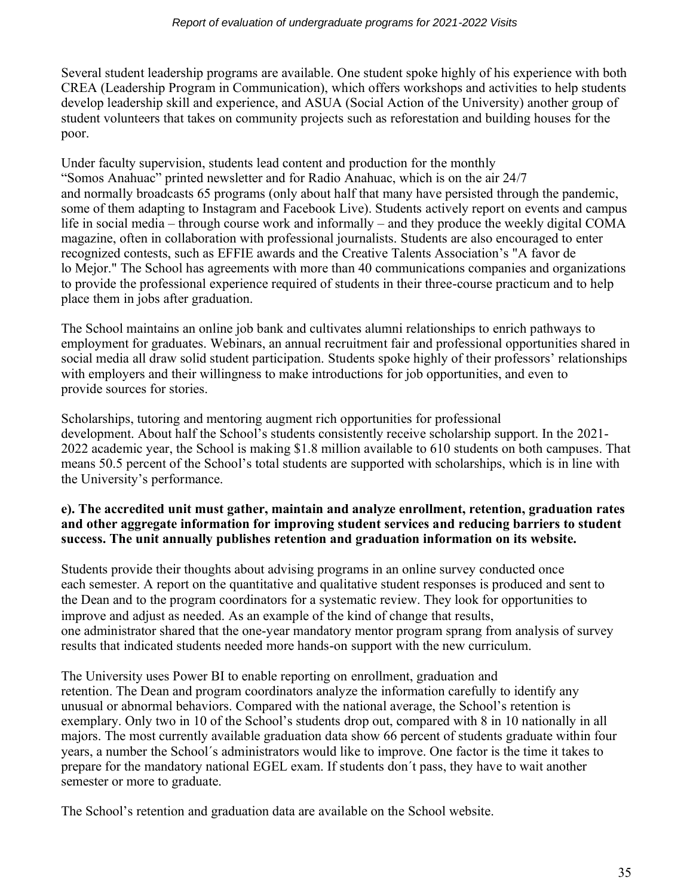Several student leadership programs are available. One student spoke highly of his experience with both CREA (Leadership Program in Communication), which offers workshops and activities to help students develop leadership skill and experience, and ASUA (Social Action of the University) another group of student volunteers that takes on community projects such as reforestation and building houses for the poor.

Under faculty supervision, students lead content and production for the monthly "Somos Anahuac" printed newsletter and for Radio Anahuac, which is on the air 24/7 and normally broadcasts 65 programs (only about half that many have persisted through the pandemic, some of them adapting to Instagram and Facebook Live). Students actively report on events and campus life in social media – through course work and informally – and they produce the weekly digital COMA magazine, often in collaboration with professional journalists. Students are also encouraged to enter recognized contests, such as EFFIE awards and the Creative Talents Association's "A favor de lo Mejor." The School has agreements with more than 40 communications companies and organizations to provide the professional experience required of students in their three-course practicum and to help place them in jobs after graduation.

The School maintains an online job bank and cultivates alumni relationships to enrich pathways to employment for graduates. Webinars, an annual recruitment fair and professional opportunities shared in social media all draw solid student participation. Students spoke highly of their professors' relationships with employers and their willingness to make introductions for job opportunities, and even to provide sources for stories.

Scholarships, tutoring and mentoring augment rich opportunities for professional development. About half the School's students consistently receive scholarship support. In the 2021-2022 academic year, the School is making $1.8 million available to 610 students on both campuses. That means 50.5 percent of the School's total students are supported with scholarships, which is in line with the University's performance.

**e). The accredited unit must gather, maintain and analyze enrollment, retention, graduation rates and other aggregate information for improving student services and reducing barriers to student success. The unit annually publishes retention and graduation information on its website.**

Students provide their thoughts about advising programs in an online survey conducted once each semester. A report on the quantitative and qualitative student responses is produced and sent to the Dean and to the program coordinators for a systematic review. They look for opportunities to improve and adjust as needed. As an example of the kind of change that results, one administrator shared that the one-year mandatory mentor program sprang from analysis of survey results that indicated students needed more hands-on support with the new curriculum.

The University uses Power BI to enable reporting on enrollment, graduation and retention. The Dean and program coordinators analyze the information carefully to identify any unusual or abnormal behaviors. Compared with the national average, the School's retention is exemplary. Only two in 10 of the School's students drop out, compared with 8 in 10 nationally in all majors. The most currently available graduation data show 66 percent of students graduate within four years, a number the School´s administrators would like to improve. One factor is the time it takes to prepare for the mandatory national EGEL exam. If students don´t pass, they have to wait another semester or more to graduate.

The School's retention and graduation data are available on the School website.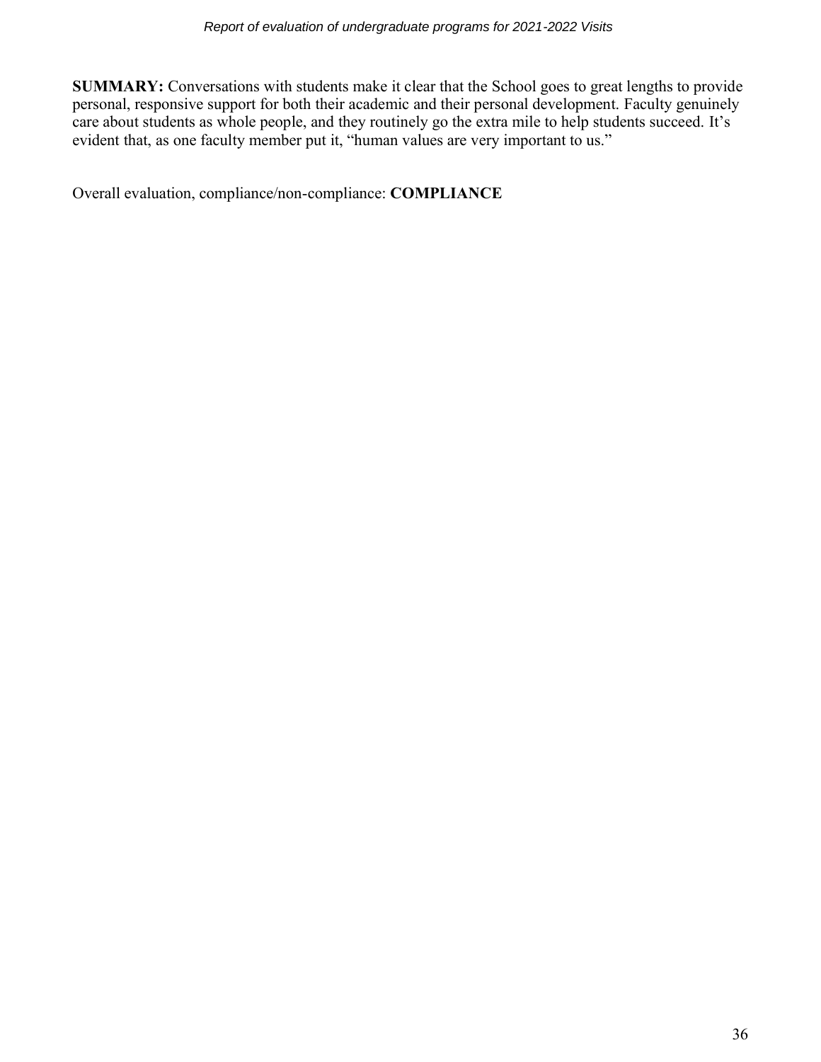**SUMMARY:** Conversations with students make it clear that the School goes to great lengths to provide personal, responsive support for both their academic and their personal development. Faculty genuinely care about students as whole people, and they routinely go the extra mile to help students succeed. It's evident that, as one faculty member put it, "human values are very important to us."

Overall evaluation, compliance/non-compliance: **COMPLIANCE**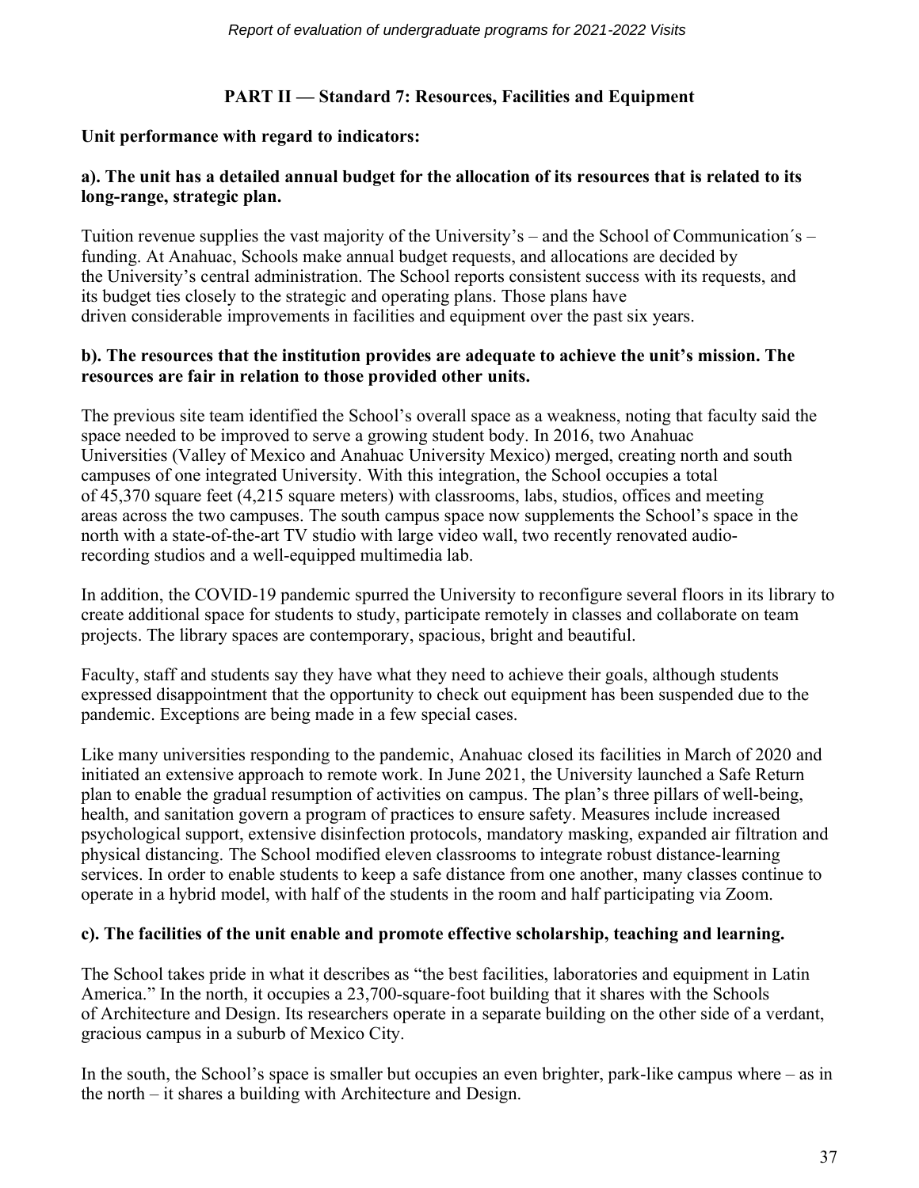## PART II — Standard 7: Resources, Facilities and Equipment

**Unit performance with regard to indicators:**

**a). The unit has a detailed annual budget for the allocation of its resources that is related to its long-range, strategic plan.**

Tuition revenue supplies the vast majority of the University's – and the School of Communication´s – funding. At Anahuac, Schools make annual budget requests, and allocations are decided by the University's central administration. The School reports consistent success with its requests, and its budget ties closely to the strategic and operating plans. Those plans have driven considerable improvements in facilities and equipment over the past six years.

**b). The resources that the institution provides are adequate to achieve the unit's mission. The resources are fair in relation to those provided other units.**

The previous site team identified the School's overall space as a weakness, noting that faculty said the space needed to be improved to serve a growing student body. In 2016, two Anahuac Universities (Valley of Mexico and Anahuac University Mexico) merged, creating north and south campuses of one integrated University. With this integration, the School occupies a total of 45,370 square feet (4,215 square meters) with classrooms, labs, studios, offices and meeting areas across the two campuses. The south campus space now supplements the School's space in the north with a state-of-the-art TV studio with large video wall, two recently renovated audio-recording studios and a well-equipped multimedia lab.

In addition, the COVID-19 pandemic spurred the University to reconfigure several floors in its library to create additional space for students to study, participate remotely in classes and collaborate on team projects. The library spaces are contemporary, spacious, bright and beautiful.

Faculty, staff and students say they have what they need to achieve their goals, although students expressed disappointment that the opportunity to check out equipment has been suspended due to the pandemic. Exceptions are being made in a few special cases.

Like many universities responding to the pandemic, Anahuac closed its facilities in March of 2020 and initiated an extensive approach to remote work. In June 2021, the University launched a Safe Return plan to enable the gradual resumption of activities on campus. The plan's three pillars of well-being, health, and sanitation govern a program of practices to ensure safety. Measures include increased psychological support, extensive disinfection protocols, mandatory masking, expanded air filtration and physical distancing. The School modified eleven classrooms to integrate robust distance-learning services. In order to enable students to keep a safe distance from one another, many classes continue to operate in a hybrid model, with half of the students in the room and half participating via Zoom.

**c). The facilities of the unit enable and promote effective scholarship, teaching and learning.**

The School takes pride in what it describes as "the best facilities, laboratories and equipment in Latin America." In the north, it occupies a 23,700-square-foot building that it shares with the Schools of Architecture and Design. Its researchers operate in a separate building on the other side of a verdant, gracious campus in a suburb of Mexico City.

In the south, the School's space is smaller but occupies an even brighter, park-like campus where – as in the north – it shares a building with Architecture and Design.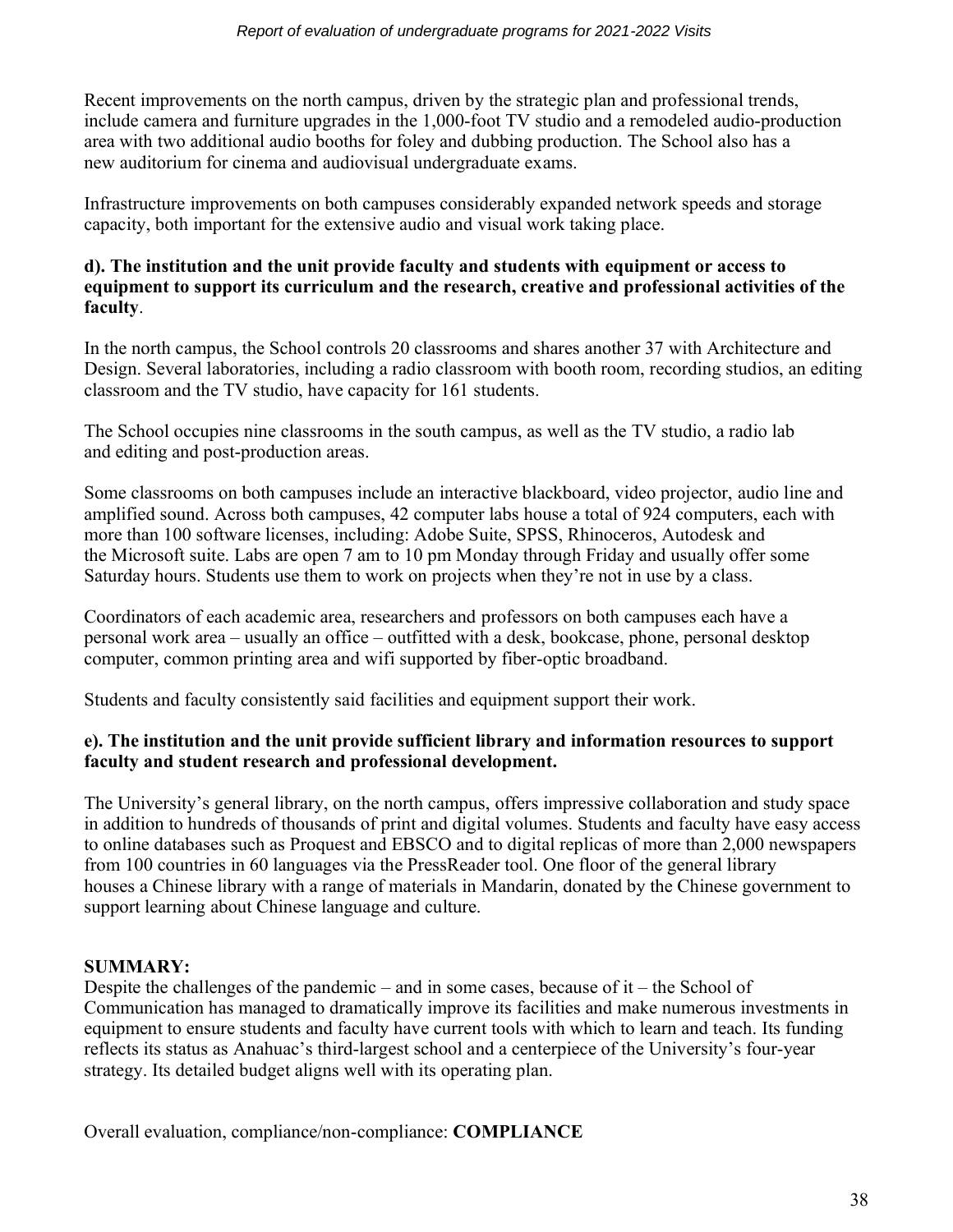Recent improvements on the north campus, driven by the strategic plan and professional trends, include camera and furniture upgrades in the 1,000-foot TV studio and a remodeled audio-production area with two additional audio booths for foley and dubbing production. The School also has a new auditorium for cinema and audiovisual undergraduate exams.

Infrastructure improvements on both campuses considerably expanded network speeds and storage capacity, both important for the extensive audio and visual work taking place.

**d). The institution and the unit provide faculty and students with equipment or access to equipment to support its curriculum and the research, creative and professional activities of the faculty**.

In the north campus, the School controls 20 classrooms and shares another 37 with Architecture and Design. Several laboratories, including a radio classroom with booth room, recording studios, an editing classroom and the TV studio, have capacity for 161 students.

The School occupies nine classrooms in the south campus, as well as the TV studio, a radio lab and editing and post-production areas.

Some classrooms on both campuses include an interactive blackboard, video projector, audio line and amplified sound. Across both campuses, 42 computer labs house a total of 924 computers, each with more than 100 software licenses, including: Adobe Suite, SPSS, Rhinoceros, Autodesk and the Microsoft suite. Labs are open 7 am to 10 pm Monday through Friday and usually offer some Saturday hours. Students use them to work on projects when they're not in use by a class.

Coordinators of each academic area, researchers and professors on both campuses each have a personal work area – usually an office – outfitted with a desk, bookcase, phone, personal desktop computer, common printing area and wifi supported by fiber-optic broadband.

Students and faculty consistently said facilities and equipment support their work.

**e). The institution and the unit provide sufficient library and information resources to support faculty and student research and professional development.**

The University's general library, on the north campus, offers impressive collaboration and study space in addition to hundreds of thousands of print and digital volumes. Students and faculty have easy access to online databases such as Proquest and EBSCO and to digital replicas of more than 2,000 newspapers from 100 countries in 60 languages via the PressReader tool. One floor of the general library houses a Chinese library with a range of materials in Mandarin, donated by the Chinese government to support learning about Chinese language and culture.

**SUMMARY:**
Despite the challenges of the pandemic – and in some cases, because of it – the School of Communication has managed to dramatically improve its facilities and make numerous investments in equipment to ensure students and faculty have current tools with which to learn and teach. Its funding reflects its status as Anahuac's third-largest school and a centerpiece of the University's four-year strategy. Its detailed budget aligns well with its operating plan.

Overall evaluation, compliance/non-compliance: **COMPLIANCE**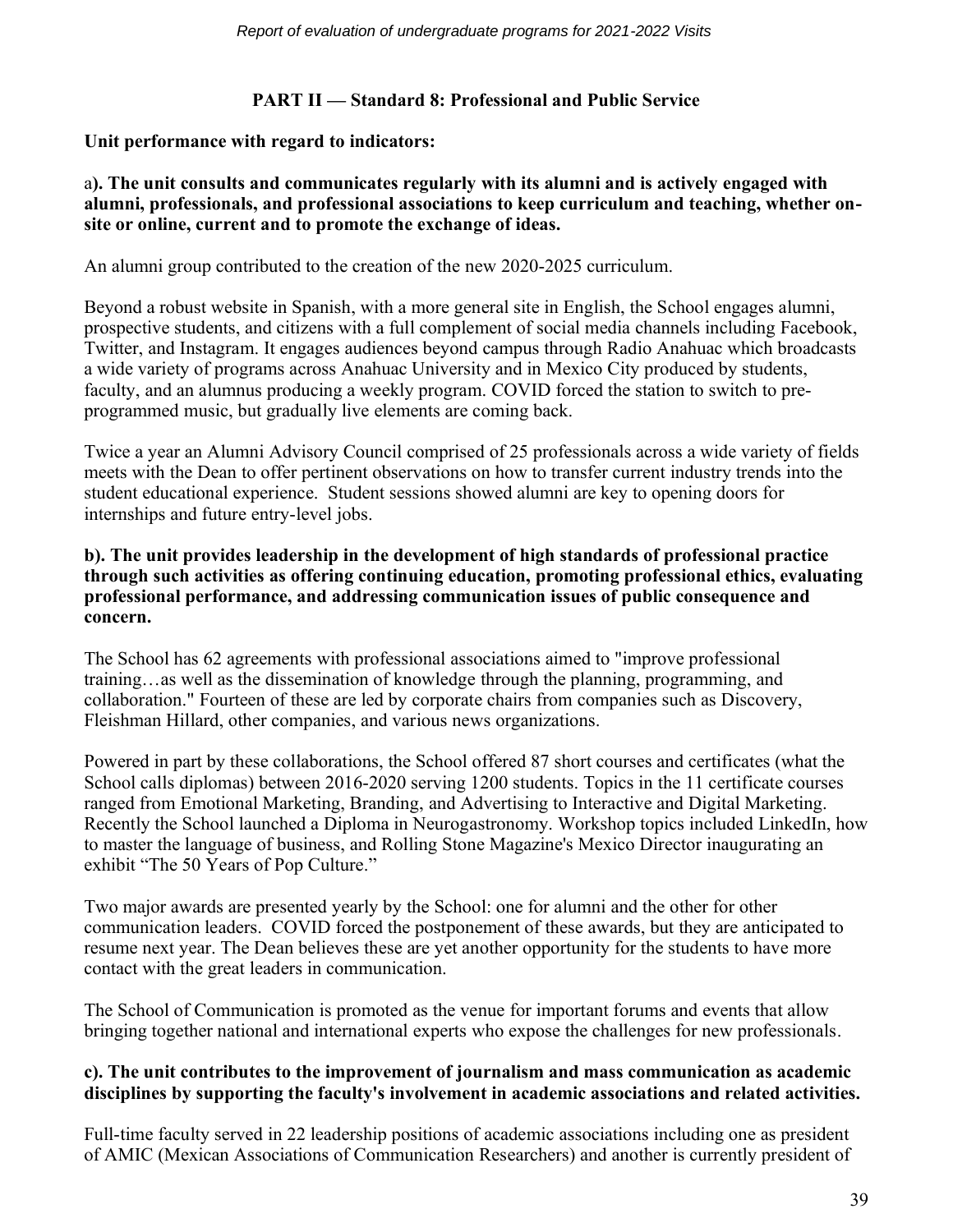## PART II — Standard 8: Professional and Public Service

**Unit performance with regard to indicators:**

**a). The unit consults and communicates regularly with its alumni and is actively engaged with alumni, professionals, and professional associations to keep curriculum and teaching, whether on-site or online, current and to promote the exchange of ideas.**

An alumni group contributed to the creation of the new 2020-2025 curriculum.

Beyond a robust website in Spanish, with a more general site in English, the School engages alumni, prospective students, and citizens with a full complement of social media channels including Facebook, Twitter, and Instagram. It engages audiences beyond campus through Radio Anahuac which broadcasts a wide variety of programs across Anahuac University and in Mexico City produced by students, faculty, and an alumnus producing a weekly program. COVID forced the station to switch to pre-programmed music, but gradually live elements are coming back.

Twice a year an Alumni Advisory Council comprised of 25 professionals across a wide variety of fields meets with the Dean to offer pertinent observations on how to transfer current industry trends into the student educational experience. Student sessions showed alumni are key to opening doors for internships and future entry-level jobs.

**b). The unit provides leadership in the development of high standards of professional practice through such activities as offering continuing education, promoting professional ethics, evaluating professional performance, and addressing communication issues of public consequence and concern.**

The School has 62 agreements with professional associations aimed to "improve professional training…as well as the dissemination of knowledge through the planning, programming, and collaboration." Fourteen of these are led by corporate chairs from companies such as Discovery, Fleishman Hillard, other companies, and various news organizations.

Powered in part by these collaborations, the School offered 87 short courses and certificates (what the School calls diplomas) between 2016-2020 serving 1200 students. Topics in the 11 certificate courses ranged from Emotional Marketing, Branding, and Advertising to Interactive and Digital Marketing. Recently the School launched a Diploma in Neurogastronomy. Workshop topics included LinkedIn, how to master the language of business, and Rolling Stone Magazine's Mexico Director inaugurating an exhibit "The 50 Years of Pop Culture."

Two major awards are presented yearly by the School: one for alumni and the other for other communication leaders. COVID forced the postponement of these awards, but they are anticipated to resume next year. The Dean believes these are yet another opportunity for the students to have more contact with the great leaders in communication.

The School of Communication is promoted as the venue for important forums and events that allow bringing together national and international experts who expose the challenges for new professionals.

**c). The unit contributes to the improvement of journalism and mass communication as academic disciplines by supporting the faculty's involvement in academic associations and related activities.**

Full-time faculty served in 22 leadership positions of academic associations including one as president of AMIC (Mexican Associations of Communication Researchers) and another is currently president of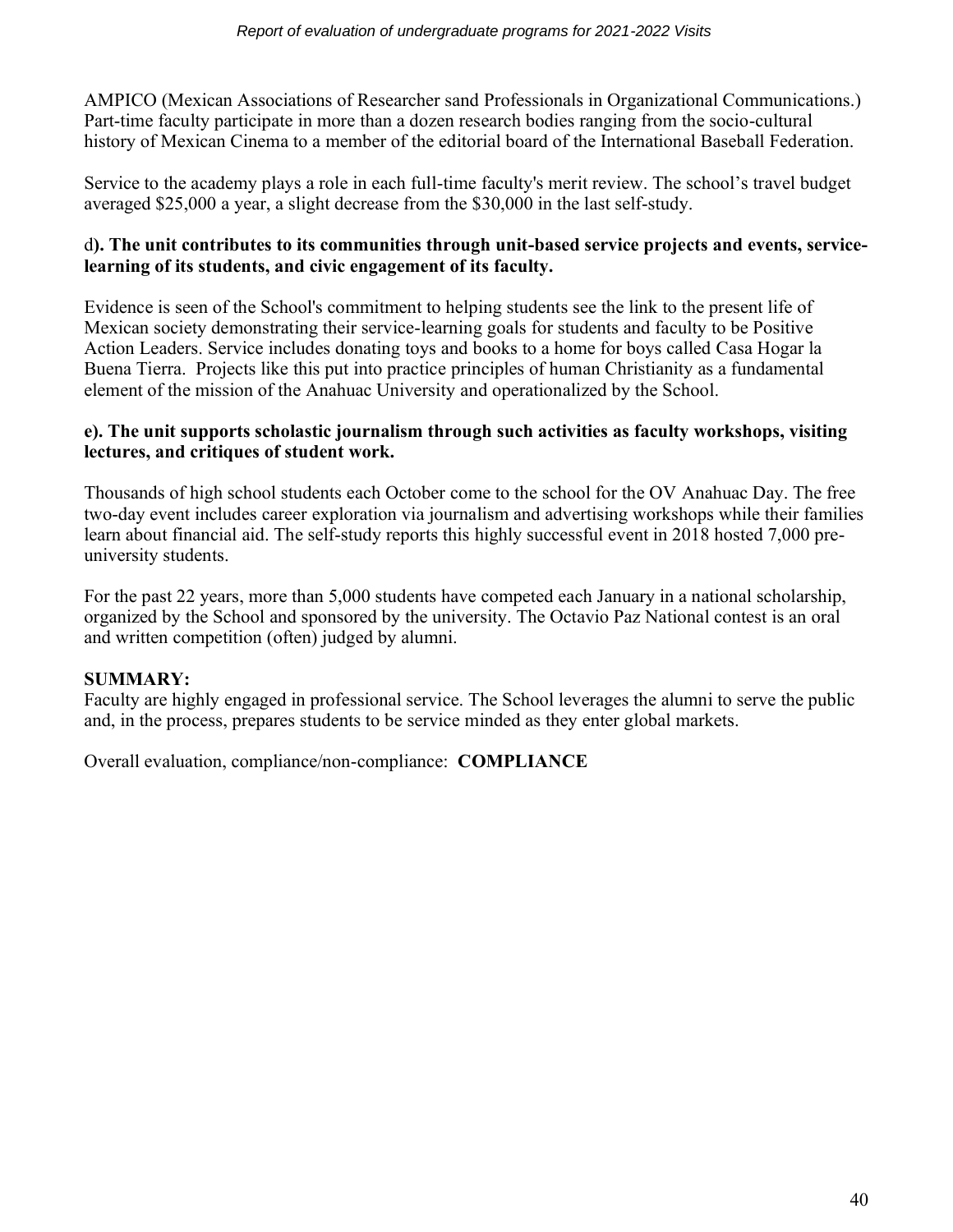AMPICO (Mexican Associations of Researcher sand Professionals in Organizational Communications.) Part-time faculty participate in more than a dozen research bodies ranging from the socio-cultural history of Mexican Cinema to a member of the editorial board of the International Baseball Federation.

Service to the academy plays a role in each full-time faculty's merit review. The school's travel budget averaged $25,000 a year, a slight decrease from the $30,000 in the last self-study.

**d). The unit contributes to its communities through unit-based service projects and events, service-learning of its students, and civic engagement of its faculty.**

Evidence is seen of the School's commitment to helping students see the link to the present life of Mexican society demonstrating their service-learning goals for students and faculty to be Positive Action Leaders. Service includes donating toys and books to a home for boys called Casa Hogar la Buena Tierra. Projects like this put into practice principles of human Christianity as a fundamental element of the mission of the Anahuac University and operationalized by the School.

**e). The unit supports scholastic journalism through such activities as faculty workshops, visiting lectures, and critiques of student work.**

Thousands of high school students each October come to the school for the OV Anahuac Day. The free two-day event includes career exploration via journalism and advertising workshops while their families learn about financial aid. The self-study reports this highly successful event in 2018 hosted 7,000 pre-university students.

For the past 22 years, more than 5,000 students have competed each January in a national scholarship, organized by the School and sponsored by the university. The Octavio Paz National contest is an oral and written competition (often) judged by alumni.

**SUMMARY:**
Faculty are highly engaged in professional service. The School leverages the alumni to serve the public and, in the process, prepares students to be service minded as they enter global markets.

Overall evaluation, compliance/non-compliance: **COMPLIANCE**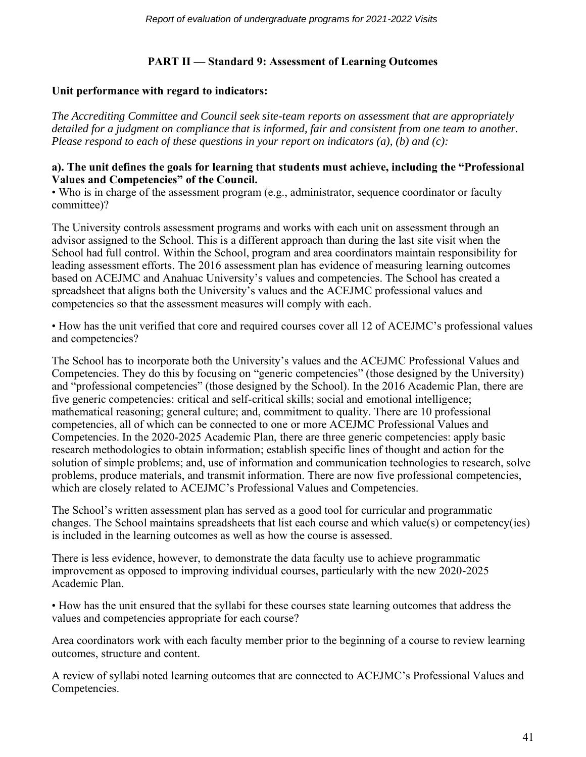## PART II — Standard 9: Assessment of Learning Outcomes

**Unit performance with regard to indicators:**

*The Accrediting Committee and Council seek site-team reports on assessment that are appropriately detailed for a judgment on compliance that is informed, fair and consistent from one team to another. Please respond to each of these questions in your report on indicators (a), (b) and (c):*

**a). The unit defines the goals for learning that students must achieve, including the "Professional Values and Competencies" of the Council.**

• Who is in charge of the assessment program (e.g., administrator, sequence coordinator or faculty committee)?

The University controls assessment programs and works with each unit on assessment through an advisor assigned to the School. This is a different approach than during the last site visit when the School had full control. Within the School, program and area coordinators maintain responsibility for leading assessment efforts. The 2016 assessment plan has evidence of measuring learning outcomes based on ACEJMC and Anahuac University's values and competencies. The School has created a spreadsheet that aligns both the University's values and the ACEJMC professional values and competencies so that the assessment measures will comply with each.

• How has the unit verified that core and required courses cover all 12 of ACEJMC's professional values and competencies?

The School has to incorporate both the University's values and the ACEJMC Professional Values and Competencies. They do this by focusing on "generic competencies" (those designed by the University) and "professional competencies" (those designed by the School). In the 2016 Academic Plan, there are five generic competencies: critical and self-critical skills; social and emotional intelligence; mathematical reasoning; general culture; and, commitment to quality. There are 10 professional competencies, all of which can be connected to one or more ACEJMC Professional Values and Competencies. In the 2020-2025 Academic Plan, there are three generic competencies: apply basic research methodologies to obtain information; establish specific lines of thought and action for the solution of simple problems; and, use of information and communication technologies to research, solve problems, produce materials, and transmit information. There are now five professional competencies, which are closely related to ACEJMC's Professional Values and Competencies.

The School's written assessment plan has served as a good tool for curricular and programmatic changes. The School maintains spreadsheets that list each course and which value(s) or competency(ies) is included in the learning outcomes as well as how the course is assessed.

There is less evidence, however, to demonstrate the data faculty use to achieve programmatic improvement as opposed to improving individual courses, particularly with the new 2020-2025 Academic Plan.

• How has the unit ensured that the syllabi for these courses state learning outcomes that address the values and competencies appropriate for each course?

Area coordinators work with each faculty member prior to the beginning of a course to review learning outcomes, structure and content.

A review of syllabi noted learning outcomes that are connected to ACEJMC's Professional Values and Competencies.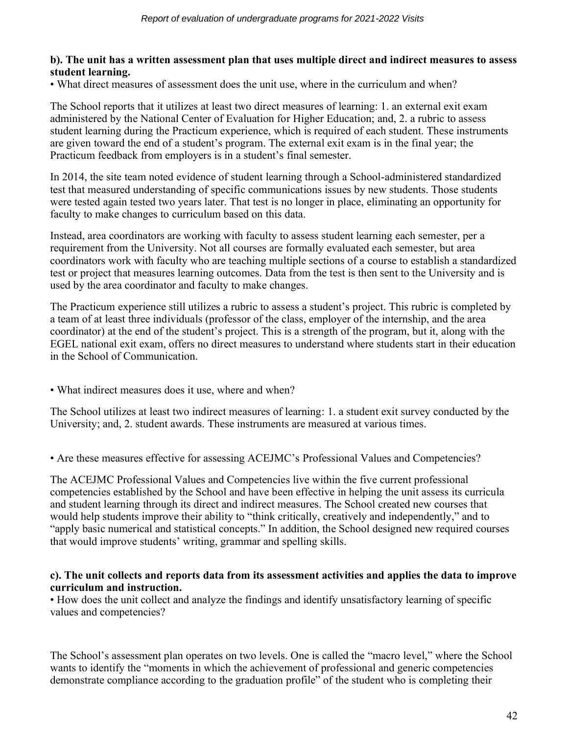**b). The unit has a written assessment plan that uses multiple direct and indirect measures to assess student learning.**

• What direct measures of assessment does the unit use, where in the curriculum and when?

The School reports that it utilizes at least two direct measures of learning: 1. an external exit exam administered by the National Center of Evaluation for Higher Education; and, 2. a rubric to assess student learning during the Practicum experience, which is required of each student. These instruments are given toward the end of a student's program. The external exit exam is in the final year; the Practicum feedback from employers is in a student's final semester.

In 2014, the site team noted evidence of student learning through a School-administered standardized test that measured understanding of specific communications issues by new students. Those students were tested again tested two years later. That test is no longer in place, eliminating an opportunity for faculty to make changes to curriculum based on this data.

Instead, area coordinators are working with faculty to assess student learning each semester, per a requirement from the University. Not all courses are formally evaluated each semester, but area coordinators work with faculty who are teaching multiple sections of a course to establish a standardized test or project that measures learning outcomes. Data from the test is then sent to the University and is used by the area coordinator and faculty to make changes.

The Practicum experience still utilizes a rubric to assess a student's project. This rubric is completed by a team of at least three individuals (professor of the class, employer of the internship, and the area coordinator) at the end of the student's project. This is a strength of the program, but it, along with the EGEL national exit exam, offers no direct measures to understand where students start in their education in the School of Communication.

• What indirect measures does it use, where and when?

The School utilizes at least two indirect measures of learning: 1. a student exit survey conducted by the University; and, 2. student awards. These instruments are measured at various times.

• Are these measures effective for assessing ACEJMC's Professional Values and Competencies?

The ACEJMC Professional Values and Competencies live within the five current professional competencies established by the School and have been effective in helping the unit assess its curricula and student learning through its direct and indirect measures. The School created new courses that would help students improve their ability to "think critically, creatively and independently," and to "apply basic numerical and statistical concepts." In addition, the School designed new required courses that would improve students' writing, grammar and spelling skills.

**c). The unit collects and reports data from its assessment activities and applies the data to improve curriculum and instruction.**

• How does the unit collect and analyze the findings and identify unsatisfactory learning of specific values and competencies?

The School's assessment plan operates on two levels. One is called the "macro level," where the School wants to identify the "moments in which the achievement of professional and generic competencies demonstrate compliance according to the graduation profile" of the student who is completing their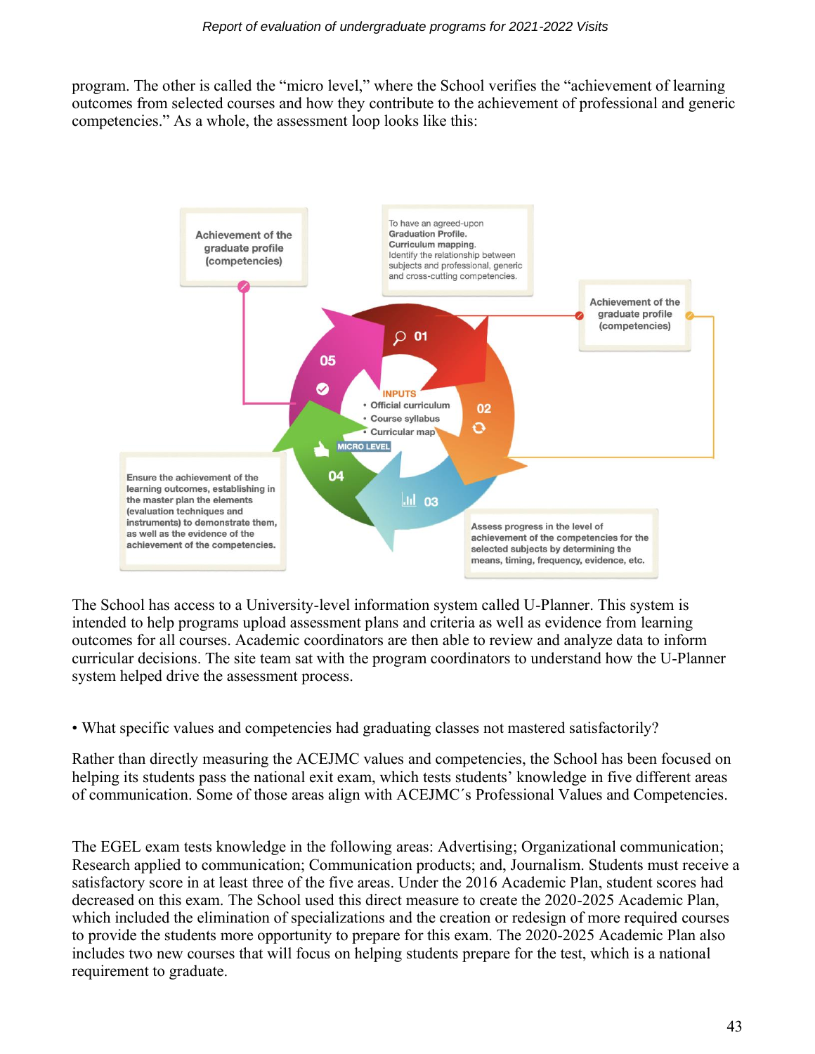program. The other is called the "micro level," where the School verifies the "achievement of learning outcomes from selected courses and how they contribute to the achievement of professional and generic competencies." As a whole, the assessment loop looks like this:

Achievement of the graduate profile (competencies)

To have an agreed-upon **Graduation Profile. Curriculum mapping.** Identify the relationship between subjects and professional, generic and cross-cutting competencies.

Achievement of the graduate profile (competencies)

01

02

03

04

05

INPUTS
- Official curriculum
- Course syllabus
- Curricular map

MICRO LEVEL

Ensure the achievement of the learning outcomes, establishing in the master plan the elements (evaluation techniques and instruments) to demonstrate them, as well as the evidence of the achievement of the competencies.

Assess progress in the level of achievement of the competencies for the selected subjects by determining the means, timing, frequency, evidence, etc.

The School has access to a University-level information system called U-Planner. This system is intended to help programs upload assessment plans and criteria as well as evidence from learning outcomes for all courses. Academic coordinators are then able to review and analyze data to inform curricular decisions. The site team sat with the program coordinators to understand how the U-Planner system helped drive the assessment process.

• What specific values and competencies had graduating classes not mastered satisfactorily?

Rather than directly measuring the ACEJMC values and competencies, the School has been focused on helping its students pass the national exit exam, which tests students' knowledge in five different areas of communication. Some of those areas align with ACEJMC´s Professional Values and Competencies.

The EGEL exam tests knowledge in the following areas: Advertising; Organizational communication; Research applied to communication; Communication products; and, Journalism. Students must receive a satisfactory score in at least three of the five areas. Under the 2016 Academic Plan, student scores had decreased on this exam. The School used this direct measure to create the 2020-2025 Academic Plan, which included the elimination of specializations and the creation or redesign of more required courses to provide the students more opportunity to prepare for this exam. The 2020-2025 Academic Plan also includes two new courses that will focus on helping students prepare for the test, which is a national requirement to graduate.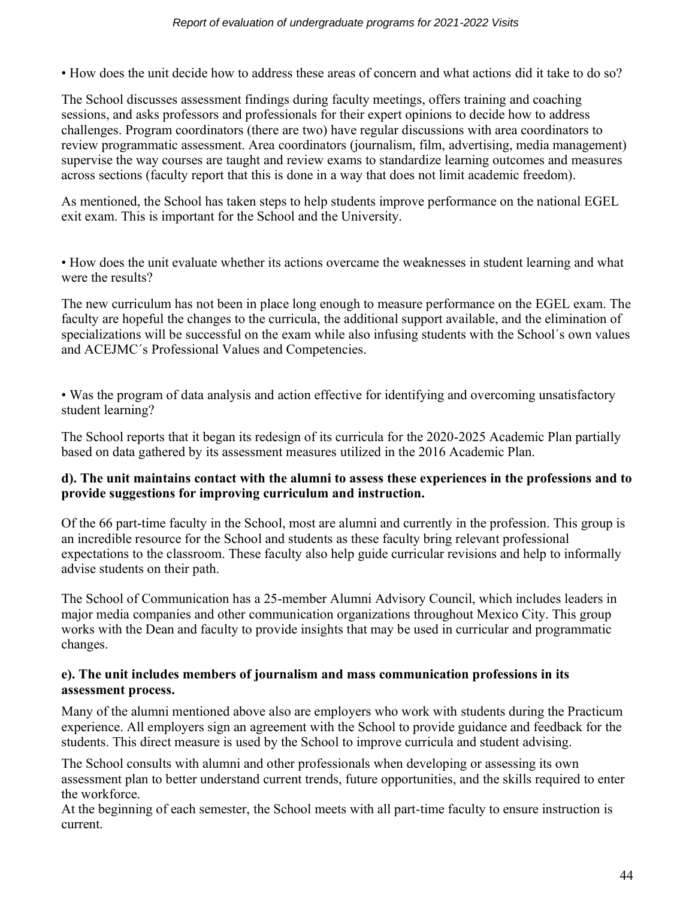• How does the unit decide how to address these areas of concern and what actions did it take to do so?

The School discusses assessment findings during faculty meetings, offers training and coaching sessions, and asks professors and professionals for their expert opinions to decide how to address challenges. Program coordinators (there are two) have regular discussions with area coordinators to review programmatic assessment. Area coordinators (journalism, film, advertising, media management) supervise the way courses are taught and review exams to standardize learning outcomes and measures across sections (faculty report that this is done in a way that does not limit academic freedom).

As mentioned, the School has taken steps to help students improve performance on the national EGEL exit exam. This is important for the School and the University.

• How does the unit evaluate whether its actions overcame the weaknesses in student learning and what were the results?

The new curriculum has not been in place long enough to measure performance on the EGEL exam. The faculty are hopeful the changes to the curricula, the additional support available, and the elimination of specializations will be successful on the exam while also infusing students with the School´s own values and ACEJMC´s Professional Values and Competencies.

• Was the program of data analysis and action effective for identifying and overcoming unsatisfactory student learning?

The School reports that it began its redesign of its curricula for the 2020-2025 Academic Plan partially based on data gathered by its assessment measures utilized in the 2016 Academic Plan.

**d). The unit maintains contact with the alumni to assess these experiences in the professions and to provide suggestions for improving curriculum and instruction.**

Of the 66 part-time faculty in the School, most are alumni and currently in the profession. This group is an incredible resource for the School and students as these faculty bring relevant professional expectations to the classroom. These faculty also help guide curricular revisions and help to informally advise students on their path.

The School of Communication has a 25-member Alumni Advisory Council, which includes leaders in major media companies and other communication organizations throughout Mexico City. This group works with the Dean and faculty to provide insights that may be used in curricular and programmatic changes.

**e). The unit includes members of journalism and mass communication professions in its assessment process.**

Many of the alumni mentioned above also are employers who work with students during the Practicum experience. All employers sign an agreement with the School to provide guidance and feedback for the students. This direct measure is used by the School to improve curricula and student advising.

The School consults with alumni and other professionals when developing or assessing its own assessment plan to better understand current trends, future opportunities, and the skills required to enter the workforce.

At the beginning of each semester, the School meets with all part-time faculty to ensure instruction is current.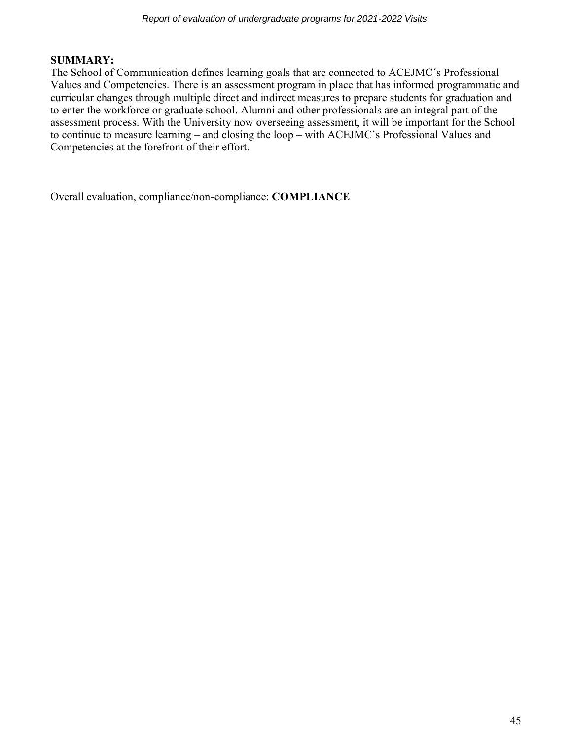**SUMMARY:**

The School of Communication defines learning goals that are connected to ACEJMC´s Professional Values and Competencies. There is an assessment program in place that has informed programmatic and curricular changes through multiple direct and indirect measures to prepare students for graduation and to enter the workforce or graduate school. Alumni and other professionals are an integral part of the assessment process. With the University now overseeing assessment, it will be important for the School to continue to measure learning – and closing the loop – with ACEJMC's Professional Values and Competencies at the forefront of their effort.

Overall evaluation, compliance/non-compliance: **COMPLIANCE**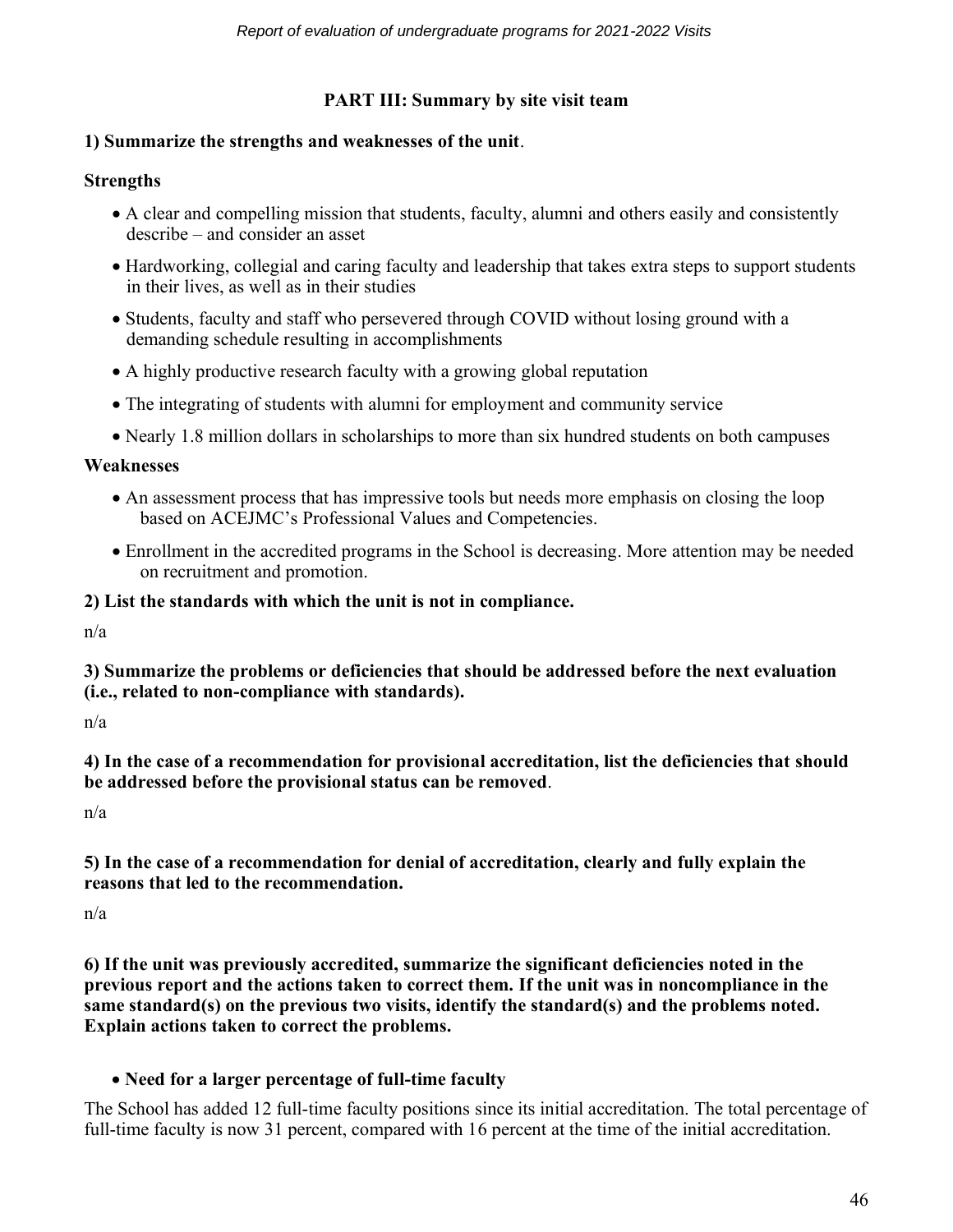## PART III: Summary by site visit team

**1) Summarize the strengths and weaknesses of the unit**.

**Strengths**

- A clear and compelling mission that students, faculty, alumni and others easily and consistently describe – and consider an asset
- Hardworking, collegial and caring faculty and leadership that takes extra steps to support students in their lives, as well as in their studies
- Students, faculty and staff who persevered through COVID without losing ground with a demanding schedule resulting in accomplishments
- A highly productive research faculty with a growing global reputation
- The integrating of students with alumni for employment and community service
- Nearly 1.8 million dollars in scholarships to more than six hundred students on both campuses

**Weaknesses**

- An assessment process that has impressive tools but needs more emphasis on closing the loop based on ACEJMC's Professional Values and Competencies.
- Enrollment in the accredited programs in the School is decreasing. More attention may be needed on recruitment and promotion.

**2) List the standards with which the unit is not in compliance.**

n/a

**3) Summarize the problems or deficiencies that should be addressed before the next evaluation (i.e., related to non-compliance with standards).**

n/a

**4) In the case of a recommendation for provisional accreditation, list the deficiencies that should be addressed before the provisional status can be removed**.

n/a

**5) In the case of a recommendation for denial of accreditation, clearly and fully explain the reasons that led to the recommendation.**

n/a

**6) If the unit was previously accredited, summarize the significant deficiencies noted in the previous report and the actions taken to correct them. If the unit was in noncompliance in the same standard(s) on the previous two visits, identify the standard(s) and the problems noted. Explain actions taken to correct the problems.**

- **Need for a larger percentage of full-time faculty**

The School has added 12 full-time faculty positions since its initial accreditation. The total percentage of full-time faculty is now 31 percent, compared with 16 percent at the time of the initial accreditation.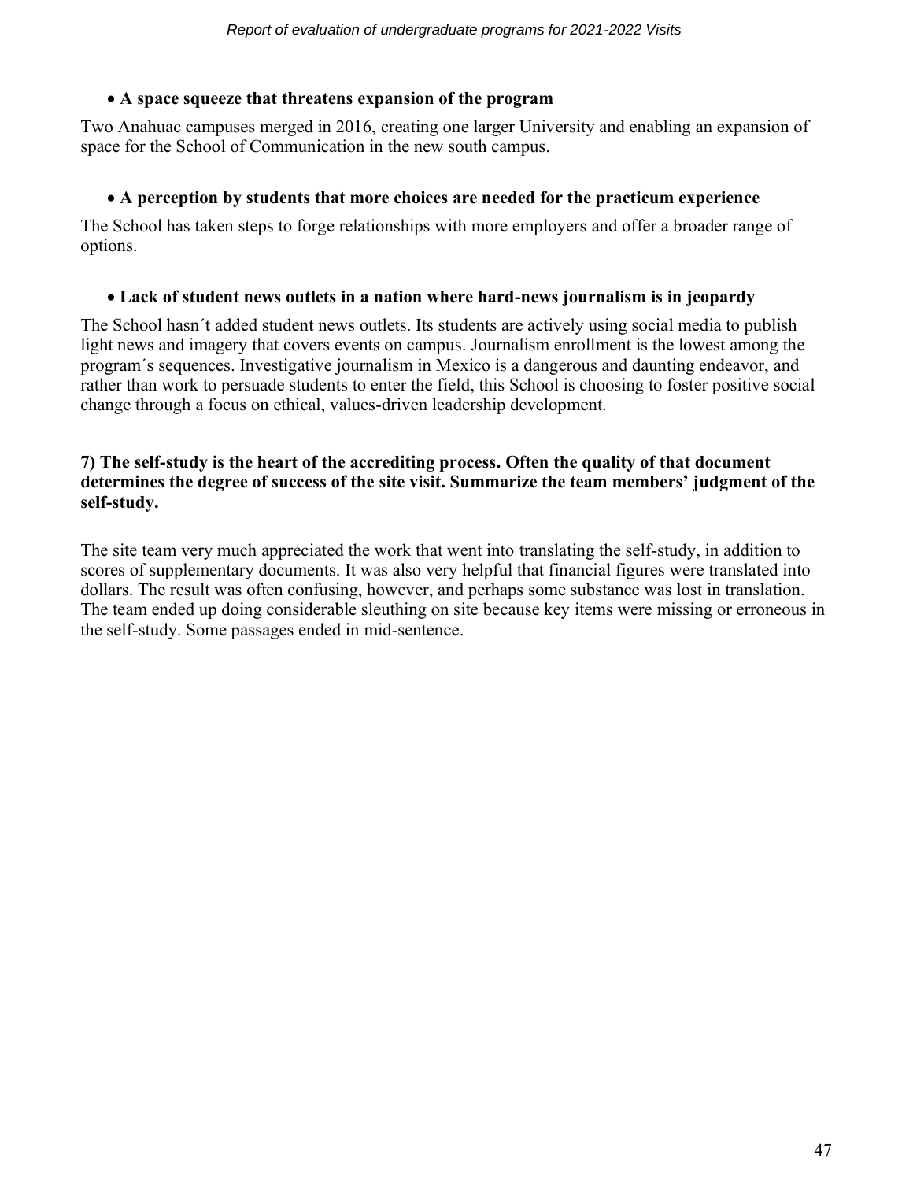- **A space squeeze that threatens expansion of the program**

Two Anahuac campuses merged in 2016, creating one larger University and enabling an expansion of space for the School of Communication in the new south campus.

- **A perception by students that more choices are needed for the practicum experience**

The School has taken steps to forge relationships with more employers and offer a broader range of options.

- **Lack of student news outlets in a nation where hard-news journalism is in jeopardy**

The School hasn´t added student news outlets. Its students are actively using social media to publish light news and imagery that covers events on campus. Journalism enrollment is the lowest among the program´s sequences. Investigative journalism in Mexico is a dangerous and daunting endeavor, and rather than work to persuade students to enter the field, this School is choosing to foster positive social change through a focus on ethical, values-driven leadership development.

**7) The self-study is the heart of the accrediting process. Often the quality of that document determines the degree of success of the site visit. Summarize the team members' judgment of the self-study.**

The site team very much appreciated the work that went into translating the self-study, in addition to scores of supplementary documents. It was also very helpful that financial figures were translated into dollars. The result was often confusing, however, and perhaps some substance was lost in translation. The team ended up doing considerable sleuthing on site because key items were missing or erroneous in the self-study. Some passages ended in mid-sentence.